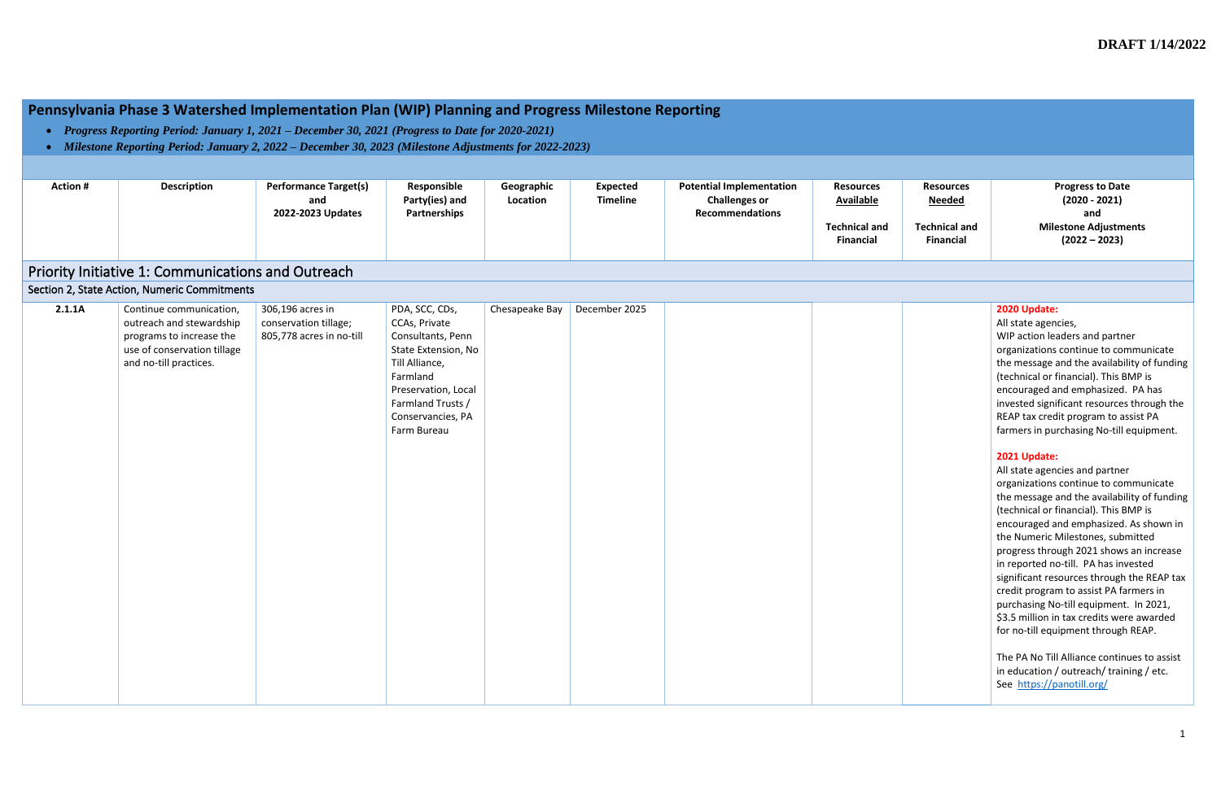DRAFT 1/14/2022

# Pennsylvania Phase 3 Watershed Implementation Plan (WIP) Planning and Progress Milestone Reporting

- *Progress Reporting Period: January 1, 2021 – December 30, 2021 (Progress to Date for 2020-2021)*
- *Milestone Reporting Period: January 2, 2022 – December 30, 2023 (Milestone Adjustments for 2022-2023)*

| Action # | Description | Performance Target(s) and 2022-2023 Updates | Responsible Party(ies) and Partnerships | Geographic Location | Expected Timeline | Potential Implementation Challenges or Recommendations | Resources Available Technical and Financial | Resources Needed Technical and Financial | Progress to Date (2020 - 2021) and Milestone Adjustments (2022 – 2023) |
|---|---|---|---|---|---|---|---|---|---|
| **Priority Initiative 1: Communications and Outreach** | | | | | | | | | |
| Section 2, State Action, Numeric Commitments | | | | | | | | | |
| **2.1.1A** | Continue communication, outreach and stewardship programs to increase the use of conservation tillage and no-till practices. | 306,196 acres in conservation tillage; 805,778 acres in no-till | PDA, SCC, CDs, CCAs, Private Consultants, Penn State Extension, No Till Alliance, Farmland Preservation, Local Farmland Trusts / Conservancies, PA Farm Bureau | Chesapeake Bay | December 2025 | | | | **2020 Update:** All state agencies, WIP action leaders and partner organizations continue to communicate the message and the availability of funding (technical or financial). This BMP is encouraged and emphasized. PA has invested significant resources through the REAP tax credit program to assist PA farmers in purchasing No-till equipment. **2021 Update:** All state agencies and partner organizations continue to communicate the message and the availability of funding (technical or financial). This BMP is encouraged and emphasized. As shown in the Numeric Milestones, submitted progress through 2021 shows an increase in reported no-till. PA has invested significant resources through the REAP tax credit program to assist PA farmers in purchasing No-till equipment. In 2021, $3.5 million in tax credits were awarded for no-till equipment through REAP. The PA No Till Alliance continues to assist in education / outreach/ training / etc. See https://panotill.org/ |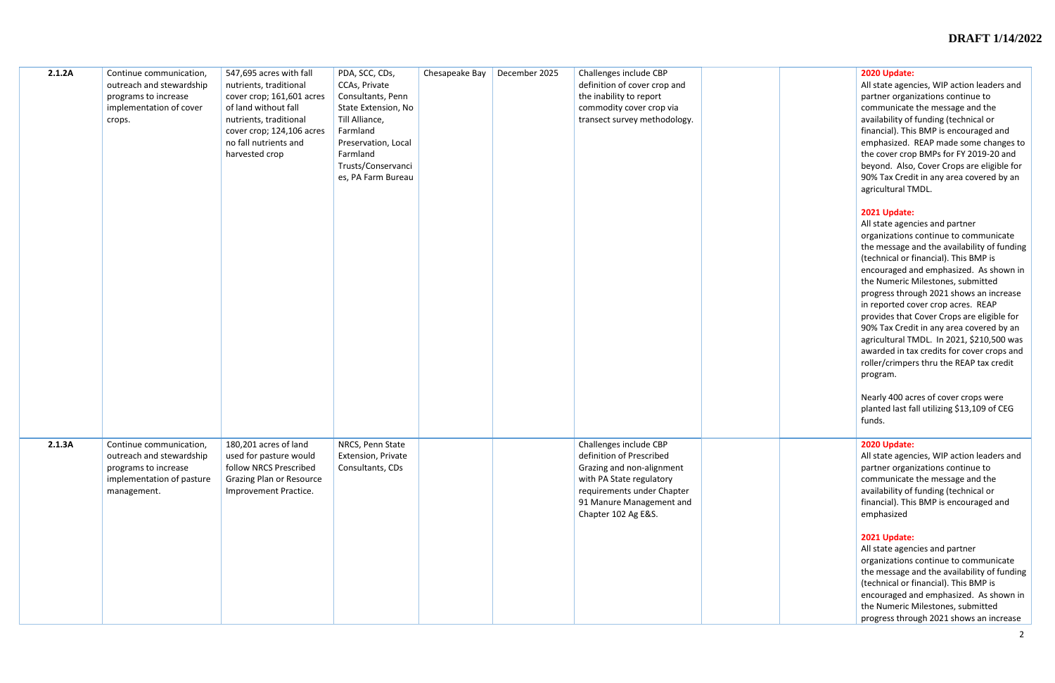DRAFT 1/14/2022

| | | | | | | | | | |
|---|---|---|---|---|---|---|---|---|---|
| 2.1.2A | Continue communication, outreach and stewardship programs to increase implementation of cover crops. | 547,695 acres with fall nutrients, traditional cover crop; 161,601 acres of land without fall nutrients, traditional cover crop; 124,106 acres no fall nutrients and harvested crop | PDA, SCC, CDs, CCAs, Private Consultants, Penn State Extension, No Till Alliance, Farmland Preservation, Local Farmland Trusts/Conservancies, PA Farm Bureau | Chesapeake Bay | December 2025 | Challenges include CBP definition of cover crop and the inability to report commodity cover crop via transect survey methodology. | | | **2020 Update:** All state agencies, WIP action leaders and partner organizations continue to communicate the message and the availability of funding (technical or financial). This BMP is encouraged and emphasized. REAP made some changes to the cover crop BMPs for FY 2019-20 and beyond. Also, Cover Crops are eligible for 90% Tax Credit in any area covered by an agricultural TMDL.<br><br>**2021 Update:** All state agencies and partner organizations continue to communicate the message and the availability of funding (technical or financial). This BMP is encouraged and emphasized. As shown in the Numeric Milestones, submitted progress through 2021 shows an increase in reported cover crop acres. REAP provides that Cover Crops are eligible for 90% Tax Credit in any area covered by an agricultural TMDL. In 2021, \$210,500 was awarded in tax credits for cover crops and roller/crimpers thru the REAP tax credit program.<br><br>Nearly 400 acres of cover crops were planted last fall utilizing \$13,109 of CEG funds. |
| 2.1.3A | Continue communication, outreach and stewardship programs to increase implementation of pasture management. | 180,201 acres of land used for pasture would follow NRCS Prescribed Grazing Plan or Resource Improvement Practice. | NRCS, Penn State Extension, Private Consultants, CDs | | | Challenges include CBP definition of Prescribed Grazing and non-alignment with PA State regulatory requirements under Chapter 91 Manure Management and Chapter 102 Ag E&S. | | | **2020 Update:** All state agencies, WIP action leaders and partner organizations continue to communicate the message and the availability of funding (technical or financial). This BMP is encouraged and emphasized<br><br>**2021 Update:** All state agencies and partner organizations continue to communicate the message and the availability of funding (technical or financial). This BMP is encouraged and emphasized. As shown in the Numeric Milestones, submitted progress through 2021 shows an increase |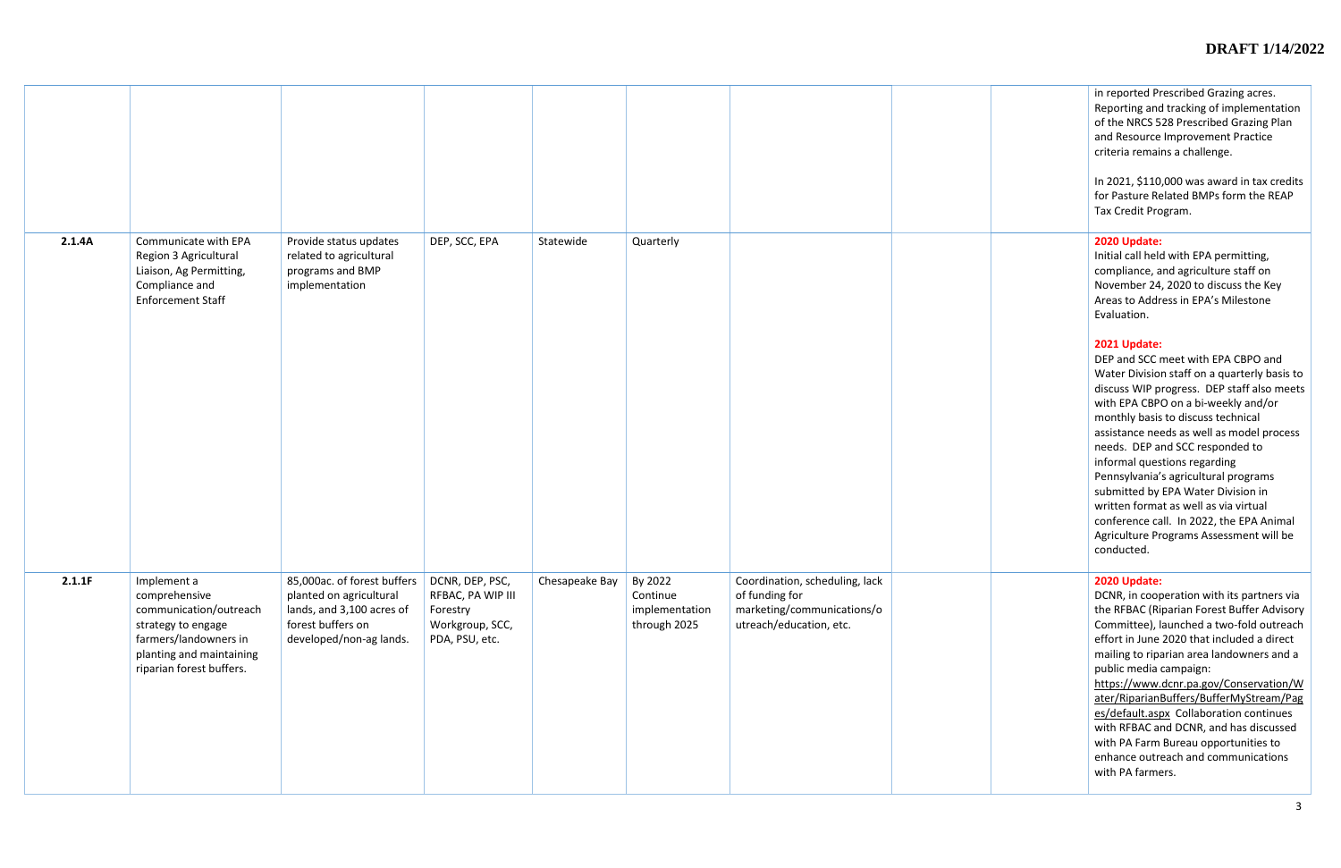| | | | | | | | | | |
|---|---|---|---|---|---|---|---|---|---|
| | | | | | | | | | in reported Prescribed Grazing acres. Reporting and tracking of implementation of the NRCS 528 Prescribed Grazing Plan and Resource Improvement Practice criteria remains a challenge.<br><br>In 2021, $110,000 was award in tax credits for Pasture Related BMPs form the REAP Tax Credit Program. |
| **2.1.4A** | Communicate with EPA Region 3 Agricultural Liaison, Ag Permitting, Compliance and Enforcement Staff | Provide status updates related to agricultural programs and BMP implementation | DEP, SCC, EPA | Statewide | Quarterly | | | | **2020 Update:**<br>Initial call held with EPA permitting, compliance, and agriculture staff on November 24, 2020 to discuss the Key Areas to Address in EPA's Milestone Evaluation.<br><br>**2021 Update:**<br>DEP and SCC meet with EPA CBPO and Water Division staff on a quarterly basis to discuss WIP progress. DEP staff also meets with EPA CBPO on a bi-weekly and/or monthly basis to discuss technical assistance needs as well as model process needs. DEP and SCC responded to informal questions regarding Pennsylvania's agricultural programs submitted by EPA Water Division in written format as well as via virtual conference call. In 2022, the EPA Animal Agriculture Programs Assessment will be conducted. |
| **2.1.1F** | Implement a comprehensive communication/outreach strategy to engage farmers/landowners in planting and maintaining riparian forest buffers. | 85,000ac. of forest buffers planted on agricultural lands, and 3,100 acres of forest buffers on developed/non-ag lands. | DCNR, DEP, PSC, RFBAC, PA WIP III Forestry Workgroup, SCC, PDA, PSU, etc. | Chesapeake Bay | By 2022 Continue implementation through 2025 | Coordination, scheduling, lack of funding for marketing/communications/outreach/education, etc. | | | **2020 Update:**<br>DCNR, in cooperation with its partners via the RFBAC (Riparian Forest Buffer Advisory Committee), launched a two-fold outreach effort in June 2020 that included a direct mailing to riparian area landowners and a public media campaign: https://www.dcnr.pa.gov/Conservation/Water/RiparianBuffers/BufferMyStream/Pages/default.aspx Collaboration continues with RFBAC and DCNR, and has discussed with PA Farm Bureau opportunities to enhance outreach and communications with PA farmers. |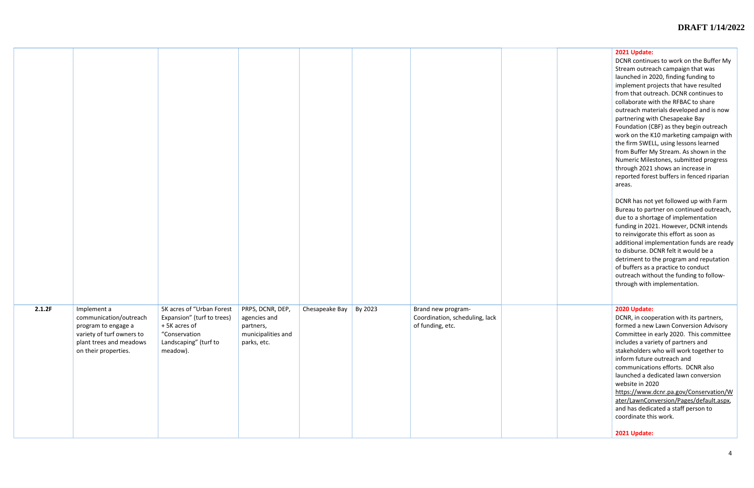| | | | | | | | | | |
|---|---|---|---|---|---|---|---|---|---|
| | | | | | | | | | **2021 Update:** DCNR continues to work on the Buffer My Stream outreach campaign that was launched in 2020, finding funding to implement projects that have resulted from that outreach. DCNR continues to collaborate with the RFBAC to share outreach materials developed and is now partnering with Chesapeake Bay Foundation (CBF) as they begin outreach work on the K10 marketing campaign with the firm SWELL, using lessons learned from Buffer My Stream. As shown in the Numeric Milestones, submitted progress through 2021 shows an increase in reported forest buffers in fenced riparian areas.<br><br>DCNR has not yet followed up with Farm Bureau to partner on continued outreach, due to a shortage of implementation funding in 2021. However, DCNR intends to reinvigorate this effort as soon as additional implementation funds are ready to disburse. DCNR felt it would be a detriment to the program and reputation of buffers as a practice to conduct outreach without the funding to follow-through with implementation. |
| 2.1.2F | Implement a communication/outreach program to engage a variety of turf owners to plant trees and meadows on their properties. | 5K acres of "Urban Forest Expansion" (turf to trees) + 5K acres of "Conservation Landscaping" (turf to meadow). | PRPS, DCNR, DEP, agencies and partners, municipalities and parks, etc. | Chesapeake Bay | By 2023 | Brand new program- Coordination, scheduling, lack of funding, etc. | | | **2020 Update:** DCNR, in cooperation with its partners, formed a new Lawn Conversion Advisory Committee in early 2020. This committee includes a variety of partners and stakeholders who will work together to inform future outreach and communications efforts. DCNR also launched a dedicated lawn conversion website in 2020 https://www.dcnr.pa.gov/Conservation/Water/LawnConversion/Pages/default.aspx, and has dedicated a staff person to coordinate this work.<br><br>**2021 Update:** |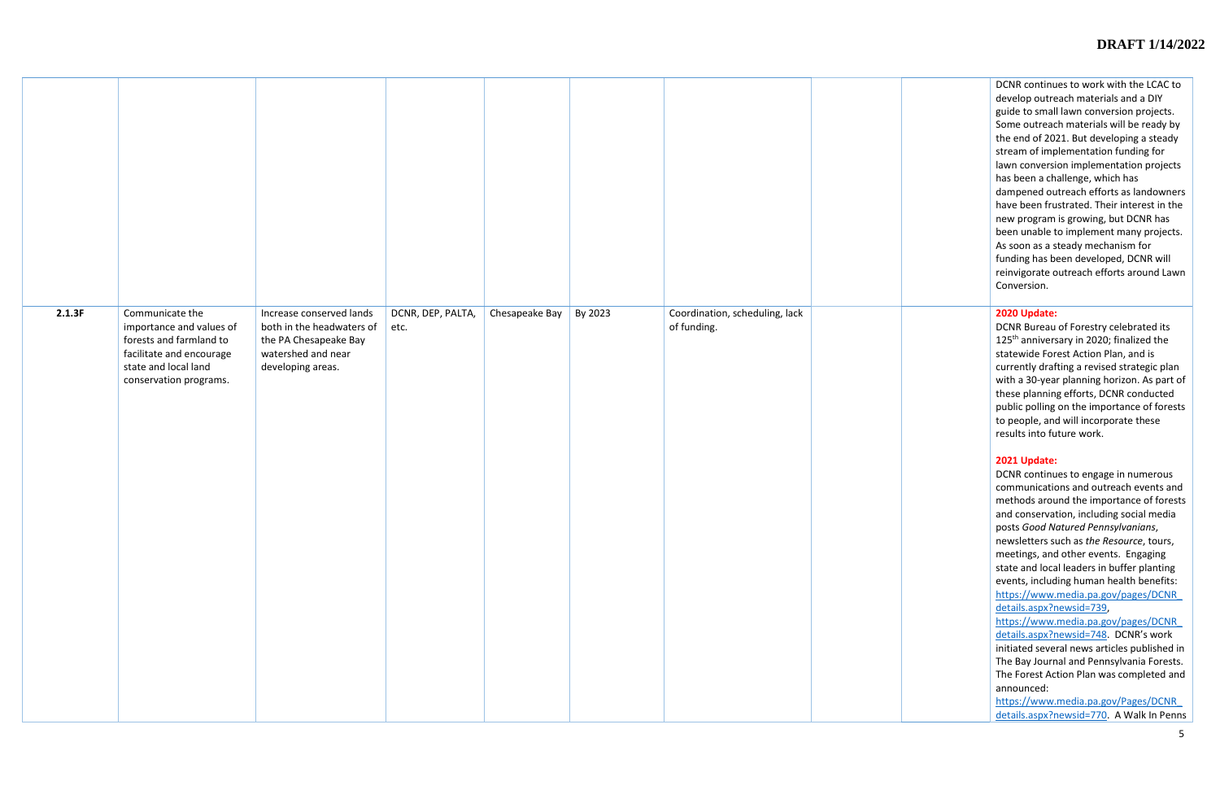| | | | | | | | | | |
|---|---|---|---|---|---|---|---|---|---|
| | | | | | | | | | DCNR continues to work with the LCAC to develop outreach materials and a DIY guide to small lawn conversion projects. Some outreach materials will be ready by the end of 2021. But developing a steady stream of implementation funding for lawn conversion implementation projects has been a challenge, which has dampened outreach efforts as landowners have been frustrated. Their interest in the new program is growing, but DCNR has been unable to implement many projects. As soon as a steady mechanism for funding has been developed, DCNR will reinvigorate outreach efforts around Lawn Conversion. |
| **2.1.3F** | Communicate the importance and values of forests and farmland to facilitate and encourage state and local land conservation programs. | Increase conserved lands both in the headwaters of the PA Chesapeake Bay watershed and near developing areas. | DCNR, DEP, PALTA, etc. | Chesapeake Bay | By 2023 | Coordination, scheduling, lack of funding. | | | **2020 Update:** DCNR Bureau of Forestry celebrated its 125th anniversary in 2020; finalized the statewide Forest Action Plan, and is currently drafting a revised strategic plan with a 30-year planning horizon. As part of these planning efforts, DCNR conducted public polling on the importance of forests to people, and will incorporate these results into future work.<br><br>**2021 Update:** DCNR continues to engage in numerous communications and outreach events and methods around the importance of forests and conservation, including social media posts *Good Natured Pennsylvanians*, newsletters such as *the Resource*, tours, meetings, and other events. Engaging state and local leaders in buffer planting events, including human health benefits: https://www.media.pa.gov/pages/DCNR_details.aspx?newsid=739, https://www.media.pa.gov/pages/DCNR_details.aspx?newsid=748. DCNR's work initiated several news articles published in The Bay Journal and Pennsylvania Forests. The Forest Action Plan was completed and announced: https://www.media.pa.gov/Pages/DCNR_details.aspx?newsid=770. A Walk In Penns |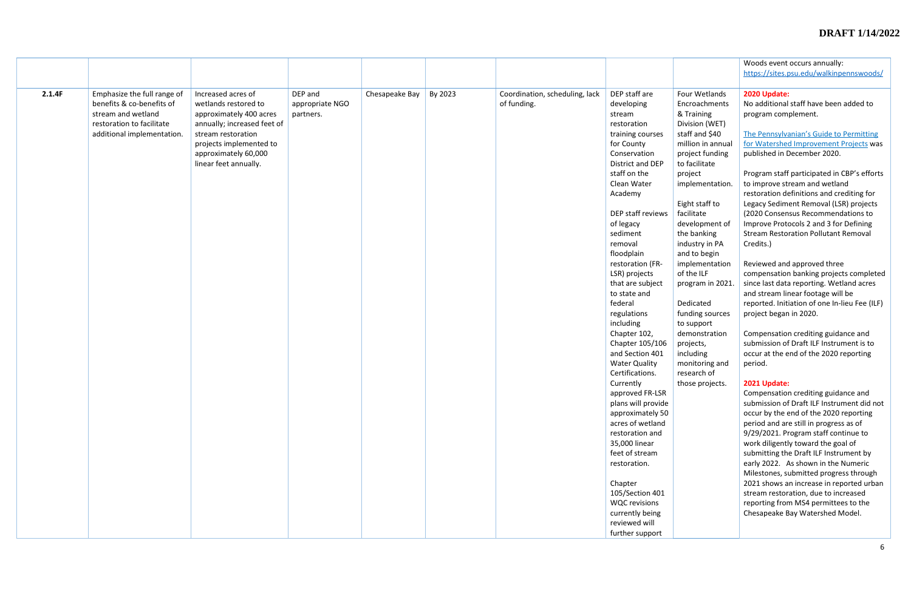| | | | | | | | | | |
|---|---|---|---|---|---|---|---|---|---|
| | | | | | | | | | Woods event occurs annually: https://sites.psu.edu/walkinpennswoods/ |
| 2.1.4F | Emphasize the full range of benefits & co-benefits of stream and wetland restoration to facilitate additional implementation. | Increased acres of wetlands restored to approximately 400 acres annually; increased feet of stream restoration projects implemented to approximately 60,000 linear feet annually. | DEP and appropriate NGO partners. | Chesapeake Bay | By 2023 | Coordination, scheduling, lack of funding. | DEP staff are developing stream restoration training courses for County Conservation District and DEP staff on the Clean Water Academy<br><br>DEP staff reviews of legacy sediment removal floodplain restoration (FR-LSR) projects that are subject to state and federal regulations including Chapter 102, Chapter 105/106 and Section 401 Water Quality Certifications. Currently approved FR-LSR plans will provide approximately 50 acres of wetland restoration and 35,000 linear feet of stream restoration.<br><br>Chapter 105/Section 401 WQC revisions currently being reviewed will further support | Four Wetlands Encroachments & Training Division (WET) staff and $40 million in annual project funding to facilitate project implementation.<br><br>Eight staff to facilitate development of the banking industry in PA and to begin implementation of the ILF program in 2021.<br><br>Dedicated funding sources to support demonstration projects, including monitoring and research of those projects. | **2020 Update:**<br>No additional staff have been added to program complement.<br><br>The Pennsylvanian's Guide to Permitting for Watershed Improvement Projects was published in December 2020.<br><br>Program staff participated in CBP's efforts to improve stream and wetland restoration definitions and crediting for Legacy Sediment Removal (LSR) projects (2020 Consensus Recommendations to Improve Protocols 2 and 3 for Defining Stream Restoration Pollutant Removal Credits.)<br><br>Reviewed and approved three compensation banking projects completed since last data reporting. Wetland acres and stream linear footage will be reported. Initiation of one In-lieu Fee (ILF) project began in 2020.<br><br>Compensation crediting guidance and submission of Draft ILF Instrument is to occur at the end of the 2020 reporting period.<br><br>**2021 Update:**<br>Compensation crediting guidance and submission of Draft ILF Instrument did not occur by the end of the 2020 reporting period and are still in progress as of 9/29/2021. Program staff continue to work diligently toward the goal of submitting the Draft ILF Instrument by early 2022. As shown in the Numeric Milestones, submitted progress through 2021 shows an increase in reported urban stream restoration, due to increased reporting from MS4 permittees to the Chesapeake Bay Watershed Model. |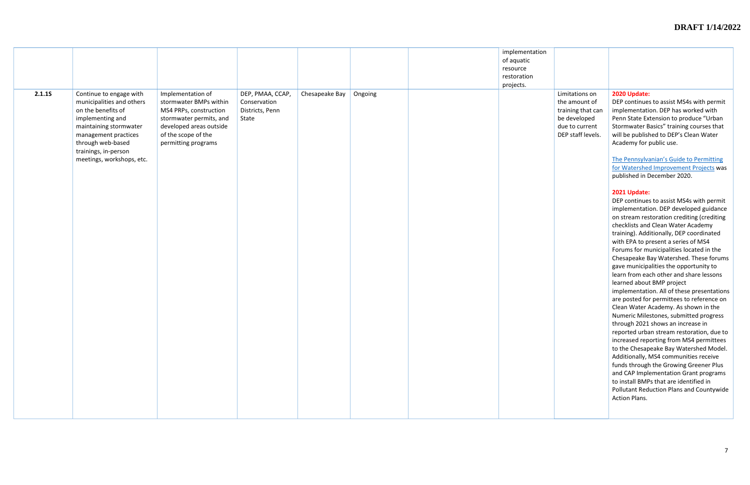| | | | | | | | | | |
|---|---|---|---|---|---|---|---|---|---|
| | | | | | | | implementation of aquatic resource restoration projects. | | |
| **2.1.1S** | Continue to engage with municipalities and others on the benefits of implementing and maintaining stormwater management practices through web-based trainings, in-person meetings, workshops, etc. | Implementation of stormwater BMPs within MS4 PRPs, construction stormwater permits, and developed areas outside of the scope of the permitting programs | DEP, PMAA, CCAP, Conservation Districts, Penn State | Chesapeake Bay | Ongoing | | | Limitations on the amount of training that can be developed due to current DEP staff levels. | **2020 Update:**<br>DEP continues to assist MS4s with permit implementation. DEP has worked with Penn State Extension to produce "Urban Stormwater Basics" training courses that will be published to DEP's Clean Water Academy for public use.<br><br>The Pennsylvanian's Guide to Permitting for Watershed Improvement Projects was published in December 2020.<br><br>**2021 Update:**<br>DEP continues to assist MS4s with permit implementation. DEP developed guidance on stream restoration crediting (crediting checklists and Clean Water Academy training). Additionally, DEP coordinated with EPA to present a series of MS4 Forums for municipalities located in the Chesapeake Bay Watershed. These forums gave municipalities the opportunity to learn from each other and share lessons learned about BMP project implementation. All of these presentations are posted for permittees to reference on Clean Water Academy. As shown in the Numeric Milestones, submitted progress through 2021 shows an increase in reported urban stream restoration, due to increased reporting from MS4 permittees to the Chesapeake Bay Watershed Model. Additionally, MS4 communities receive funds through the Growing Greener Plus and CAP Implementation Grant programs to install BMPs that are identified in Pollutant Reduction Plans and Countywide Action Plans. |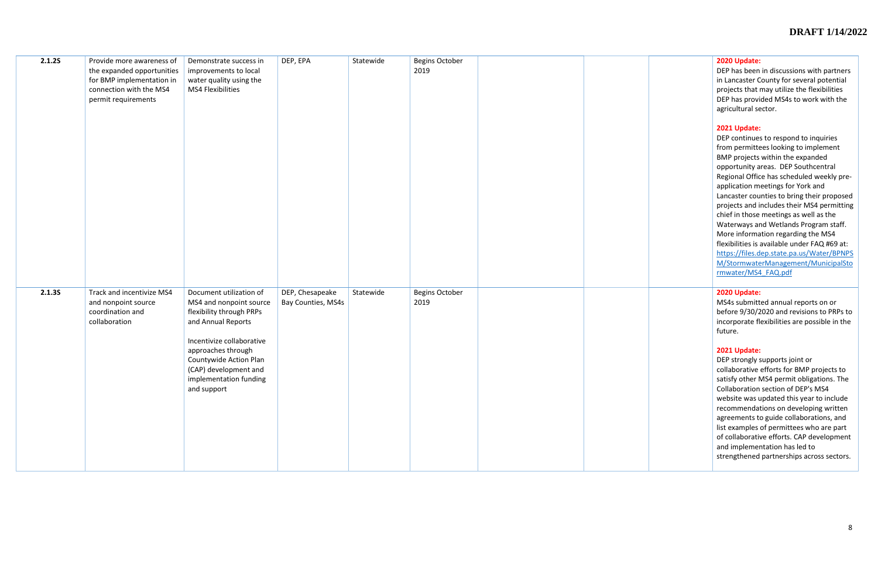| | | | | | | | | | |
|---|---|---|---|---|---|---|---|---|---|
| 2.1.2S | Provide more awareness of the expanded opportunities for BMP implementation in connection with the MS4 permit requirements | Demonstrate success in improvements to local water quality using the MS4 Flexibilities | DEP, EPA | Statewide | Begins October 2019 | | | | **2020 Update:**<br>DEP has been in discussions with partners in Lancaster County for several potential projects that may utilize the flexibilities DEP has provided MS4s to work with the agricultural sector.<br><br>**2021 Update:**<br>DEP continues to respond to inquiries from permittees looking to implement BMP projects within the expanded opportunity areas. DEP Southcentral Regional Office has scheduled weekly pre-application meetings for York and Lancaster counties to bring their proposed projects and includes their MS4 permitting chief in those meetings as well as the Waterways and Wetlands Program staff. More information regarding the MS4 flexibilities is available under FAQ #69 at: https://files.dep.state.pa.us/Water/BPNPSM/StormwaterManagement/MunicipalStormwater/MS4_FAQ.pdf |
| 2.1.3S | Track and incentivize MS4 and nonpoint source coordination and collaboration | Document utilization of MS4 and nonpoint source flexibility through PRPs and Annual Reports<br><br>Incentivize collaborative approaches through Countywide Action Plan (CAP) development and implementation funding and support | DEP, Chesapeake Bay Counties, MS4s | Statewide | Begins October 2019 | | | | **2020 Update:**<br>MS4s submitted annual reports on or before 9/30/2020 and revisions to PRPs to incorporate flexibilities are possible in the future.<br><br>**2021 Update:**<br>DEP strongly supports joint or collaborative efforts for BMP projects to satisfy other MS4 permit obligations. The Collaboration section of DEP's MS4 website was updated this year to include recommendations on developing written agreements to guide collaborations, and list examples of permittees who are part of collaborative efforts. CAP development and implementation has led to strengthened partnerships across sectors. |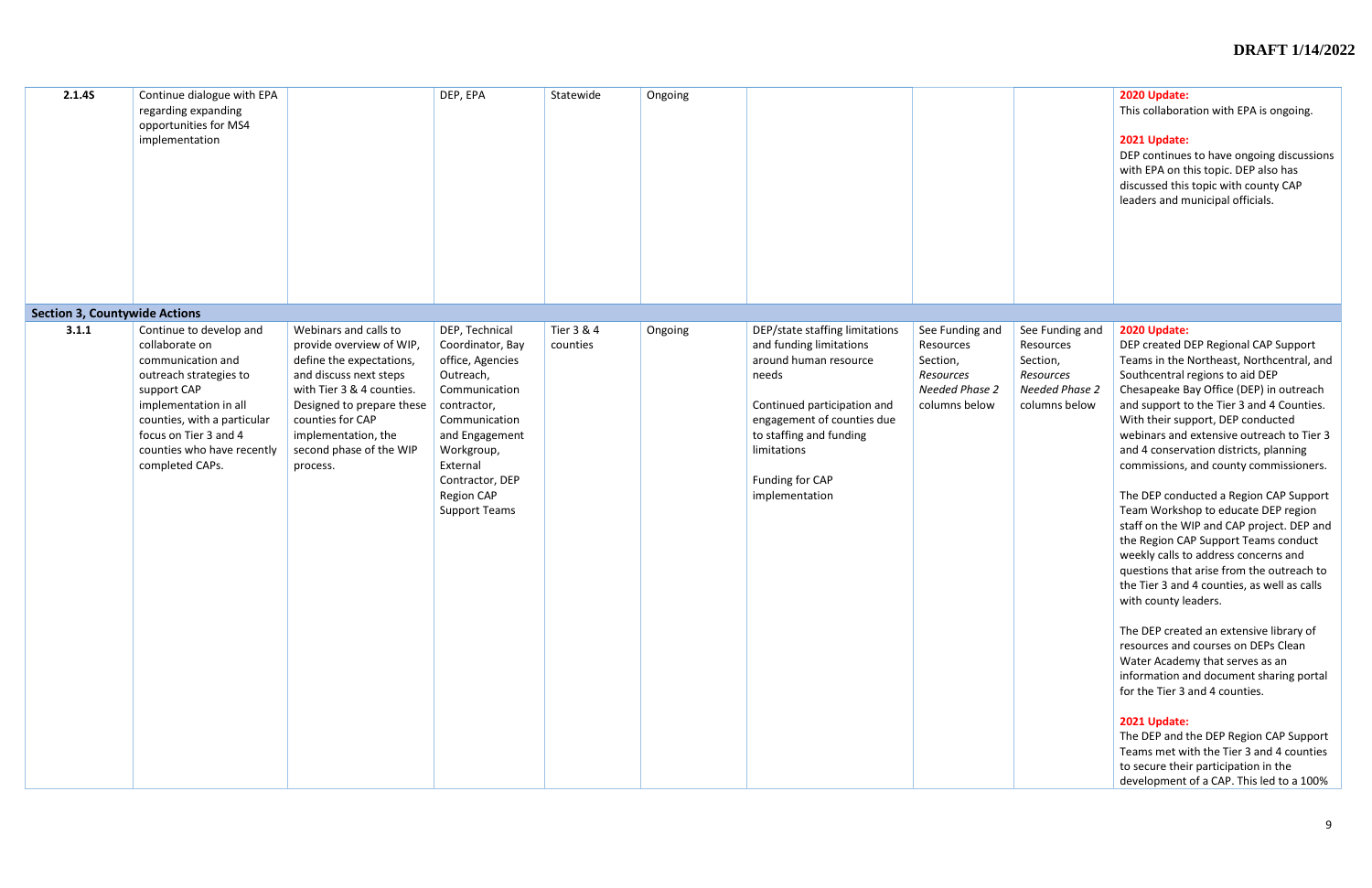| | | | | | | | | | |
|---|---|---|---|---|---|---|---|---|---|
| **2.1.4S** | Continue dialogue with EPA regarding expanding opportunities for MS4 implementation | | DEP, EPA | Statewide | Ongoing | | | | **2020 Update:** This collaboration with EPA is ongoing. **2021 Update:** DEP continues to have ongoing discussions with EPA on this topic. DEP also has discussed this topic with county CAP leaders and municipal officials. |
| **Section 3, Countywide Actions** | | | | | | | | | |
| **3.1.1** | Continue to develop and collaborate on communication and outreach strategies to support CAP implementation in all counties, with a particular focus on Tier 3 and 4 counties who have recently completed CAPs. | Webinars and calls to provide overview of WIP, define the expectations, and discuss next steps with Tier 3 & 4 counties. Designed to prepare these counties for CAP implementation, the second phase of the WIP process. | DEP, Technical Coordinator, Bay office, Agencies Outreach, Communication contractor, Communication and Engagement Workgroup, External Contractor, DEP Region CAP Support Teams | Tier 3 & 4 counties | Ongoing | DEP/state staffing limitations and funding limitations around human resource needs<br><br>Continued participation and engagement of counties due to staffing and funding limitations<br><br>Funding for CAP implementation | See Funding and Resources Section, *Resources Needed Phase 2* columns below | See Funding and Resources Section, *Resources Needed Phase 2* columns below | **2020 Update:** DEP created DEP Regional CAP Support Teams in the Northeast, Northcentral, and Southcentral regions to aid DEP Chesapeake Bay Office (DEP) in outreach and support to the Tier 3 and 4 Counties. With their support, DEP conducted webinars and extensive outreach to Tier 3 and 4 conservation districts, planning commissions, and county commissioners.<br><br>The DEP conducted a Region CAP Support Team Workshop to educate DEP region staff on the WIP and CAP project. DEP and the Region CAP Support Teams conduct weekly calls to address concerns and questions that arise from the outreach to the Tier 3 and 4 counties, as well as calls with county leaders.<br><br>The DEP created an extensive library of resources and courses on DEPs Clean Water Academy that serves as an information and document sharing portal for the Tier 3 and 4 counties.<br><br>**2021 Update:** The DEP and the DEP Region CAP Support Teams met with the Tier 3 and 4 counties to secure their participation in the development of a CAP. This led to a 100% |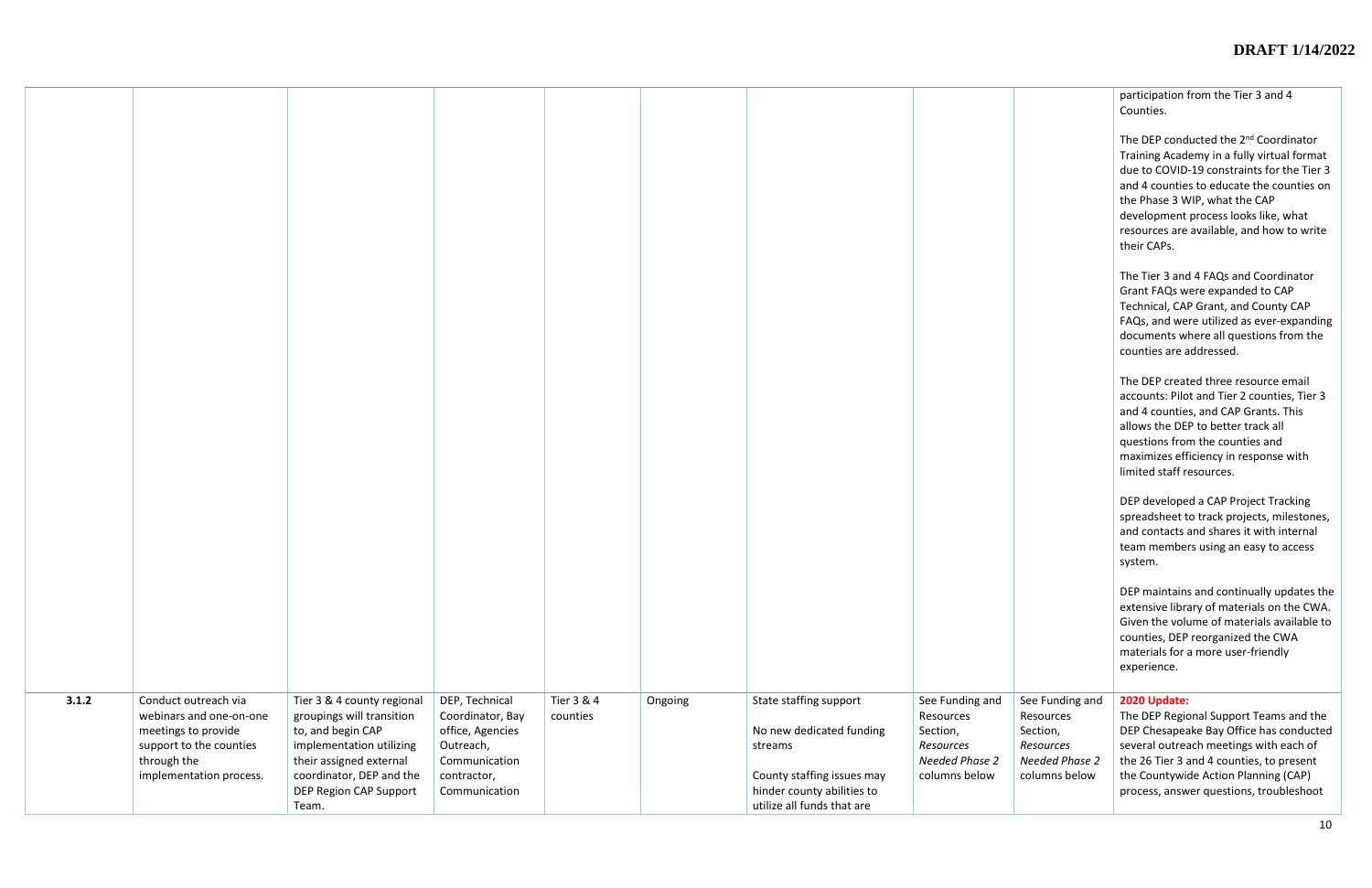| | | | | | | | | | |
|---|---|---|---|---|---|---|---|---|---|
| | | | | | | | | | participation from the Tier 3 and 4 Counties.<br><br>The DEP conducted the 2nd Coordinator Training Academy in a fully virtual format due to COVID-19 constraints for the Tier 3 and 4 counties to educate the counties on the Phase 3 WIP, what the CAP development process looks like, what resources are available, and how to write their CAPs.<br><br>The Tier 3 and 4 FAQs and Coordinator Grant FAQs were expanded to CAP Technical, CAP Grant, and County CAP FAQs, and were utilized as ever-expanding documents where all questions from the counties are addressed.<br><br>The DEP created three resource email accounts: Pilot and Tier 2 counties, Tier 3 and 4 counties, and CAP Grants. This allows the DEP to better track all questions from the counties and maximizes efficiency in response with limited staff resources.<br><br>DEP developed a CAP Project Tracking spreadsheet to track projects, milestones, and contacts and shares it with internal team members using an easy to access system.<br><br>DEP maintains and continually updates the extensive library of materials on the CWA. Given the volume of materials available to counties, DEP reorganized the CWA materials for a more user-friendly experience. |
| **3.1.2** | Conduct outreach via webinars and one-on-one meetings to provide support to the counties through the implementation process. | Tier 3 & 4 county regional groupings will transition to, and begin CAP implementation utilizing their assigned external coordinator, DEP and the DEP Region CAP Support Team. | DEP, Technical Coordinator, Bay office, Agencies Outreach, Communication contractor, Communication | Tier 3 & 4 counties | Ongoing | State staffing support<br><br>No new dedicated funding streams<br><br>County staffing issues may hinder county abilities to utilize all funds that are | See Funding and Resources Section, *Resources Needed Phase 2* columns below | See Funding and Resources Section, *Resources Needed Phase 2* columns below | **2020 Update:**<br>The DEP Regional Support Teams and the DEP Chesapeake Bay Office has conducted several outreach meetings with each of the 26 Tier 3 and 4 counties, to present the Countywide Action Planning (CAP) process, answer questions, troubleshoot |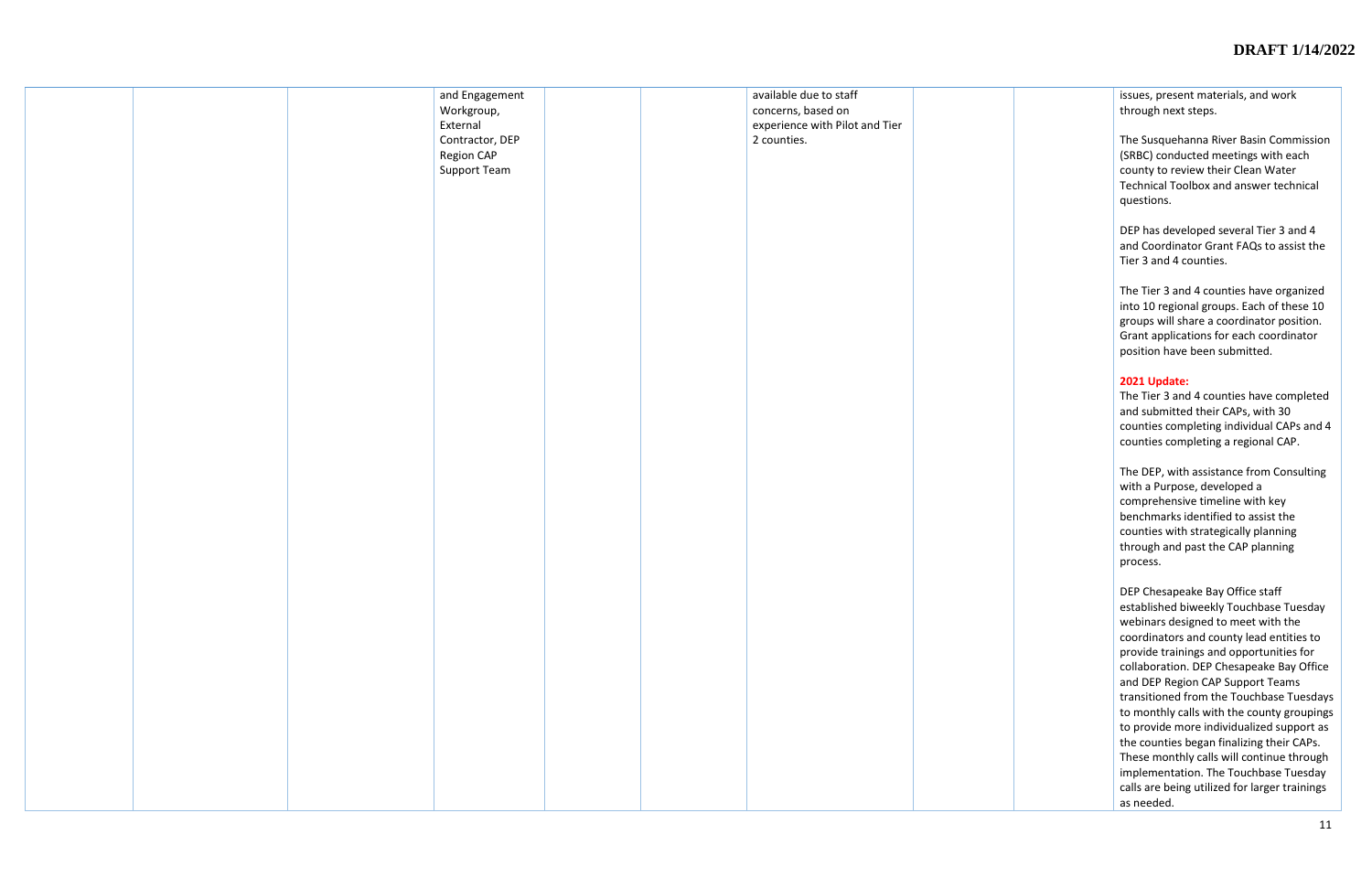|  |  |  | and Engagement Workgroup, External Contractor, DEP Region CAP Support Team |  |  | available due to staff concerns, based on experience with Pilot and Tier 2 counties. |  |  | issues, present materials, and work through next steps.<br><br>The Susquehanna River Basin Commission (SRBC) conducted meetings with each county to review their Clean Water Technical Toolbox and answer technical questions.<br><br>DEP has developed several Tier 3 and 4 and Coordinator Grant FAQs to assist the Tier 3 and 4 counties.<br><br>The Tier 3 and 4 counties have organized into 10 regional groups. Each of these 10 groups will share a coordinator position. Grant applications for each coordinator position have been submitted.<br><br>**2021 Update:**<br>The Tier 3 and 4 counties have completed and submitted their CAPs, with 30 counties completing individual CAPs and 4 counties completing a regional CAP.<br><br>The DEP, with assistance from Consulting with a Purpose, developed a comprehensive timeline with key benchmarks identified to assist the counties with strategically planning through and past the CAP planning process.<br><br>DEP Chesapeake Bay Office staff established biweekly Touchbase Tuesday webinars designed to meet with the coordinators and county lead entities to provide trainings and opportunities for collaboration. DEP Chesapeake Bay Office and DEP Region CAP Support Teams transitioned from the Touchbase Tuesdays to monthly calls with the county groupings to provide more individualized support as the counties began finalizing their CAPs. These monthly calls will continue through implementation. The Touchbase Tuesday calls are being utilized for larger trainings as needed. |
|---|---|---|---|---|---|---|---|---|---|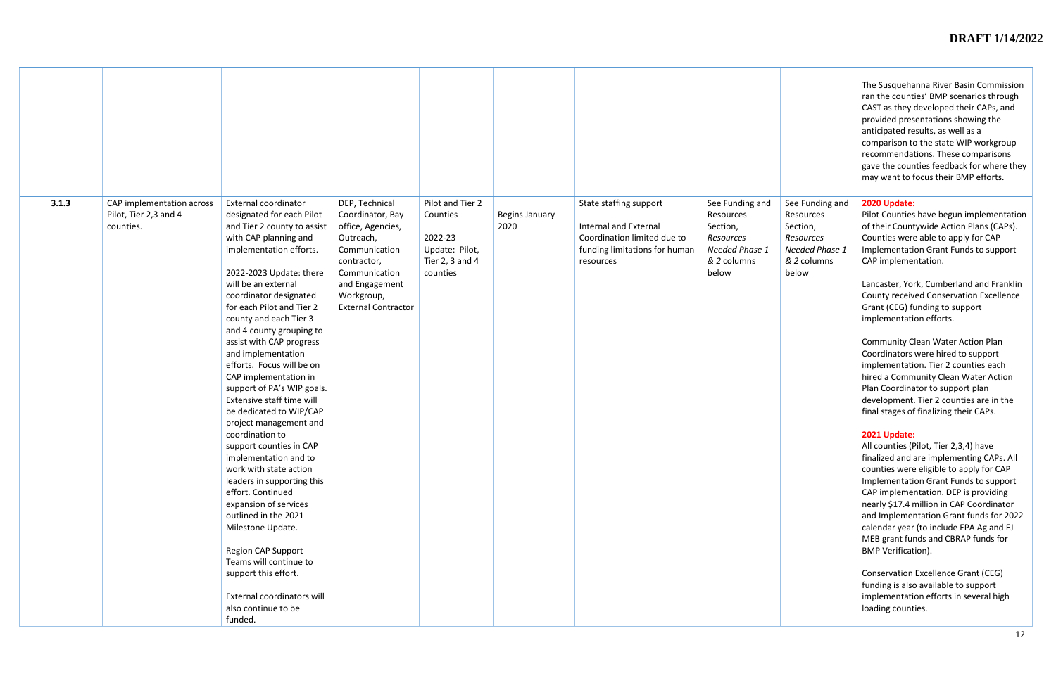| | | | | | | | | | |
|---|---|---|---|---|---|---|---|---|---|
| | | | | | | | | | The Susquehanna River Basin Commission ran the counties' BMP scenarios through CAST as they developed their CAPs, and provided presentations showing the anticipated results, as well as a comparison to the state WIP workgroup recommendations. These comparisons gave the counties feedback for where they may want to focus their BMP efforts. |
| 3.1.3 | CAP implementation across Pilot, Tier 2,3 and 4 counties. | External coordinator designated for each Pilot and Tier 2 county to assist with CAP planning and implementation efforts.<br><br>2022-2023 Update: there will be an external coordinator designated for each Pilot and Tier 2 county and each Tier 3 and 4 county grouping to assist with CAP progress and implementation efforts. Focus will be on CAP implementation in support of PA's WIP goals. Extensive staff time will be dedicated to WIP/CAP project management and coordination to support counties in CAP implementation and to work with state action leaders in supporting this effort. Continued expansion of services outlined in the 2021 Milestone Update.<br><br>Region CAP Support Teams will continue to support this effort.<br><br>External coordinators will also continue to be funded. | DEP, Technical Coordinator, Bay office, Agencies, Outreach, Communication contractor, Communication and Engagement Workgroup, External Contractor | Pilot and Tier 2 Counties<br><br>2022-23 Update: Pilot, Tier 2, 3 and 4 counties | Begins January 2020 | State staffing support<br><br>Internal and External Coordination limited due to funding limitations for human resources | See Funding and Resources Section, *Resources Needed Phase 1 & 2* columns below | See Funding and Resources Section, *Resources Needed Phase 1 & 2* columns below | **2020 Update:**<br>Pilot Counties have begun implementation of their Countywide Action Plans (CAPs). Counties were able to apply for CAP Implementation Grant Funds to support CAP implementation.<br><br>Lancaster, York, Cumberland and Franklin County received Conservation Excellence Grant (CEG) funding to support implementation efforts.<br><br>Community Clean Water Action Plan Coordinators were hired to support implementation. Tier 2 counties each hired a Community Clean Water Action Plan Coordinator to support plan development. Tier 2 counties are in the final stages of finalizing their CAPs.<br><br>**2021 Update:**<br>All counties (Pilot, Tier 2,3,4) have finalized and are implementing CAPs. All counties were eligible to apply for CAP Implementation Grant Funds to support CAP implementation. DEP is providing nearly $17.4 million in CAP Coordinator and Implementation Grant funds for 2022 calendar year (to include EPA Ag and EJ MEB grant funds and CBRAP funds for BMP Verification).<br><br>Conservation Excellence Grant (CEG) funding is also available to support implementation efforts in several high loading counties. |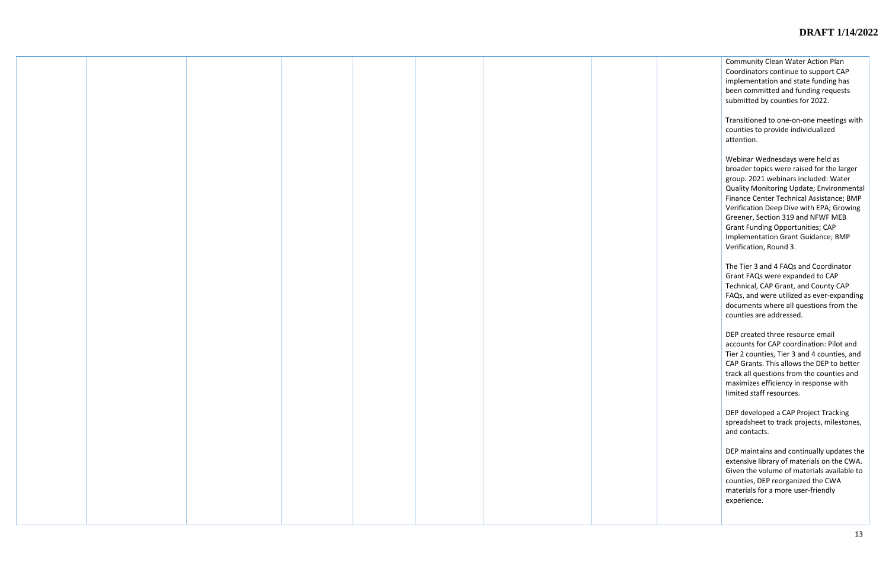| | | | | | | | | | |
|---|---|---|---|---|---|---|---|---|---|
| | | | | | | | | | Community Clean Water Action Plan Coordinators continue to support CAP implementation and state funding has been committed and funding requests submitted by counties for 2022.<br><br>Transitioned to one-on-one meetings with counties to provide individualized attention.<br><br>Webinar Wednesdays were held as broader topics were raised for the larger group. 2021 webinars included: Water Quality Monitoring Update; Environmental Finance Center Technical Assistance; BMP Verification Deep Dive with EPA; Growing Greener, Section 319 and NFWF MEB Grant Funding Opportunities; CAP Implementation Grant Guidance; BMP Verification, Round 3.<br><br>The Tier 3 and 4 FAQs and Coordinator Grant FAQs were expanded to CAP Technical, CAP Grant, and County CAP FAQs, and were utilized as ever-expanding documents where all questions from the counties are addressed.<br><br>DEP created three resource email accounts for CAP coordination: Pilot and Tier 2 counties, Tier 3 and 4 counties, and CAP Grants. This allows the DEP to better track all questions from the counties and maximizes efficiency in response with limited staff resources.<br><br>DEP developed a CAP Project Tracking spreadsheet to track projects, milestones, and contacts.<br><br>DEP maintains and continually updates the extensive library of materials on the CWA. Given the volume of materials available to counties, DEP reorganized the CWA materials for a more user-friendly experience. |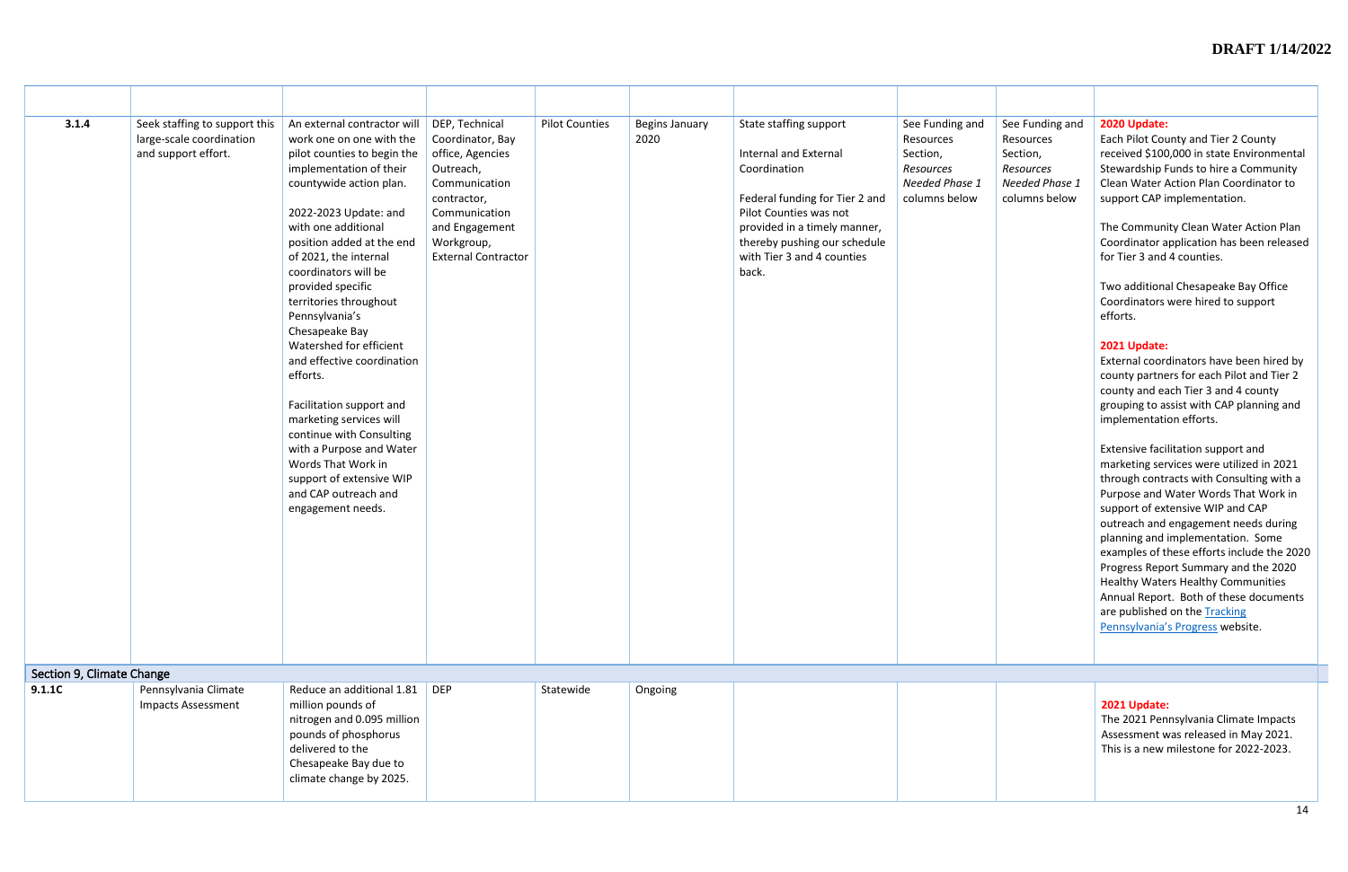| | | | | | | | | | |
|---|---|---|---|---|---|---|---|---|---|
| **3.1.4** | Seek staffing to support this large-scale coordination and support effort. | An external contractor will work one on one with the pilot counties to begin the implementation of their countywide action plan.<br><br>2022-2023 Update: and with one additional position added at the end of 2021, the internal coordinators will be provided specific territories throughout Pennsylvania's Chesapeake Bay Watershed for efficient and effective coordination efforts.<br><br>Facilitation support and marketing services will continue with Consulting with a Purpose and Water Words That Work in support of extensive WIP and CAP outreach and engagement needs. | DEP, Technical Coordinator, Bay office, Agencies Outreach, Communication contractor, Communication and Engagement Workgroup, External Contractor | Pilot Counties | Begins January 2020 | State staffing support<br><br>Internal and External Coordination<br><br>Federal funding for Tier 2 and Pilot Counties was not provided in a timely manner, thereby pushing our schedule with Tier 3 and 4 counties back. | See Funding and Resources Section, *Resources Needed Phase 1* columns below | See Funding and Resources Section, *Resources Needed Phase 1* columns below | **2020 Update:**<br>Each Pilot County and Tier 2 County received $100,000 in state Environmental Stewardship Funds to hire a Community Clean Water Action Plan Coordinator to support CAP implementation.<br><br>The Community Clean Water Action Plan Coordinator application has been released for Tier 3 and 4 counties.<br><br>Two additional Chesapeake Bay Office Coordinators were hired to support efforts.<br><br>**2021 Update:**<br>External coordinators have been hired by county partners for each Pilot and Tier 2 county and each Tier 3 and 4 county grouping to assist with CAP planning and implementation efforts.<br><br>Extensive facilitation support and marketing services were utilized in 2021 through contracts with Consulting with a Purpose and Water Words That Work in support of extensive WIP and CAP outreach and engagement needs during planning and implementation. Some examples of these efforts include the 2020 Progress Report Summary and the 2020 Healthy Waters Healthy Communities Annual Report. Both of these documents are published on the Tracking Pennsylvania's Progress website. |
| **Section 9, Climate Change** | | | | | | | | | |
| **9.1.1C** | Pennsylvania Climate Impacts Assessment | Reduce an additional 1.81 million pounds of nitrogen and 0.095 million pounds of phosphorus delivered to the Chesapeake Bay due to climate change by 2025. | DEP | Statewide | Ongoing | | | | **2021 Update:**<br>The 2021 Pennsylvania Climate Impacts Assessment was released in May 2021. This is a new milestone for 2022-2023. |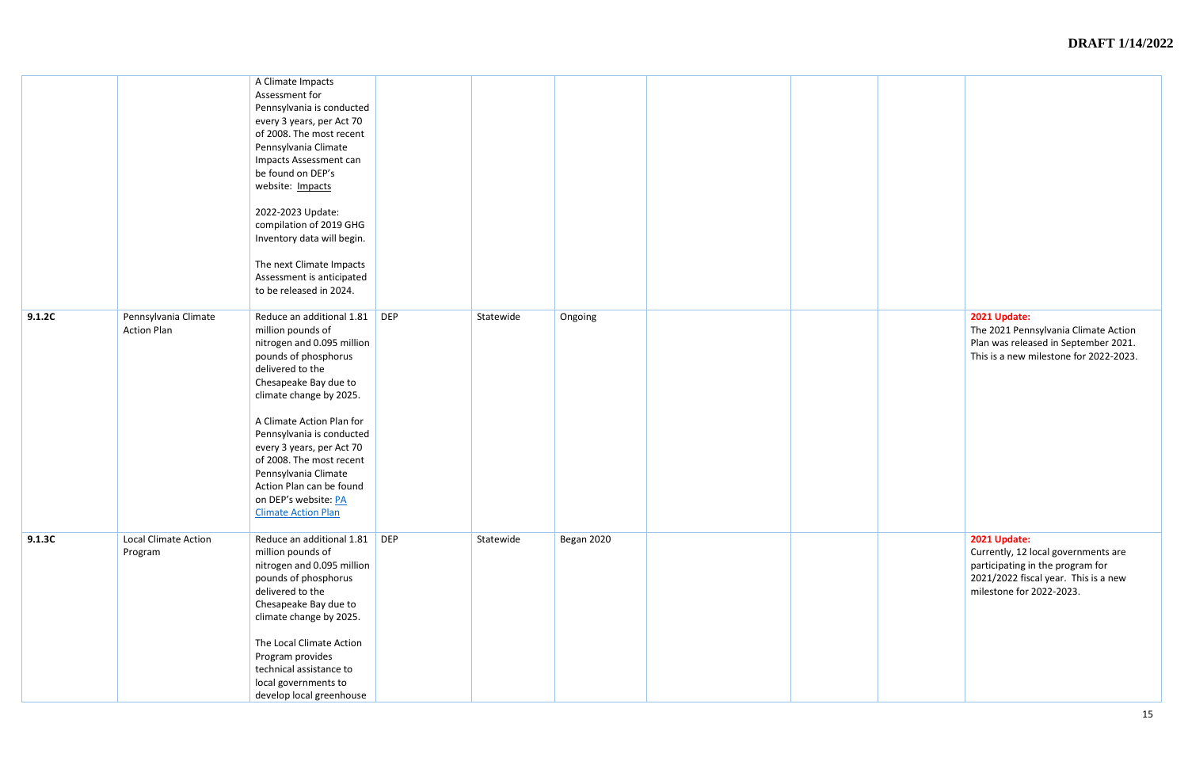| | | | | | | | | | |
|---|---|---|---|---|---|---|---|---|---|
| | | A Climate Impacts Assessment for Pennsylvania is conducted every 3 years, per Act 70 of 2008. The most recent Pennsylvania Climate Impacts Assessment can be found on DEP's website: Impacts<br><br>2022-2023 Update: compilation of 2019 GHG Inventory data will begin.<br><br>The next Climate Impacts Assessment is anticipated to be released in 2024. | | | | | | | |
| 9.1.2C | Pennsylvania Climate Action Plan | Reduce an additional 1.81 million pounds of nitrogen and 0.095 million pounds of phosphorus delivered to the Chesapeake Bay due to climate change by 2025.<br><br>A Climate Action Plan for Pennsylvania is conducted every 3 years, per Act 70 of 2008. The most recent Pennsylvania Climate Action Plan can be found on DEP's website: PA Climate Action Plan | DEP | Statewide | Ongoing | | | | **2021 Update:**<br>The 2021 Pennsylvania Climate Action Plan was released in September 2021. This is a new milestone for 2022-2023. |
| 9.1.3C | Local Climate Action Program | Reduce an additional 1.81 million pounds of nitrogen and 0.095 million pounds of phosphorus delivered to the Chesapeake Bay due to climate change by 2025.<br><br>The Local Climate Action Program provides technical assistance to local governments to develop local greenhouse | DEP | Statewide | Began 2020 | | | | **2021 Update:**<br>Currently, 12 local governments are participating in the program for 2021/2022 fiscal year. This is a new milestone for 2022-2023. |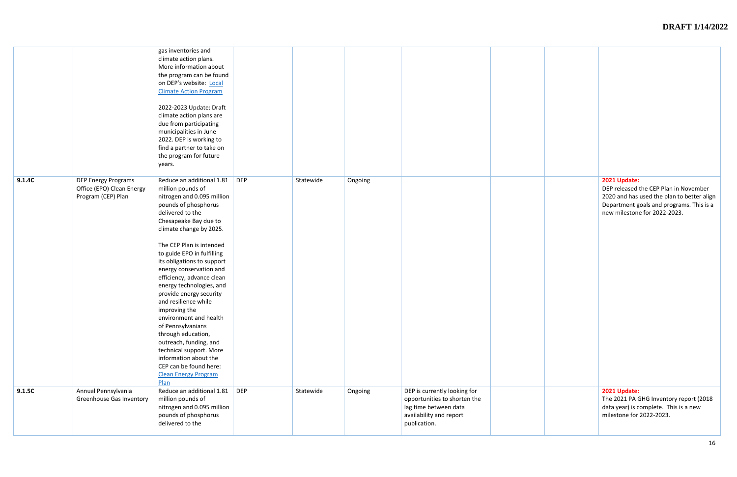| | | | | | | | | | |
|---|---|---|---|---|---|---|---|---|---|
| | | gas inventories and climate action plans. More information about the program can be found on DEP's website: Local Climate Action Program<br><br>2022-2023 Update: Draft climate action plans are due from participating municipalities in June 2022. DEP is working to find a partner to take on the program for future years. | | | | | | | |
| **9.1.4C** | DEP Energy Programs Office (EPO) Clean Energy Program (CEP) Plan | Reduce an additional 1.81 million pounds of nitrogen and 0.095 million pounds of phosphorus delivered to the Chesapeake Bay due to climate change by 2025.<br><br>The CEP Plan is intended to guide EPO in fulfilling its obligations to support energy conservation and efficiency, advance clean energy technologies, and provide energy security and resilience while improving the environment and health of Pennsylvanians through education, outreach, funding, and technical support. More information about the CEP can be found here: Clean Energy Program Plan | DEP | Statewide | Ongoing | | | | **2021 Update:**<br>DEP released the CEP Plan in November 2020 and has used the plan to better align Department goals and programs. This is a new milestone for 2022-2023. |
| **9.1.5C** | Annual Pennsylvania Greenhouse Gas Inventory | Reduce an additional 1.81 million pounds of nitrogen and 0.095 million pounds of phosphorus delivered to the | DEP | Statewide | Ongoing | DEP is currently looking for opportunities to shorten the lag time between data availability and report publication. | | | **2021 Update:**<br>The 2021 PA GHG Inventory report (2018 data year) is complete. This is a new milestone for 2022-2023. |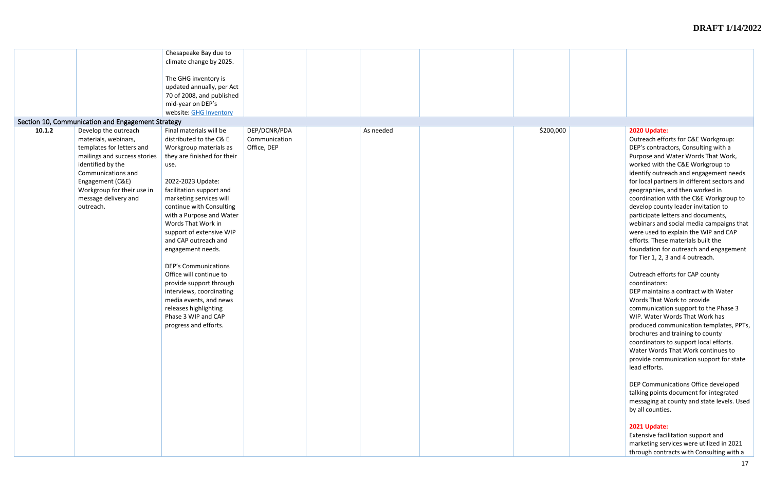DRAFT 1/14/2022

| | | | | | | | | | |
|---|---|---|---|---|---|---|---|---|---|
| | | Chesapeake Bay due to climate change by 2025.<br><br>The GHG inventory is updated annually, per Act 70 of 2008, and published mid-year on DEP's website: GHG Inventory | | | | | | | |
| **Section 10, Communication and Engagement Strategy** | | | | | | | | | |
| 10.1.2 | Develop the outreach materials, webinars, templates for letters and mailings and success stories identified by the Communications and Engagement (C&E) Workgroup for their use in message delivery and outreach. | Final materials will be distributed to the C& E Workgroup materials as they are finished for their use.<br><br>2022-2023 Update: facilitation support and marketing services will continue with Consulting with a Purpose and Water Words That Work in support of extensive WIP and CAP outreach and engagement needs.<br><br>DEP's Communications Office will continue to provide support through interviews, coordinating media events, and news releases highlighting Phase 3 WIP and CAP progress and efforts. | DEP/DCNR/PDA Communication Office, DEP | | As needed | | $200,000 | | **2020 Update:**<br>Outreach efforts for C&E Workgroup: DEP's contractors, Consulting with a Purpose and Water Words That Work, worked with the C&E Workgroup to identify outreach and engagement needs for local partners in different sectors and geographies, and then worked in coordination with the C&E Workgroup to develop county leader invitation to participate letters and documents, webinars and social media campaigns that were used to explain the WIP and CAP efforts. These materials built the foundation for outreach and engagement for Tier 1, 2, 3 and 4 outreach.<br><br>Outreach efforts for CAP county coordinators:<br>DEP maintains a contract with Water Words That Work to provide communication support to the Phase 3 WIP. Water Words That Work has produced communication templates, PPTs, brochures and training to county coordinators to support local efforts. Water Words That Work continues to provide communication support for state lead efforts.<br><br>DEP Communications Office developed talking points document for integrated messaging at county and state levels. Used by all counties.<br><br>**2021 Update:**<br>Extensive facilitation support and marketing services were utilized in 2021 through contracts with Consulting with a |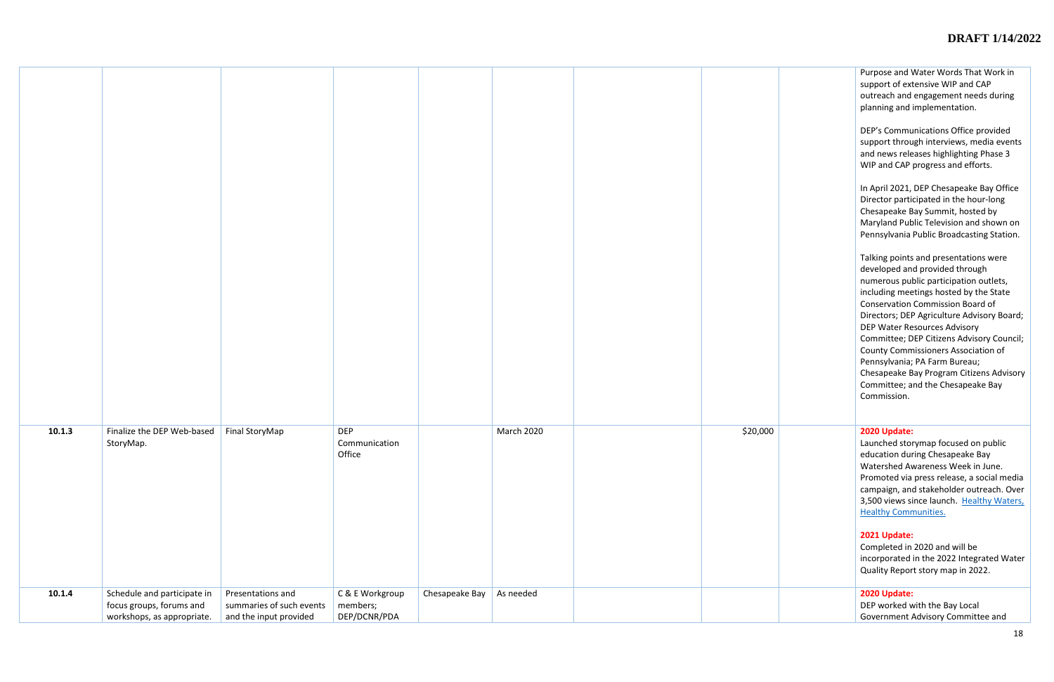| | | | | | | | | | |
|---|---|---|---|---|---|---|---|---|---|
| | | | | | | | | | Purpose and Water Words That Work in support of extensive WIP and CAP outreach and engagement needs during planning and implementation.<br><br>DEP's Communications Office provided support through interviews, media events and news releases highlighting Phase 3 WIP and CAP progress and efforts.<br><br>In April 2021, DEP Chesapeake Bay Office Director participated in the hour-long Chesapeake Bay Summit, hosted by Maryland Public Television and shown on Pennsylvania Public Broadcasting Station.<br><br>Talking points and presentations were developed and provided through numerous public participation outlets, including meetings hosted by the State Conservation Commission Board of Directors; DEP Agriculture Advisory Board; DEP Water Resources Advisory Committee; DEP Citizens Advisory Council; County Commissioners Association of Pennsylvania; PA Farm Bureau; Chesapeake Bay Program Citizens Advisory Committee; and the Chesapeake Bay Commission. |
| **10.1.3** | Finalize the DEP Web-based StoryMap. | Final StoryMap | DEP Communication Office | | March 2020 | | $20,000 | | **2020 Update:**<br>Launched storymap focused on public education during Chesapeake Bay Watershed Awareness Week in June. Promoted via press release, a social media campaign, and stakeholder outreach. Over 3,500 views since launch. [Healthy Waters, Healthy Communities.]()<br><br>**2021 Update:**<br>Completed in 2020 and will be incorporated in the 2022 Integrated Water Quality Report story map in 2022. |
| **10.1.4** | Schedule and participate in focus groups, forums and workshops, as appropriate. | Presentations and summaries of such events and the input provided | C & E Workgroup members; DEP/DCNR/PDA | Chesapeake Bay | As needed | | | | **2020 Update:**<br>DEP worked with the Bay Local Government Advisory Committee and |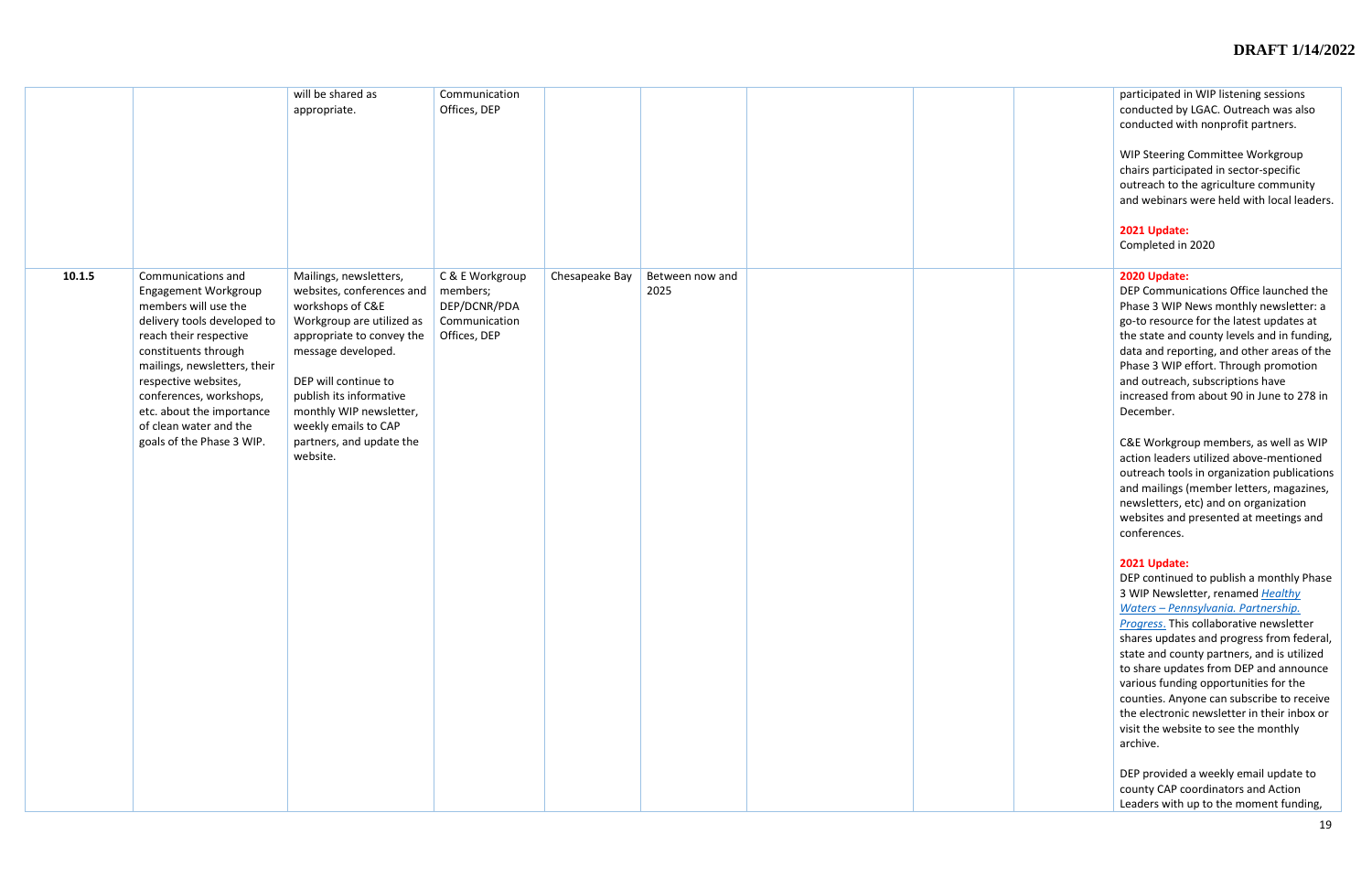**DRAFT 1/14/2022**

| | | | | | | | | | |
|---|---|---|---|---|---|---|---|---|---|
| | | will be shared as appropriate. | Communication Offices, DEP | | | | | | participated in WIP listening sessions conducted by LGAC. Outreach was also conducted with nonprofit partners.<br><br>WIP Steering Committee Workgroup chairs participated in sector-specific outreach to the agriculture community and webinars were held with local leaders.<br><br>**2021 Update:**<br>Completed in 2020 |
| **10.1.5** | Communications and Engagement Workgroup members will use the delivery tools developed to reach their respective constituents through mailings, newsletters, their respective websites, conferences, workshops, etc. about the importance of clean water and the goals of the Phase 3 WIP. | Mailings, newsletters, websites, conferences and workshops of C&E Workgroup are utilized as appropriate to convey the message developed.<br><br>DEP will continue to publish its informative monthly WIP newsletter, weekly emails to CAP partners, and update the website. | C & E Workgroup members; DEP/DCNR/PDA Communication Offices, DEP | Chesapeake Bay | Between now and 2025 | | | | **2020 Update:**<br>DEP Communications Office launched the Phase 3 WIP News monthly newsletter: a go-to resource for the latest updates at the state and county levels and in funding, data and reporting, and other areas of the Phase 3 WIP effort. Through promotion and outreach, subscriptions have increased from about 90 in June to 278 in December.<br><br>C&E Workgroup members, as well as WIP action leaders utilized above-mentioned outreach tools in organization publications and mailings (member letters, magazines, newsletters, etc) and on organization websites and presented at meetings and conferences.<br><br>**2021 Update:**<br>DEP continued to publish a monthly Phase 3 WIP Newsletter, renamed *Healthy Waters – Pennsylvania. Partnership. Progress*. This collaborative newsletter shares updates and progress from federal, state and county partners, and is utilized to share updates from DEP and announce various funding opportunities for the counties. Anyone can subscribe to receive the electronic newsletter in their inbox or visit the website to see the monthly archive.<br><br>DEP provided a weekly email update to county CAP coordinators and Action Leaders with up to the moment funding, |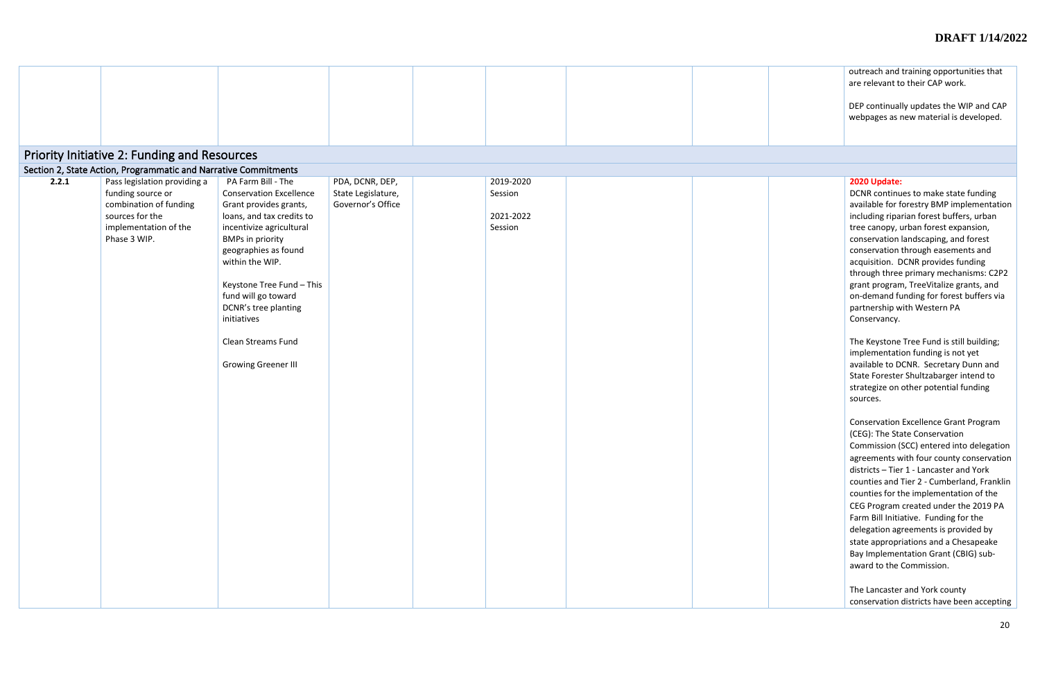| | | | | | | | | | |
|---|---|---|---|---|---|---|---|---|---|
| | | | | | | | | | outreach and training opportunities that are relevant to their CAP work.<br><br>DEP continually updates the WIP and CAP webpages as new material is developed. |

## Priority Initiative 2: Funding and Resources

### Section 2, State Action, Programmatic and Narrative Commitments

| | | | | | | | | | |
|---|---|---|---|---|---|---|---|---|---|
| **2.2.1** | Pass legislation providing a funding source or combination of funding sources for the implementation of the Phase 3 WIP. | PA Farm Bill - The Conservation Excellence Grant provides grants, loans, and tax credits to incentivize agricultural BMPs in priority geographies as found within the WIP.<br><br>Keystone Tree Fund – This fund will go toward DCNR's tree planting initiatives<br><br>Clean Streams Fund<br><br>Growing Greener III | PDA, DCNR, DEP, State Legislature, Governor's Office | | 2019-2020 Session<br><br>2021-2022 Session | | | | **2020 Update:**<br>DCNR continues to make state funding available for forestry BMP implementation including riparian forest buffers, urban tree canopy, urban forest expansion, conservation landscaping, and forest conservation through easements and acquisition. DCNR provides funding through three primary mechanisms: C2P2 grant program, TreeVitalize grants, and on-demand funding for forest buffers via partnership with Western PA Conservancy.<br><br>The Keystone Tree Fund is still building; implementation funding is not yet available to DCNR. Secretary Dunn and State Forester Shultzabarger intend to strategize on other potential funding sources.<br><br>Conservation Excellence Grant Program (CEG): The State Conservation Commission (SCC) entered into delegation agreements with four county conservation districts – Tier 1 - Lancaster and York counties and Tier 2 - Cumberland, Franklin counties for the implementation of the CEG Program created under the 2019 PA Farm Bill Initiative. Funding for the delegation agreements is provided by state appropriations and a Chesapeake Bay Implementation Grant (CBIG) sub-award to the Commission.<br><br>The Lancaster and York county conservation districts have been accepting |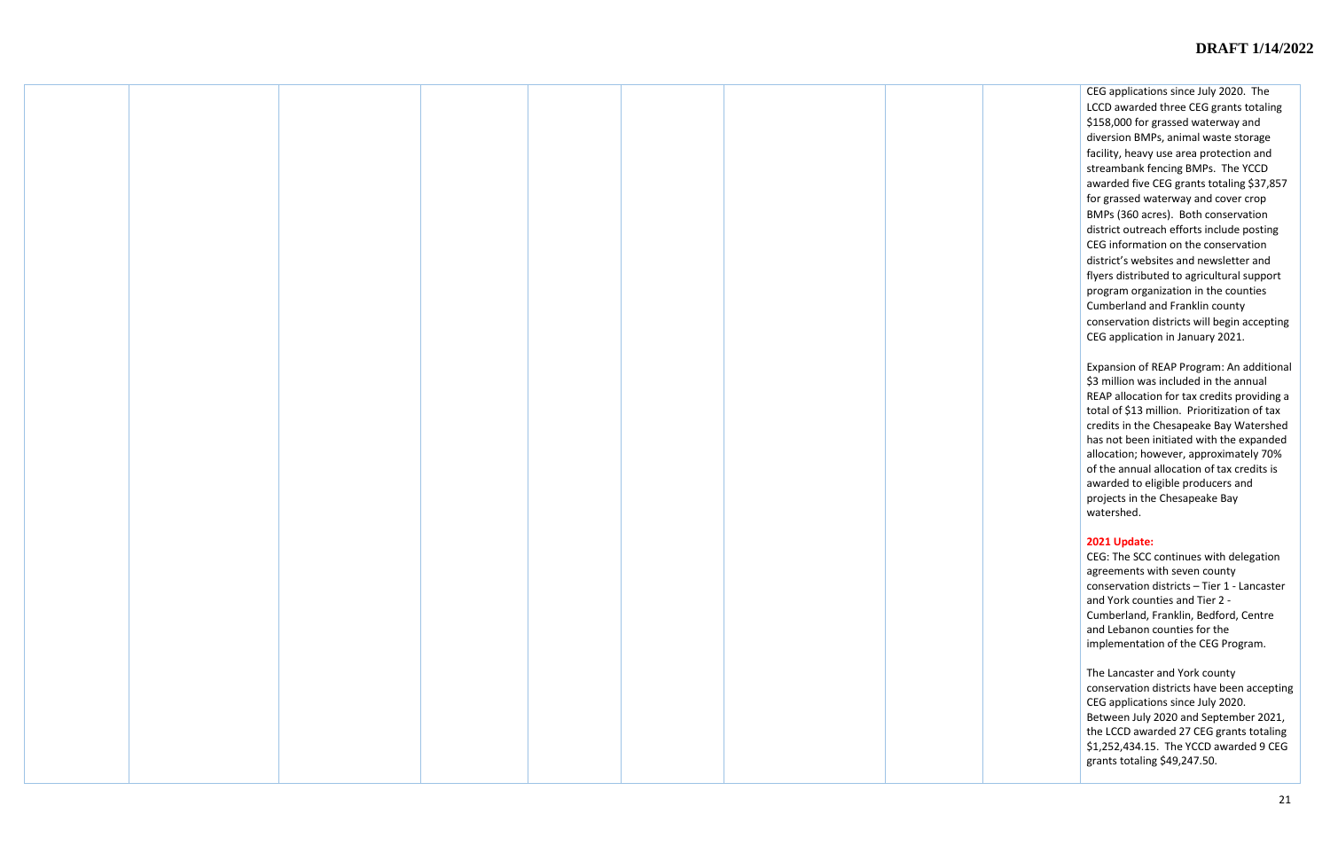| | | | | | | | | | |
|---|---|---|---|---|---|---|---|---|---|
| | | | | | | | | | CEG applications since July 2020. The LCCD awarded three CEG grants totaling $158,000 for grassed waterway and diversion BMPs, animal waste storage facility, heavy use area protection and streambank fencing BMPs. The YCCD awarded five CEG grants totaling $37,857 for grassed waterway and cover crop BMPs (360 acres). Both conservation district outreach efforts include posting CEG information on the conservation district's websites and newsletter and flyers distributed to agricultural support program organization in the counties Cumberland and Franklin county conservation districts will begin accepting CEG application in January 2021.<br><br>Expansion of REAP Program: An additional $3 million was included in the annual REAP allocation for tax credits providing a total of $13 million. Prioritization of tax credits in the Chesapeake Bay Watershed has not been initiated with the expanded allocation; however, approximately 70% of the annual allocation of tax credits is awarded to eligible producers and projects in the Chesapeake Bay watershed.<br><br>**2021 Update:**<br>CEG: The SCC continues with delegation agreements with seven county conservation districts – Tier 1 - Lancaster and York counties and Tier 2 - Cumberland, Franklin, Bedford, Centre and Lebanon counties for the implementation of the CEG Program.<br><br>The Lancaster and York county conservation districts have been accepting CEG applications since July 2020. Between July 2020 and September 2021, the LCCD awarded 27 CEG grants totaling $1,252,434.15. The YCCD awarded 9 CEG grants totaling $49,247.50. |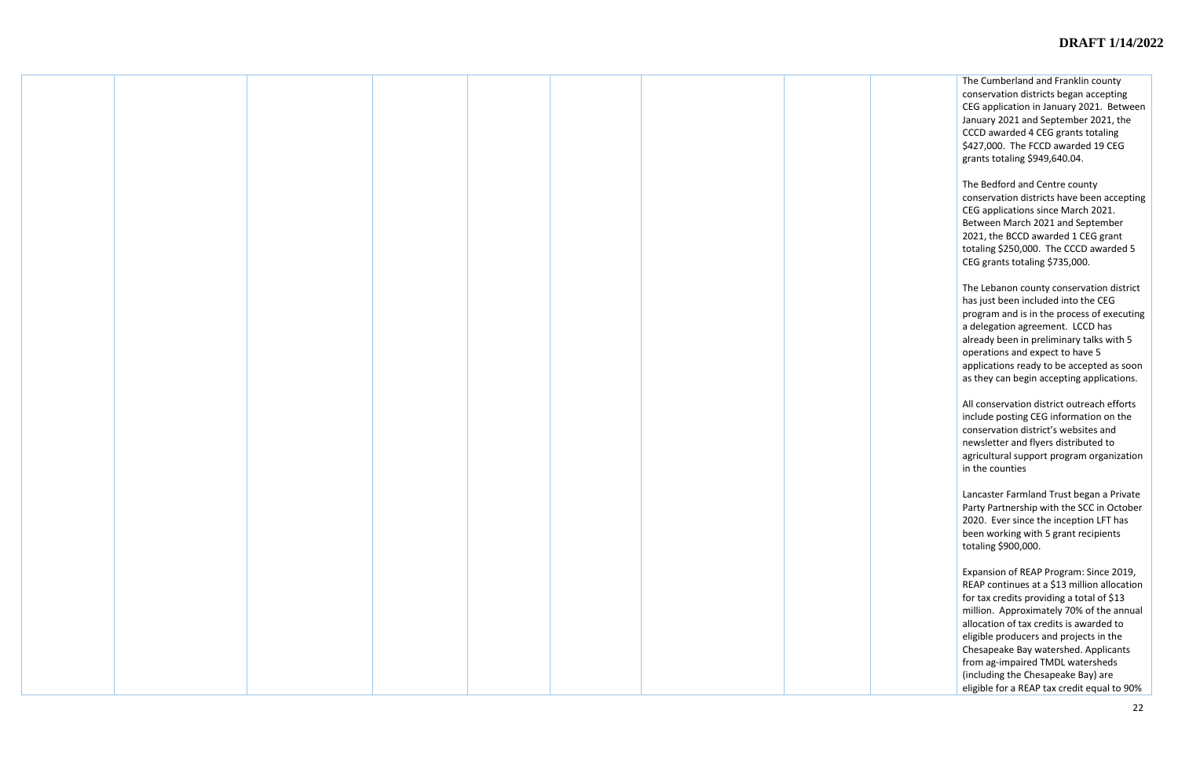| | | | | | | | | | |
|---|---|---|---|---|---|---|---|---|---|
| | | | | | | | | | The Cumberland and Franklin county conservation districts began accepting CEG application in January 2021. Between January 2021 and September 2021, the CCCD awarded 4 CEG grants totaling $427,000. The FCCD awarded 19 CEG grants totaling $949,640.04.<br><br>The Bedford and Centre county conservation districts have been accepting CEG applications since March 2021. Between March 2021 and September 2021, the BCCD awarded 1 CEG grant totaling $250,000. The CCCD awarded 5 CEG grants totaling $735,000.<br><br>The Lebanon county conservation district has just been included into the CEG program and is in the process of executing a delegation agreement. LCCD has already been in preliminary talks with 5 operations and expect to have 5 applications ready to be accepted as soon as they can begin accepting applications.<br><br>All conservation district outreach efforts include posting CEG information on the conservation district's websites and newsletter and flyers distributed to agricultural support program organization in the counties<br><br>Lancaster Farmland Trust began a Private Party Partnership with the SCC in October 2020. Ever since the inception LFT has been working with 5 grant recipients totaling $900,000.<br><br>Expansion of REAP Program: Since 2019, REAP continues at a $13 million allocation for tax credits providing a total of $13 million. Approximately 70% of the annual allocation of tax credits is awarded to eligible producers and projects in the Chesapeake Bay watershed. Applicants from ag-impaired TMDL watersheds (including the Chesapeake Bay) are eligible for a REAP tax credit equal to 90% |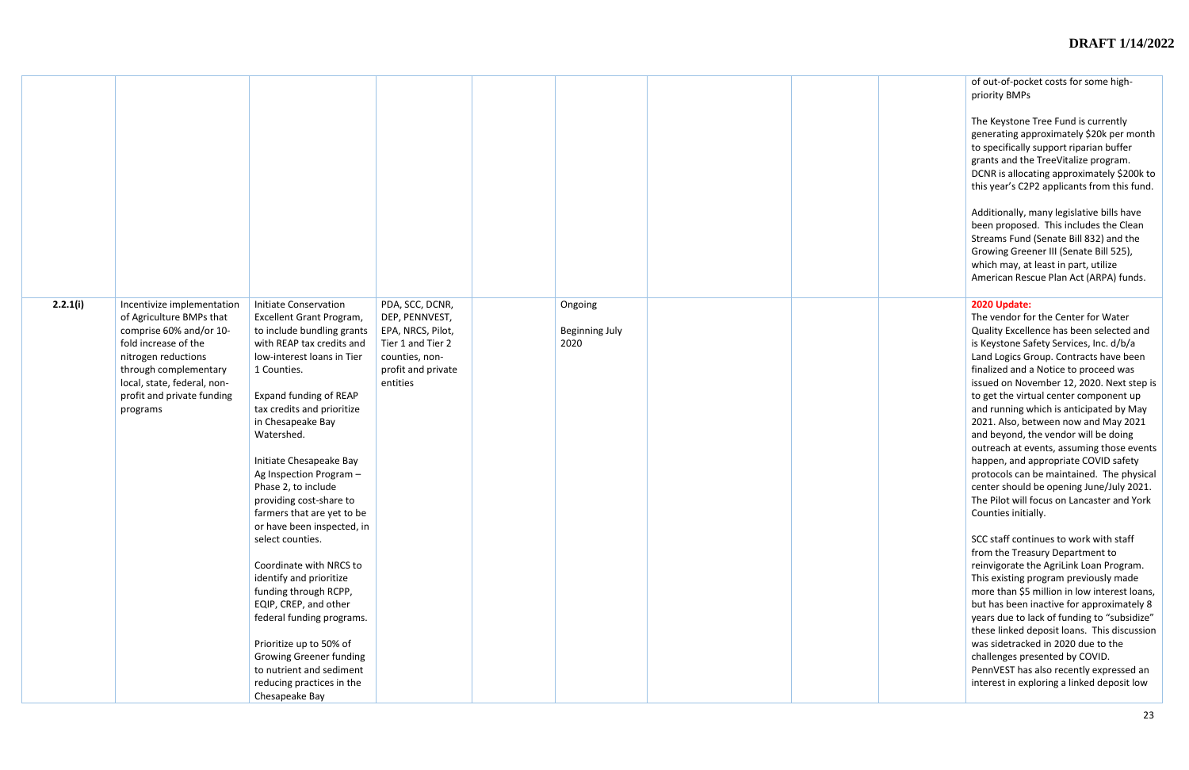|  |  |  |  |  |  |  |  |  |  |
|---|---|---|---|---|---|---|---|---|---|
|  |  |  |  |  |  |  |  |  | of out-of-pocket costs for some high-priority BMPs<br><br>The Keystone Tree Fund is currently generating approximately $20k per month to specifically support riparian buffer grants and the TreeVitalize program. DCNR is allocating approximately $200k to this year's C2P2 applicants from this fund.<br><br>Additionally, many legislative bills have been proposed. This includes the Clean Streams Fund (Senate Bill 832) and the Growing Greener III (Senate Bill 525), which may, at least in part, utilize American Rescue Plan Act (ARPA) funds. |
| **2.2.1(i)** | Incentivize implementation of Agriculture BMPs that comprise 60% and/or 10-fold increase of the nitrogen reductions through complementary local, state, federal, non-profit and private funding programs | Initiate Conservation Excellent Grant Program, to include bundling grants with REAP tax credits and low-interest loans in Tier 1 Counties.<br><br>Expand funding of REAP tax credits and prioritize in Chesapeake Bay Watershed.<br><br>Initiate Chesapeake Bay Ag Inspection Program – Phase 2, to include providing cost-share to farmers that are yet to be or have been inspected, in select counties.<br><br>Coordinate with NRCS to identify and prioritize funding through RCPP, EQIP, CREP, and other federal funding programs.<br><br>Prioritize up to 50% of Growing Greener funding to nutrient and sediment reducing practices in the Chesapeake Bay | PDA, SCC, DCNR, DEP, PENNVEST, EPA, NRCS, Pilot, Tier 1 and Tier 2 counties, non-profit and private entities |  | Ongoing<br><br>Beginning July 2020 |  |  |  | **2020 Update:**<br>The vendor for the Center for Water Quality Excellence has been selected and is Keystone Safety Services, Inc. d/b/a Land Logics Group. Contracts have been finalized and a Notice to proceed was issued on November 12, 2020. Next step is to get the virtual center component up and running which is anticipated by May 2021. Also, between now and May 2021 and beyond, the vendor will be doing outreach at events, assuming those events happen, and appropriate COVID safety protocols can be maintained. The physical center should be opening June/July 2021. The Pilot will focus on Lancaster and York Counties initially.<br><br>SCC staff continues to work with staff from the Treasury Department to reinvigorate the AgriLink Loan Program. This existing program previously made more than $5 million in low interest loans, but has been inactive for approximately 8 years due to lack of funding to "subsidize" these linked deposit loans. This discussion was sidetracked in 2020 due to the challenges presented by COVID. PennVEST has also recently expressed an interest in exploring a linked deposit low |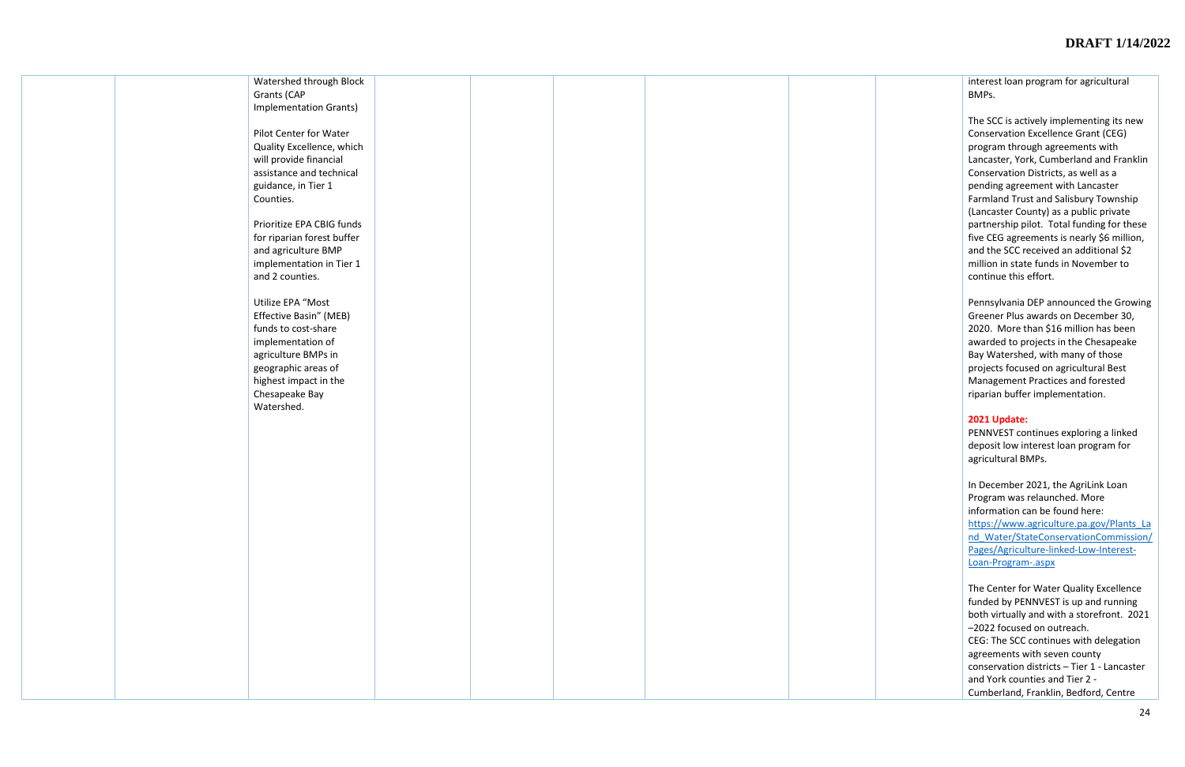| | | | | | | | | | |
|---|---|---|---|---|---|---|---|---|---|
| | | Watershed through Block Grants (CAP Implementation Grants)<br><br>Pilot Center for Water Quality Excellence, which will provide financial assistance and technical guidance, in Tier 1 Counties.<br><br>Prioritize EPA CBIG funds for riparian forest buffer and agriculture BMP implementation in Tier 1 and 2 counties.<br><br>Utilize EPA "Most Effective Basin" (MEB) funds to cost-share implementation of agriculture BMPs in geographic areas of highest impact in the Chesapeake Bay Watershed. | | | | | | | interest loan program for agricultural BMPs.<br><br>The SCC is actively implementing its new Conservation Excellence Grant (CEG) program through agreements with Lancaster, York, Cumberland and Franklin Conservation Districts, as well as a pending agreement with Lancaster Farmland Trust and Salisbury Township (Lancaster County) as a public private partnership pilot. Total funding for these five CEG agreements is nearly $6 million, and the SCC received an additional $2 million in state funds in November to continue this effort.<br><br>Pennsylvania DEP announced the Growing Greener Plus awards on December 30, 2020. More than $16 million has been awarded to projects in the Chesapeake Bay Watershed, with many of those projects focused on agricultural Best Management Practices and forested riparian buffer implementation.<br><br>**2021 Update:**<br>PENNVEST continues exploring a linked deposit low interest loan program for agricultural BMPs.<br><br>In December 2021, the AgriLink Loan Program was relaunched. More information can be found here: https://www.agriculture.pa.gov/Plants_Land_Water/StateConservationCommission/Pages/Agriculture-linked-Low-Interest-Loan-Program-.aspx<br><br>The Center for Water Quality Excellence funded by PENNVEST is up and running both virtually and with a storefront. 2021 –2022 focused on outreach.<br>CEG: The SCC continues with delegation agreements with seven county conservation districts – Tier 1 - Lancaster and York counties and Tier 2 - Cumberland, Franklin, Bedford, Centre |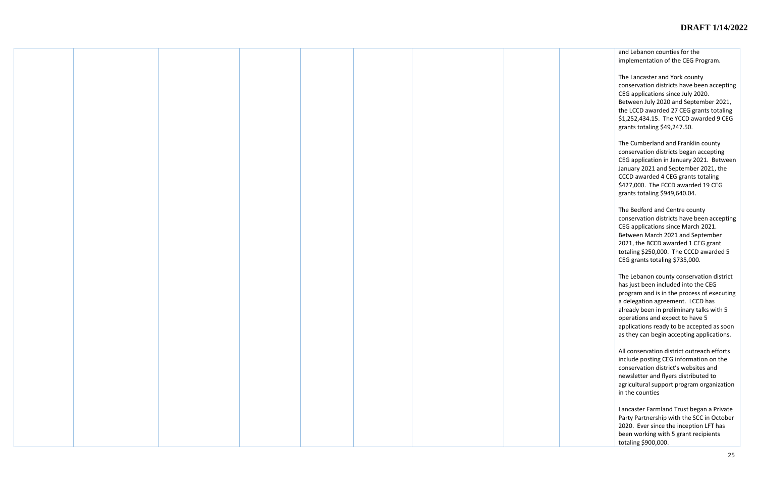| | | | | | | | | | |
|---|---|---|---|---|---|---|---|---|---|
| | | | | | | | | | and Lebanon counties for the implementation of the CEG Program.<br><br>The Lancaster and York county conservation districts have been accepting CEG applications since July 2020. Between July 2020 and September 2021, the LCCD awarded 27 CEG grants totaling $1,252,434.15. The YCCD awarded 9 CEG grants totaling $49,247.50.<br><br>The Cumberland and Franklin county conservation districts began accepting CEG application in January 2021. Between January 2021 and September 2021, the CCCD awarded 4 CEG grants totaling $427,000. The FCCD awarded 19 CEG grants totaling $949,640.04.<br><br>The Bedford and Centre county conservation districts have been accepting CEG applications since March 2021. Between March 2021 and September 2021, the BCCD awarded 1 CEG grant totaling $250,000. The CCCD awarded 5 CEG grants totaling $735,000.<br><br>The Lebanon county conservation district has just been included into the CEG program and is in the process of executing a delegation agreement. LCCD has already been in preliminary talks with 5 operations and expect to have 5 applications ready to be accepted as soon as they can begin accepting applications.<br><br>All conservation district outreach efforts include posting CEG information on the conservation district's websites and newsletter and flyers distributed to agricultural support program organization in the counties<br><br>Lancaster Farmland Trust began a Private Party Partnership with the SCC in October 2020. Ever since the inception LFT has been working with 5 grant recipients totaling $900,000. |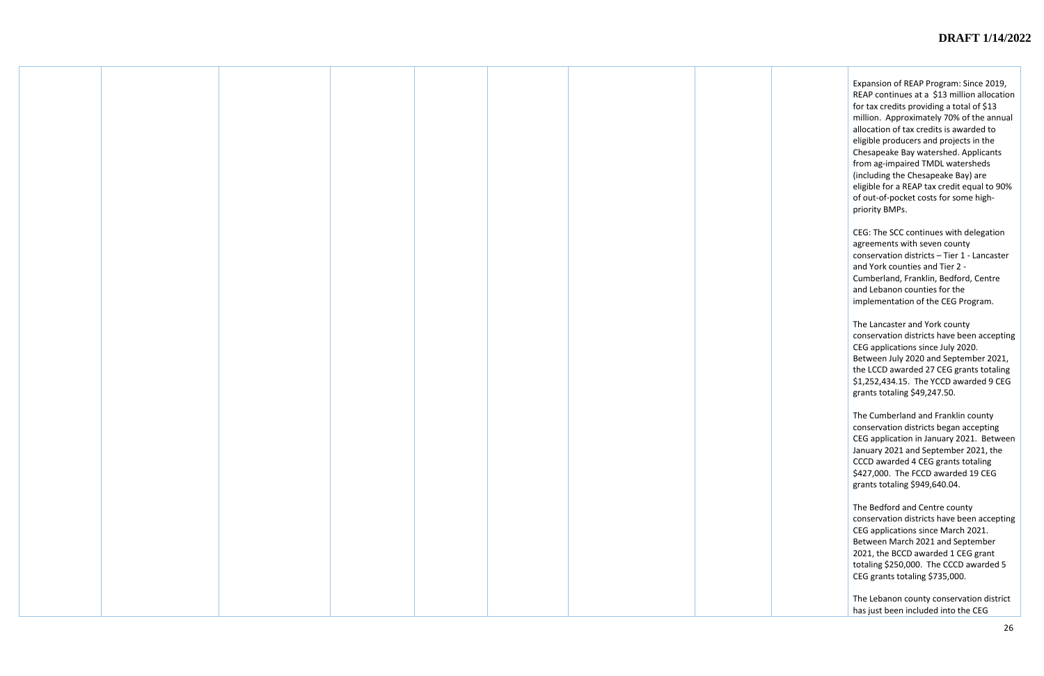| | | | | | | | | | |
|---|---|---|---|---|---|---|---|---|---|
| | | | | | | | | | Expansion of REAP Program: Since 2019, REAP continues at a $13 million allocation for tax credits providing a total of $13 million. Approximately 70% of the annual allocation of tax credits is awarded to eligible producers and projects in the Chesapeake Bay watershed. Applicants from ag-impaired TMDL watersheds (including the Chesapeake Bay) are eligible for a REAP tax credit equal to 90% of out-of-pocket costs for some high-priority BMPs.<br><br>CEG: The SCC continues with delegation agreements with seven county conservation districts – Tier 1 - Lancaster and York counties and Tier 2 - Cumberland, Franklin, Bedford, Centre and Lebanon counties for the implementation of the CEG Program.<br><br>The Lancaster and York county conservation districts have been accepting CEG applications since July 2020. Between July 2020 and September 2021, the LCCD awarded 27 CEG grants totaling $1,252,434.15. The YCCD awarded 9 CEG grants totaling $49,247.50.<br><br>The Cumberland and Franklin county conservation districts began accepting CEG application in January 2021. Between January 2021 and September 2021, the CCCD awarded 4 CEG grants totaling $427,000. The FCCD awarded 19 CEG grants totaling $949,640.04.<br><br>The Bedford and Centre county conservation districts have been accepting CEG applications since March 2021. Between March 2021 and September 2021, the BCCD awarded 1 CEG grant totaling $250,000. The CCCD awarded 5 CEG grants totaling $735,000.<br><br>The Lebanon county conservation district has just been included into the CEG |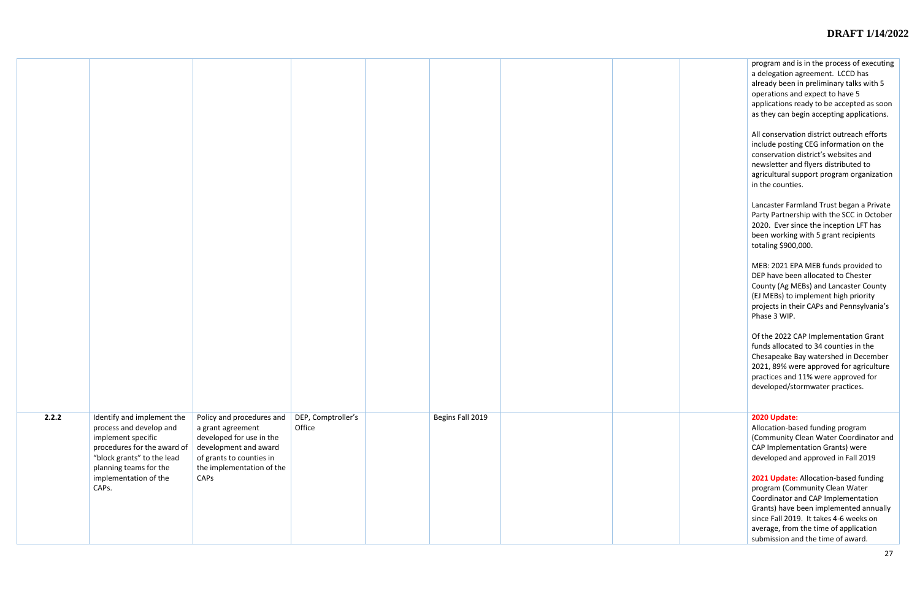| | | | | | | | | | |
|---|---|---|---|---|---|---|---|---|---|
| | | | | | | | | | program and is in the process of executing a delegation agreement. LCCD has already been in preliminary talks with 5 operations and expect to have 5 applications ready to be accepted as soon as they can begin accepting applications.<br><br>All conservation district outreach efforts include posting CEG information on the conservation district's websites and newsletter and flyers distributed to agricultural support program organization in the counties.<br><br>Lancaster Farmland Trust began a Private Party Partnership with the SCC in October 2020. Ever since the inception LFT has been working with 5 grant recipients totaling $900,000.<br><br>MEB: 2021 EPA MEB funds provided to DEP have been allocated to Chester County (Ag MEBs) and Lancaster County (EJ MEBs) to implement high priority projects in their CAPs and Pennsylvania's Phase 3 WIP.<br><br>Of the 2022 CAP Implementation Grant funds allocated to 34 counties in the Chesapeake Bay watershed in December 2021, 89% were approved for agriculture practices and 11% were approved for developed/stormwater practices. |
| 2.2.2 | Identify and implement the process and develop and implement specific procedures for the award of "block grants" to the lead planning teams for the implementation of the CAPs. | Policy and procedures and a grant agreement developed for use in the development and award of grants to counties in the implementation of the CAPs | DEP, Comptroller's Office | | Begins Fall 2019 | | | | **2020 Update:**<br>Allocation-based funding program (Community Clean Water Coordinator and CAP Implementation Grants) were developed and approved in Fall 2019<br><br>**2021 Update:** Allocation-based funding program (Community Clean Water Coordinator and CAP Implementation Grants) have been implemented annually since Fall 2019. It takes 4-6 weeks on average, from the time of application submission and the time of award. |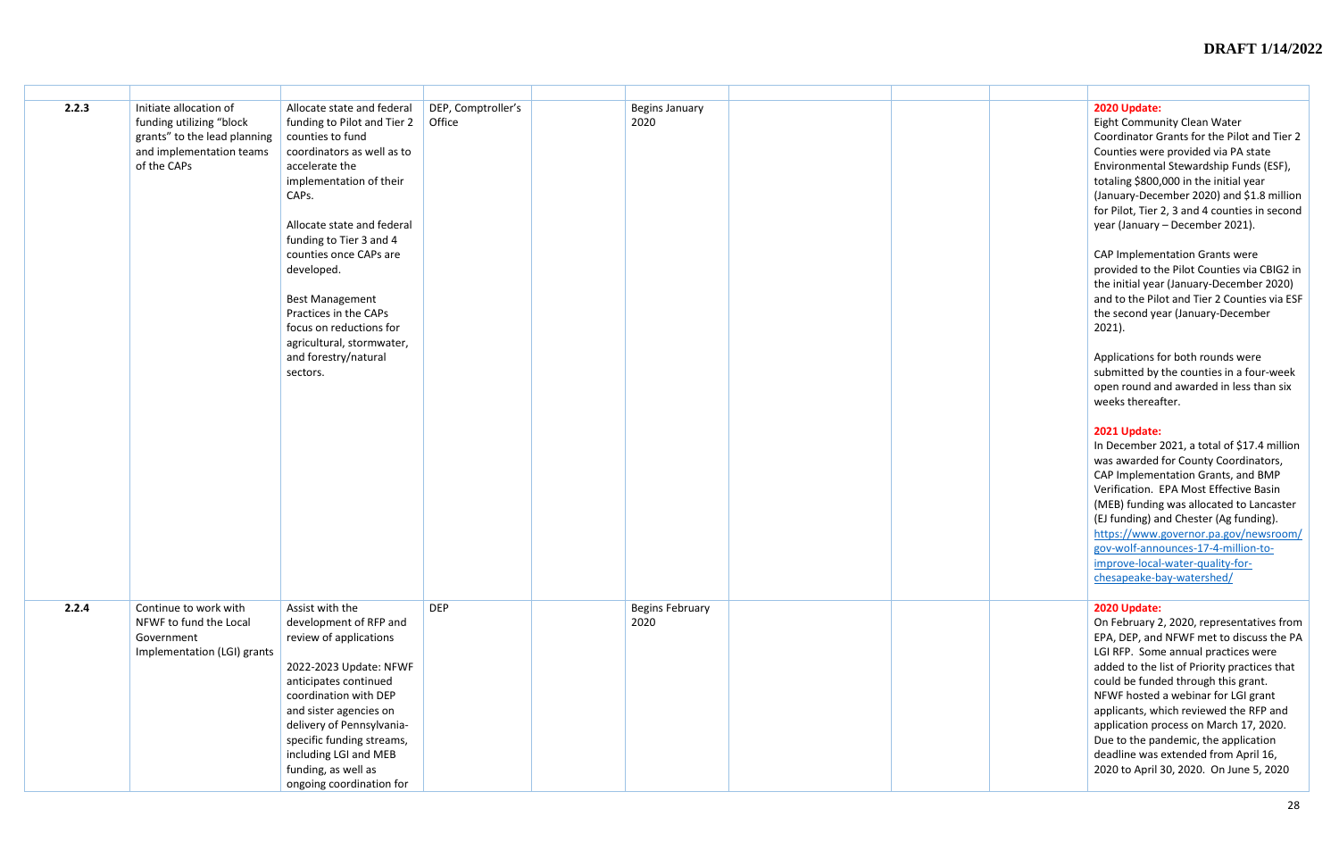| | | | | | | | | | |
|---|---|---|---|---|---|---|---|---|---|
| **2.2.3** | Initiate allocation of funding utilizing "block grants" to the lead planning and implementation teams of the CAPs | Allocate state and federal funding to Pilot and Tier 2 counties to fund coordinators as well as to accelerate the implementation of their CAPs.<br><br>Allocate state and federal funding to Tier 3 and 4 counties once CAPs are developed.<br><br>Best Management Practices in the CAPs focus on reductions for agricultural, stormwater, and forestry/natural sectors. | DEP, Comptroller's Office | | Begins January 2020 | | | | **2020 Update:**<br>Eight Community Clean Water Coordinator Grants for the Pilot and Tier 2 Counties were provided via PA state Environmental Stewardship Funds (ESF), totaling $800,000 in the initial year (January-December 2020) and $1.8 million for Pilot, Tier 2, 3 and 4 counties in second year (January – December 2021).<br><br>CAP Implementation Grants were provided to the Pilot Counties via CBIG2 in the initial year (January-December 2020) and to the Pilot and Tier 2 Counties via ESF the second year (January-December 2021).<br><br>Applications for both rounds were submitted by the counties in a four-week open round and awarded in less than six weeks thereafter.<br><br>**2021 Update:**<br>In December 2021, a total of $17.4 million was awarded for County Coordinators, CAP Implementation Grants, and BMP Verification. EPA Most Effective Basin (MEB) funding was allocated to Lancaster (EJ funding) and Chester (Ag funding). https://www.governor.pa.gov/newsroom/gov-wolf-announces-17-4-million-to-improve-local-water-quality-for-chesapeake-bay-watershed/ |
| **2.2.4** | Continue to work with NFWF to fund the Local Government Implementation (LGI) grants | Assist with the development of RFP and review of applications<br><br>2022-2023 Update: NFWF anticipates continued coordination with DEP and sister agencies on delivery of Pennsylvania-specific funding streams, including LGI and MEB funding, as well as ongoing coordination for | DEP | | Begins February 2020 | | | | **2020 Update:**<br>On February 2, 2020, representatives from EPA, DEP, and NFWF met to discuss the PA LGI RFP. Some annual practices were added to the list of Priority practices that could be funded through this grant. NFWF hosted a webinar for LGI grant applicants, which reviewed the RFP and application process on March 17, 2020. Due to the pandemic, the application deadline was extended from April 16, 2020 to April 30, 2020. On June 5, 2020 |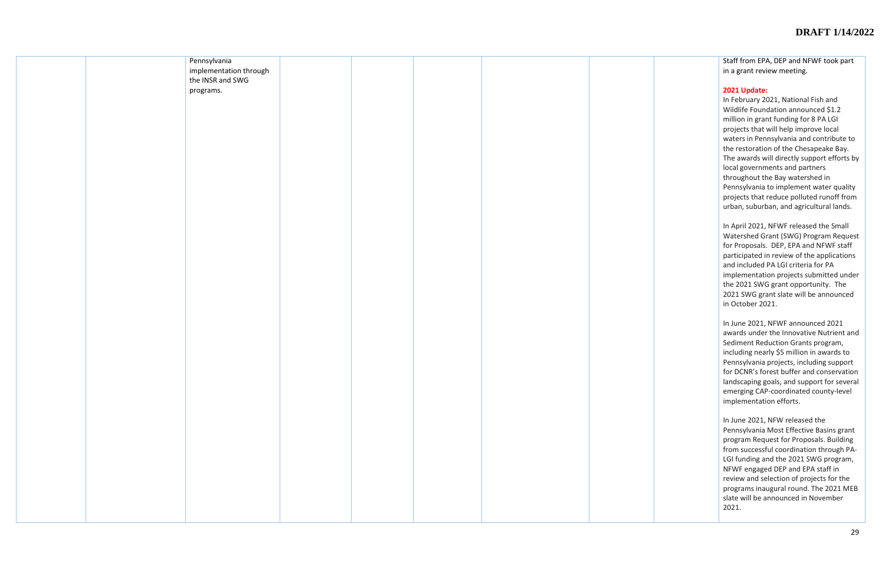| | | | | | | | | | |
|---|---|---|---|---|---|---|---|---|---|
| | | Pennsylvania implementation through the INSR and SWG programs. | | | | | | | Staff from EPA, DEP and NFWF took part in a grant review meeting.<br><br>**2021 Update:**<br>In February 2021, National Fish and Wildlife Foundation announced $1.2 million in grant funding for 8 PA LGI projects that will help improve local waters in Pennsylvania and contribute to the restoration of the Chesapeake Bay. The awards will directly support efforts by local governments and partners throughout the Bay watershed in Pennsylvania to implement water quality projects that reduce polluted runoff from urban, suburban, and agricultural lands.<br><br>In April 2021, NFWF released the Small Watershed Grant (SWG) Program Request for Proposals. DEP, EPA and NFWF staff participated in review of the applications and included PA LGI criteria for PA implementation projects submitted under the 2021 SWG grant opportunity. The 2021 SWG grant slate will be announced in October 2021.<br><br>In June 2021, NFWF announced 2021 awards under the Innovative Nutrient and Sediment Reduction Grants program, including nearly $5 million in awards to Pennsylvania projects, including support for DCNR's forest buffer and conservation landscaping goals, and support for several emerging CAP-coordinated county-level implementation efforts.<br><br>In June 2021, NFW released the Pennsylvania Most Effective Basins grant program Request for Proposals. Building from successful coordination through PA-LGI funding and the 2021 SWG program, NFWF engaged DEP and EPA staff in review and selection of projects for the programs inaugural round. The 2021 MEB slate will be announced in November 2021. |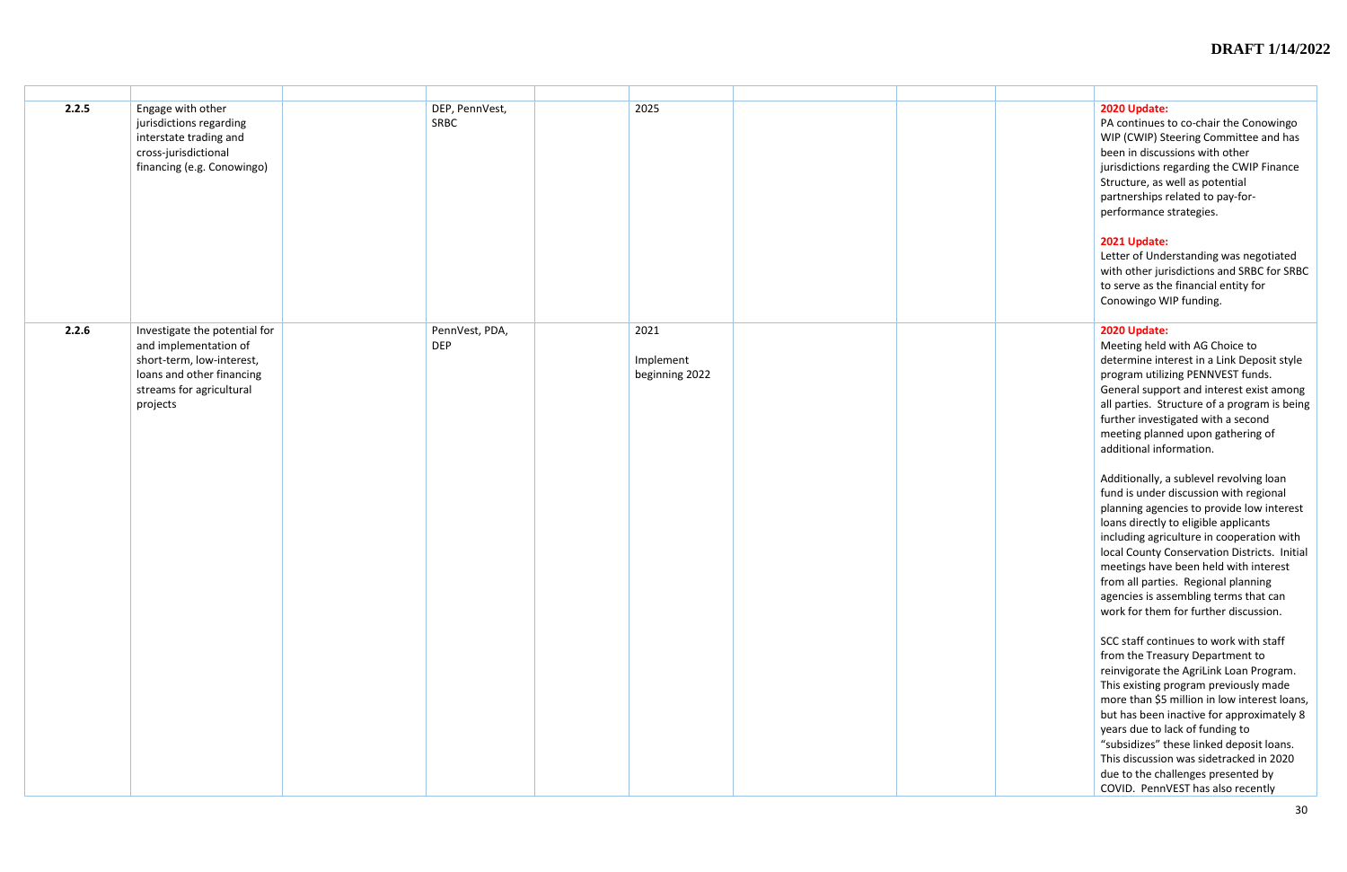| | | | | | | | | | |
|---|---|---|---|---|---|---|---|---|---|
| **2.2.5** | Engage with other jurisdictions regarding interstate trading and cross-jurisdictional financing (e.g. Conowingo) | | DEP, PennVest, SRBC | | 2025 | | | | **2020 Update:**<br>PA continues to co-chair the Conowingo WIP (CWIP) Steering Committee and has been in discussions with other jurisdictions regarding the CWIP Finance Structure, as well as potential partnerships related to pay-for-performance strategies.<br><br>**2021 Update:**<br>Letter of Understanding was negotiated with other jurisdictions and SRBC for SRBC to serve as the financial entity for Conowingo WIP funding. |
| **2.2.6** | Investigate the potential for and implementation of short-term, low-interest, loans and other financing streams for agricultural projects | | PennVest, PDA, DEP | | 2021<br><br>Implement beginning 2022 | | | | **2020 Update:**<br>Meeting held with AG Choice to determine interest in a Link Deposit style program utilizing PENNVEST funds. General support and interest exist among all parties. Structure of a program is being further investigated with a second meeting planned upon gathering of additional information.<br><br>Additionally, a sublevel revolving loan fund is under discussion with regional planning agencies to provide low interest loans directly to eligible applicants including agriculture in cooperation with local County Conservation Districts. Initial meetings have been held with interest from all parties. Regional planning agencies is assembling terms that can work for them for further discussion.<br><br>SCC staff continues to work with staff from the Treasury Department to reinvigorate the AgriLink Loan Program. This existing program previously made more than $5 million in low interest loans, but has been inactive for approximately 8 years due to lack of funding to "subsidizes" these linked deposit loans. This discussion was sidetracked in 2020 due to the challenges presented by COVID. PennVEST has also recently |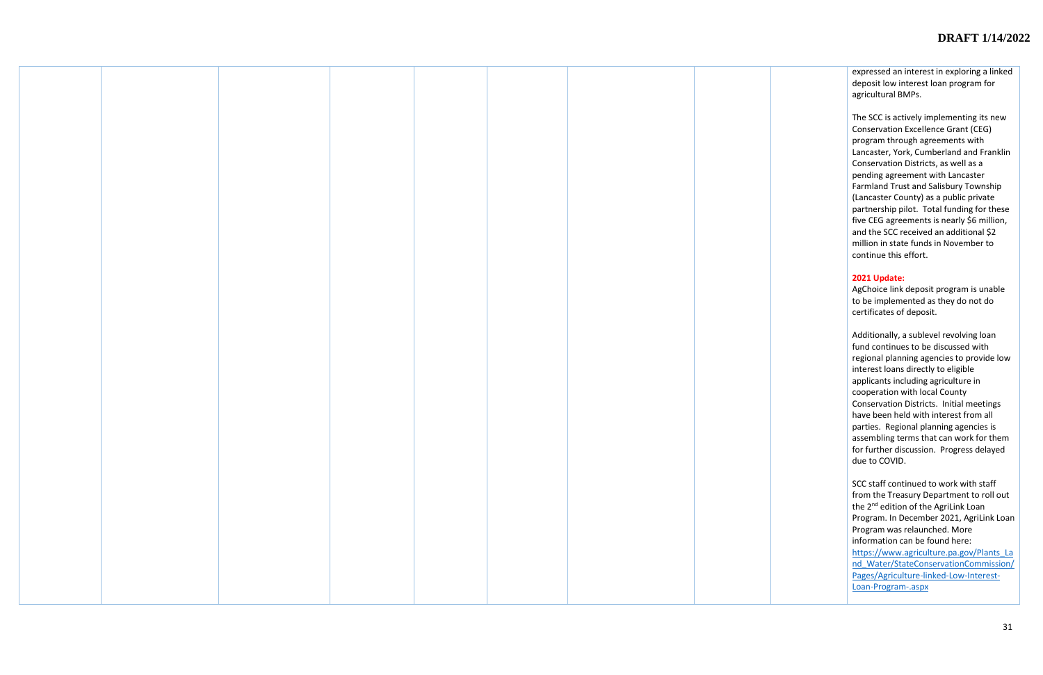| | | | | | | | | | |
|---|---|---|---|---|---|---|---|---|---|
| | | | | | | | | | expressed an interest in exploring a linked deposit low interest loan program for agricultural BMPs.<br><br>The SCC is actively implementing its new Conservation Excellence Grant (CEG) program through agreements with Lancaster, York, Cumberland and Franklin Conservation Districts, as well as a pending agreement with Lancaster Farmland Trust and Salisbury Township (Lancaster County) as a public private partnership pilot. Total funding for these five CEG agreements is nearly $6 million, and the SCC received an additional $2 million in state funds in November to continue this effort.<br><br>**2021 Update:**<br>AgChoice link deposit program is unable to be implemented as they do not do certificates of deposit.<br><br>Additionally, a sublevel revolving loan fund continues to be discussed with regional planning agencies to provide low interest loans directly to eligible applicants including agriculture in cooperation with local County Conservation Districts. Initial meetings have been held with interest from all parties. Regional planning agencies is assembling terms that can work for them for further discussion. Progress delayed due to COVID.<br><br>SCC staff continued to work with staff from the Treasury Department to roll out the 2nd edition of the AgriLink Loan Program. In December 2021, AgriLink Loan Program was relaunched. More information can be found here: https://www.agriculture.pa.gov/Plants_Land_Water/StateConservationCommission/Pages/Agriculture-linked-Low-Interest-Loan-Program-.aspx |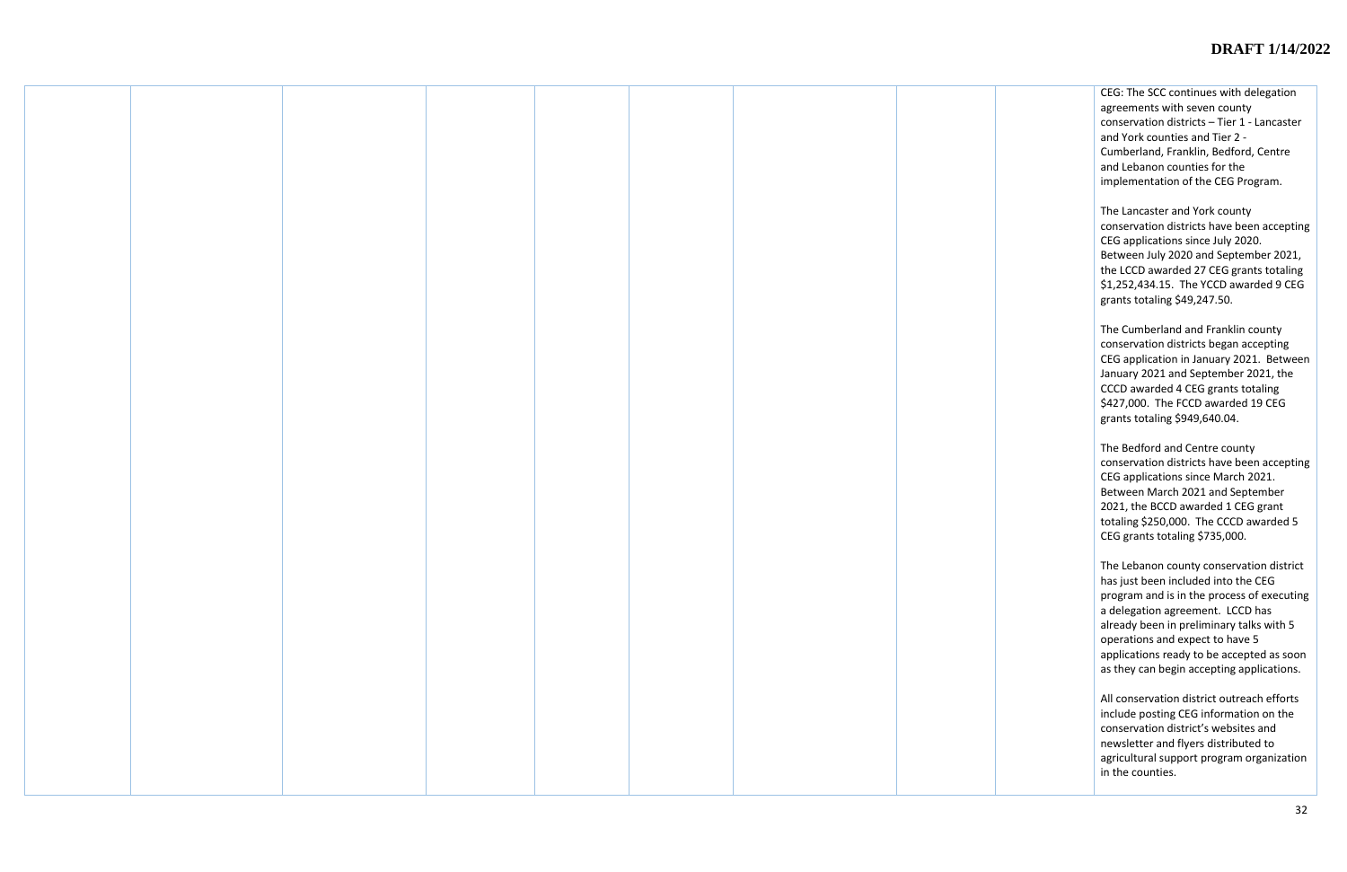| | | | | | | | | | |
|---|---|---|---|---|---|---|---|---|---|
| | | | | | | | | | CEG: The SCC continues with delegation agreements with seven county conservation districts – Tier 1 - Lancaster and York counties and Tier 2 - Cumberland, Franklin, Bedford, Centre and Lebanon counties for the implementation of the CEG Program.<br><br>The Lancaster and York county conservation districts have been accepting CEG applications since July 2020. Between July 2020 and September 2021, the LCCD awarded 27 CEG grants totaling \$1,252,434.15. The YCCD awarded 9 CEG grants totaling \$49,247.50.<br><br>The Cumberland and Franklin county conservation districts began accepting CEG application in January 2021. Between January 2021 and September 2021, the CCCD awarded 4 CEG grants totaling \$427,000. The FCCD awarded 19 CEG grants totaling \$949,640.04.<br><br>The Bedford and Centre county conservation districts have been accepting CEG applications since March 2021. Between March 2021 and September 2021, the BCCD awarded 1 CEG grant totaling \$250,000. The CCCD awarded 5 CEG grants totaling \$735,000.<br><br>The Lebanon county conservation district has just been included into the CEG program and is in the process of executing a delegation agreement. LCCD has already been in preliminary talks with 5 operations and expect to have 5 applications ready to be accepted as soon as they can begin accepting applications.<br><br>All conservation district outreach efforts include posting CEG information on the conservation district's websites and newsletter and flyers distributed to agricultural support program organization in the counties. |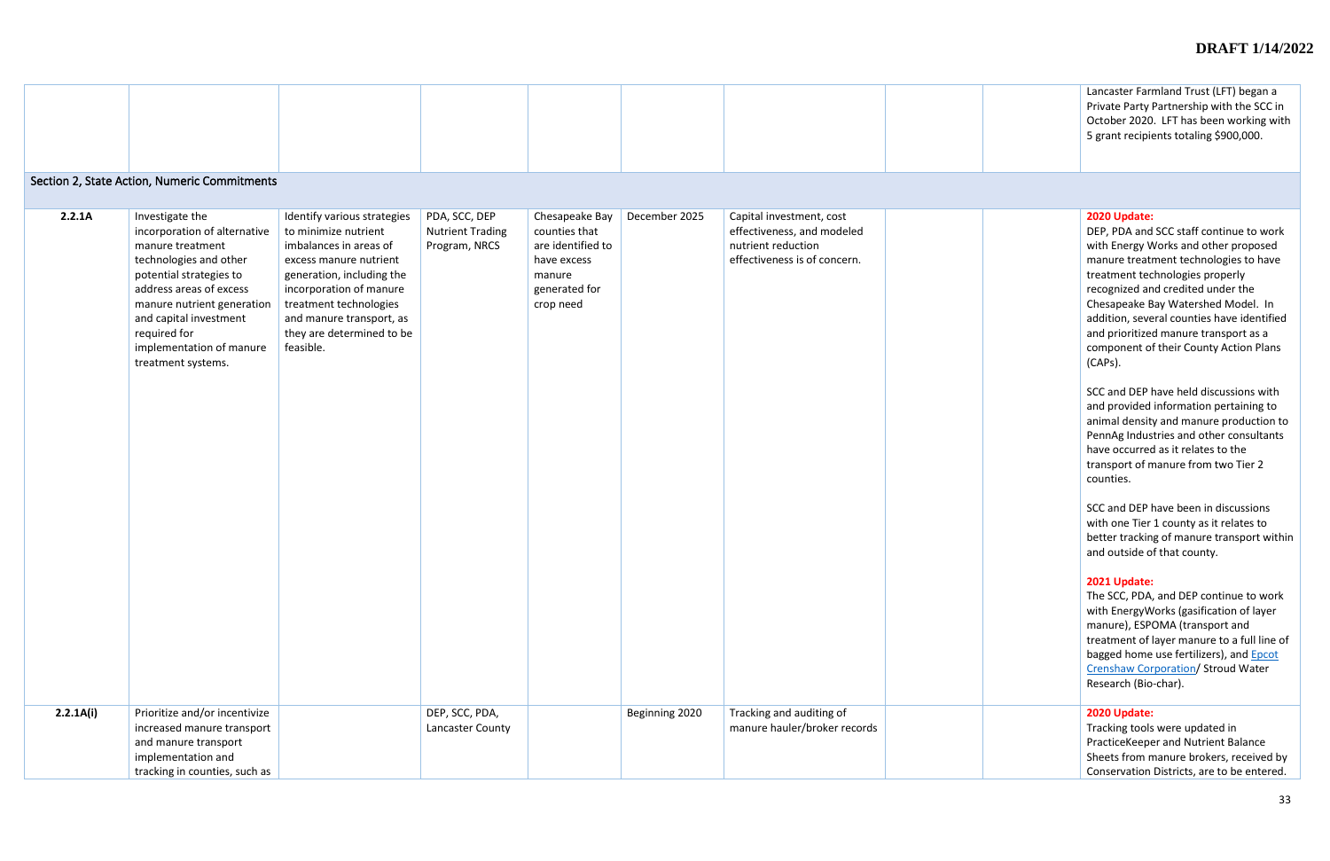**DRAFT 1/14/2022**

| | | | | | | | | | |
|---|---|---|---|---|---|---|---|---|---|
| | | | | | | | | | Lancaster Farmland Trust (LFT) began a Private Party Partnership with the SCC in October 2020. LFT has been working with 5 grant recipients totaling $900,000. |
| **Section 2, State Action, Numeric Commitments** | | | | | | | | | |
| **2.2.1A** | Investigate the incorporation of alternative manure treatment technologies and other potential strategies to address areas of excess manure nutrient generation and capital investment required for implementation of manure treatment systems. | Identify various strategies to minimize nutrient imbalances in areas of excess manure nutrient generation, including the incorporation of manure treatment technologies and manure transport, as they are determined to be feasible. | PDA, SCC, DEP Nutrient Trading Program, NRCS | Chesapeake Bay counties that are identified to have excess manure generated for crop need | December 2025 | Capital investment, cost effectiveness, and modeled nutrient reduction effectiveness is of concern. | | | **2020 Update:**<br>DEP, PDA and SCC staff continue to work with Energy Works and other proposed manure treatment technologies to have treatment technologies properly recognized and credited under the Chesapeake Bay Watershed Model. In addition, several counties have identified and prioritized manure transport as a component of their County Action Plans (CAPs).<br><br>SCC and DEP have held discussions with and provided information pertaining to animal density and manure production to PennAg Industries and other consultants have occurred as it relates to the transport of manure from two Tier 2 counties.<br><br>SCC and DEP have been in discussions with one Tier 1 county as it relates to better tracking of manure transport within and outside of that county.<br><br>**2021 Update:**<br>The SCC, PDA, and DEP continue to work with EnergyWorks (gasification of layer manure), ESPOMA (transport and treatment of layer manure to a full line of bagged home use fertilizers), and Epcot Crenshaw Corporation/ Stroud Water Research (Bio-char). |
| **2.2.1A(i)** | Prioritize and/or incentivize increased manure transport and manure transport implementation and tracking in counties, such as | | DEP, SCC, PDA, Lancaster County | | Beginning 2020 | Tracking and auditing of manure hauler/broker records | | | **2020 Update:**<br>Tracking tools were updated in PracticeKeeper and Nutrient Balance Sheets from manure brokers, received by Conservation Districts, are to be entered. |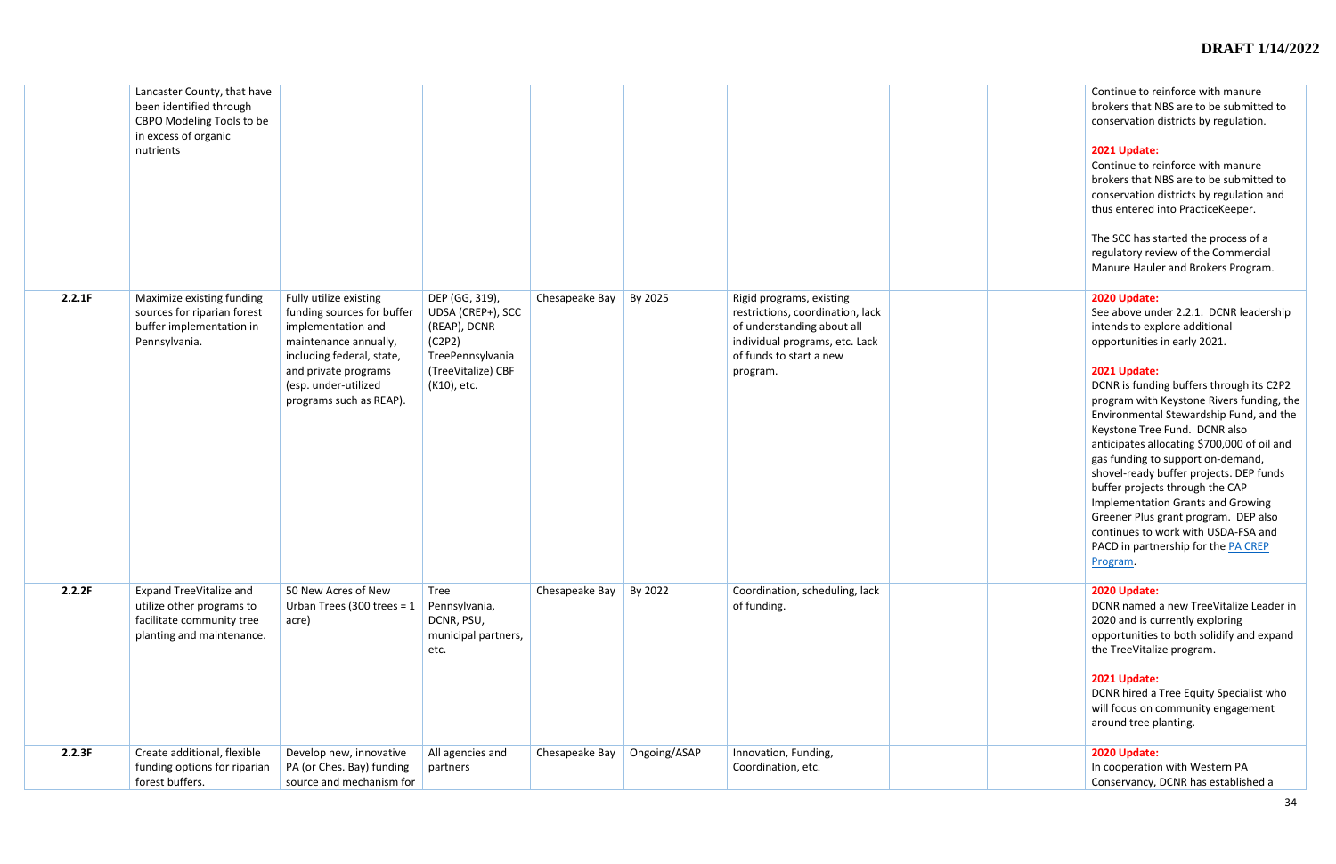| | | | | | | | | | |
|---|---|---|---|---|---|---|---|---|---|
| | Lancaster County, that have been identified through CBPO Modeling Tools to be in excess of organic nutrients | | | | | | | | Continue to reinforce with manure brokers that NBS are to be submitted to conservation districts by regulation.<br><br>**2021 Update:**<br>Continue to reinforce with manure brokers that NBS are to be submitted to conservation districts by regulation and thus entered into PracticeKeeper.<br><br>The SCC has started the process of a regulatory review of the Commercial Manure Hauler and Brokers Program. |
| **2.2.1F** | Maximize existing funding sources for riparian forest buffer implementation in Pennsylvania. | Fully utilize existing funding sources for buffer implementation and maintenance annually, including federal, state, and private programs (esp. under-utilized programs such as REAP). | DEP (GG, 319), UDSA (CREP+), SCC (REAP), DCNR (C2P2) TreePennsylvania (TreeVitalize) CBF (K10), etc. | Chesapeake Bay | By 2025 | Rigid programs, existing restrictions, coordination, lack of understanding about all individual programs, etc. Lack of funds to start a new program. | | | **2020 Update:**<br>See above under 2.2.1. DCNR leadership intends to explore additional opportunities in early 2021.<br><br>**2021 Update:**<br>DCNR is funding buffers through its C2P2 program with Keystone Rivers funding, the Environmental Stewardship Fund, and the Keystone Tree Fund. DCNR also anticipates allocating $700,000 of oil and gas funding to support on-demand, shovel-ready buffer projects. DEP funds buffer projects through the CAP Implementation Grants and Growing Greener Plus grant program. DEP also continues to work with USDA-FSA and PACD in partnership for the PA CREP Program. |
| **2.2.2F** | Expand TreeVitalize and utilize other programs to facilitate community tree planting and maintenance. | 50 New Acres of New Urban Trees (300 trees = 1 acre) | Tree Pennsylvania, DCNR, PSU, municipal partners, etc. | Chesapeake Bay | By 2022 | Coordination, scheduling, lack of funding. | | | **2020 Update:**<br>DCNR named a new TreeVitalize Leader in 2020 and is currently exploring opportunities to both solidify and expand the TreeVitalize program.<br><br>**2021 Update:**<br>DCNR hired a Tree Equity Specialist who will focus on community engagement around tree planting. |
| **2.2.3F** | Create additional, flexible funding options for riparian forest buffers. | Develop new, innovative PA (or Ches. Bay) funding source and mechanism for | All agencies and partners | Chesapeake Bay | Ongoing/ASAP | Innovation, Funding, Coordination, etc. | | | **2020 Update:**<br>In cooperation with Western PA Conservancy, DCNR has established a |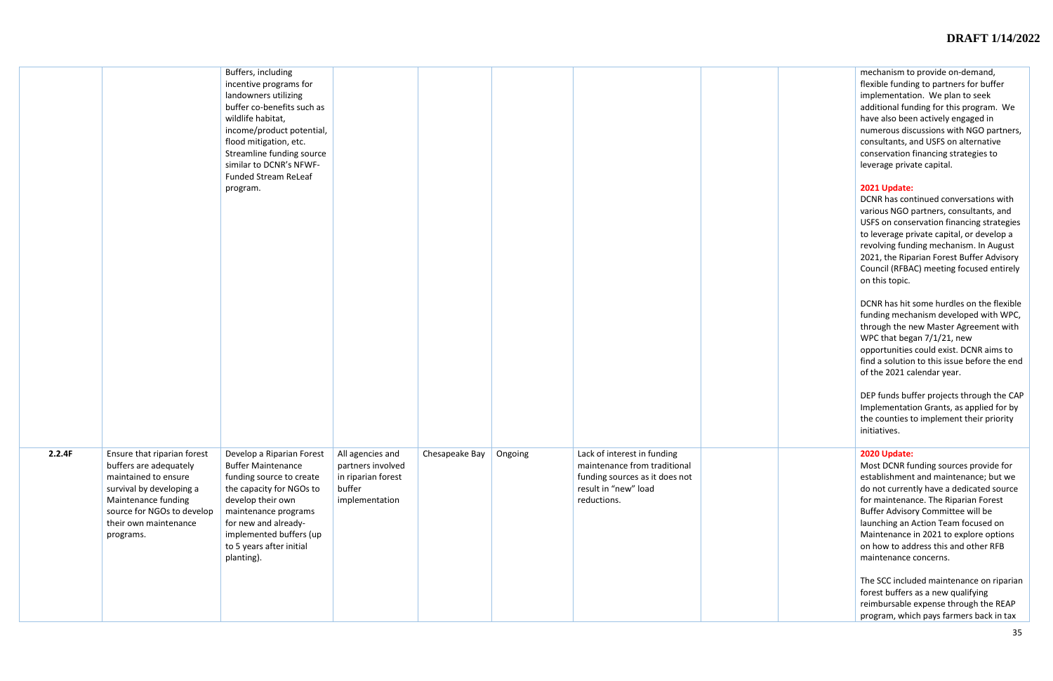| | | | | | | | | | |
|---|---|---|---|---|---|---|---|---|---|
| | | Buffers, including incentive programs for landowners utilizing buffer co-benefits such as wildlife habitat, income/product potential, flood mitigation, etc. Streamline funding source similar to DCNR's NFWF-Funded Stream ReLeaf program. | | | | | | | mechanism to provide on-demand, flexible funding to partners for buffer implementation. We plan to seek additional funding for this program. We have also been actively engaged in numerous discussions with NGO partners, consultants, and USFS on alternative conservation financing strategies to leverage private capital.<br><br>**2021 Update:**<br>DCNR has continued conversations with various NGO partners, consultants, and USFS on conservation financing strategies to leverage private capital, or develop a revolving funding mechanism. In August 2021, the Riparian Forest Buffer Advisory Council (RFBAC) meeting focused entirely on this topic.<br><br>DCNR has hit some hurdles on the flexible funding mechanism developed with WPC, through the new Master Agreement with WPC that began 7/1/21, new opportunities could exist. DCNR aims to find a solution to this issue before the end of the 2021 calendar year.<br><br>DEP funds buffer projects through the CAP Implementation Grants, as applied for by the counties to implement their priority initiatives. |
| **2.2.4F** | Ensure that riparian forest buffers are adequately maintained to ensure survival by developing a Maintenance funding source for NGOs to develop their own maintenance programs. | Develop a Riparian Forest Buffer Maintenance funding source to create the capacity for NGOs to develop their own maintenance programs for new and already-implemented buffers (up to 5 years after initial planting). | All agencies and partners involved in riparian forest buffer implementation | Chesapeake Bay | Ongoing | Lack of interest in funding maintenance from traditional funding sources as it does not result in "new" load reductions. | | | **2020 Update:**<br>Most DCNR funding sources provide for establishment and maintenance; but we do not currently have a dedicated source for maintenance. The Riparian Forest Buffer Advisory Committee will be launching an Action Team focused on Maintenance in 2021 to explore options on how to address this and other RFB maintenance concerns.<br><br>The SCC included maintenance on riparian forest buffers as a new qualifying reimbursable expense through the REAP program, which pays farmers back in tax |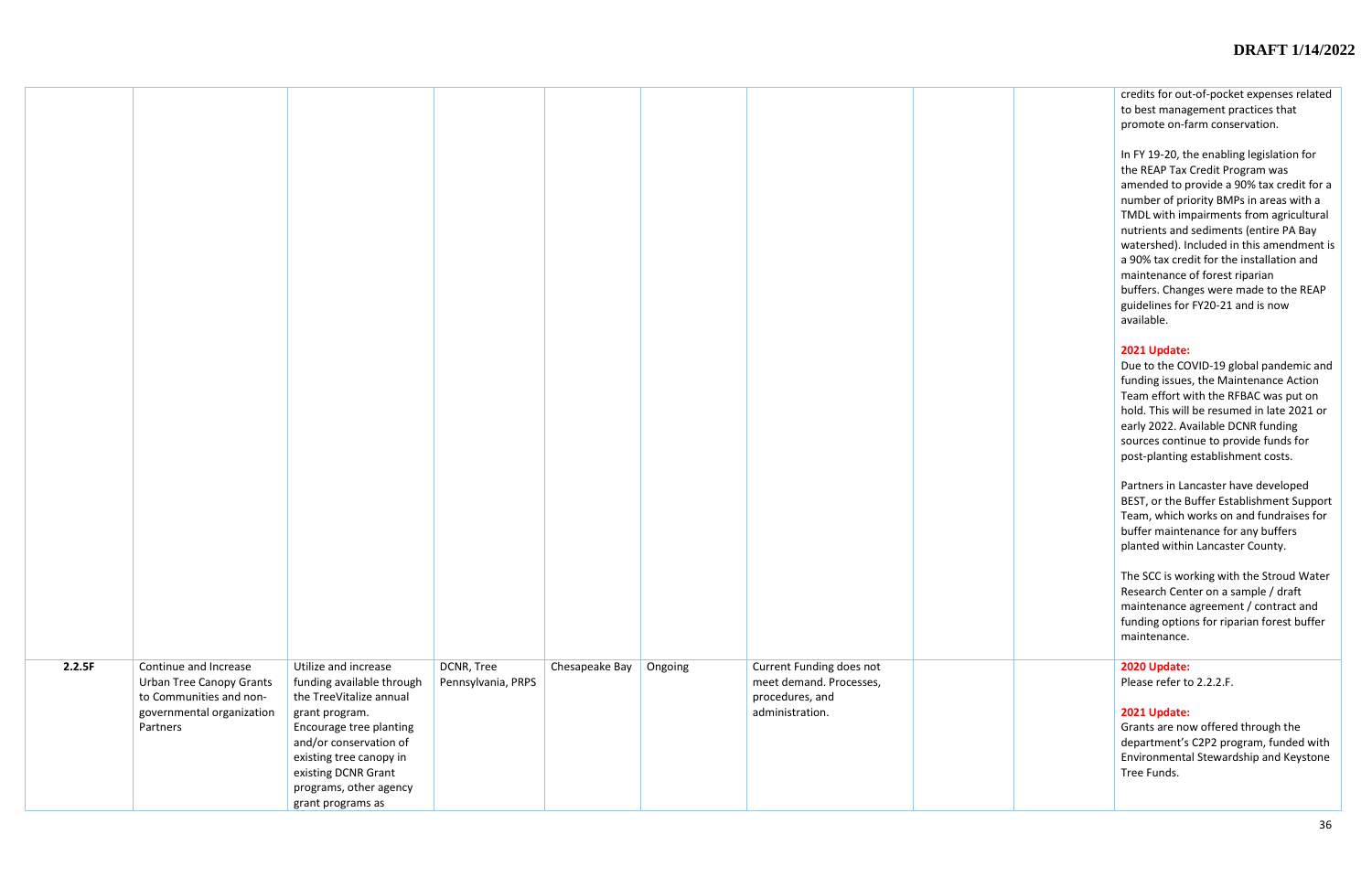| | | | | | | | | | |
|---|---|---|---|---|---|---|---|---|---|
| | | | | | | | | | credits for out-of-pocket expenses related to best management practices that promote on-farm conservation.<br><br>In FY 19-20, the enabling legislation for the REAP Tax Credit Program was amended to provide a 90% tax credit for a number of priority BMPs in areas with a TMDL with impairments from agricultural nutrients and sediments (entire PA Bay watershed). Included in this amendment is a 90% tax credit for the installation and maintenance of forest riparian buffers. Changes were made to the REAP guidelines for FY20-21 and is now available.<br><br>**2021 Update:**<br>Due to the COVID-19 global pandemic and funding issues, the Maintenance Action Team effort with the RFBAC was put on hold. This will be resumed in late 2021 or early 2022. Available DCNR funding sources continue to provide funds for post-planting establishment costs.<br><br>Partners in Lancaster have developed BEST, or the Buffer Establishment Support Team, which works on and fundraises for buffer maintenance for any buffers planted within Lancaster County.<br><br>The SCC is working with the Stroud Water Research Center on a sample / draft maintenance agreement / contract and funding options for riparian forest buffer maintenance. |
| **2.2.5F** | Continue and Increase Urban Tree Canopy Grants to Communities and non-governmental organization Partners | Utilize and increase funding available through the TreeVitalize annual grant program. Encourage tree planting and/or conservation of existing tree canopy in existing DCNR Grant programs, other agency grant programs as | DCNR, Tree Pennsylvania, PRPS | Chesapeake Bay | Ongoing | Current Funding does not meet demand. Processes, procedures, and administration. | | | **2020 Update:**<br>Please refer to 2.2.2.F.<br><br>**2021 Update:**<br>Grants are now offered through the department's C2P2 program, funded with Environmental Stewardship and Keystone Tree Funds. |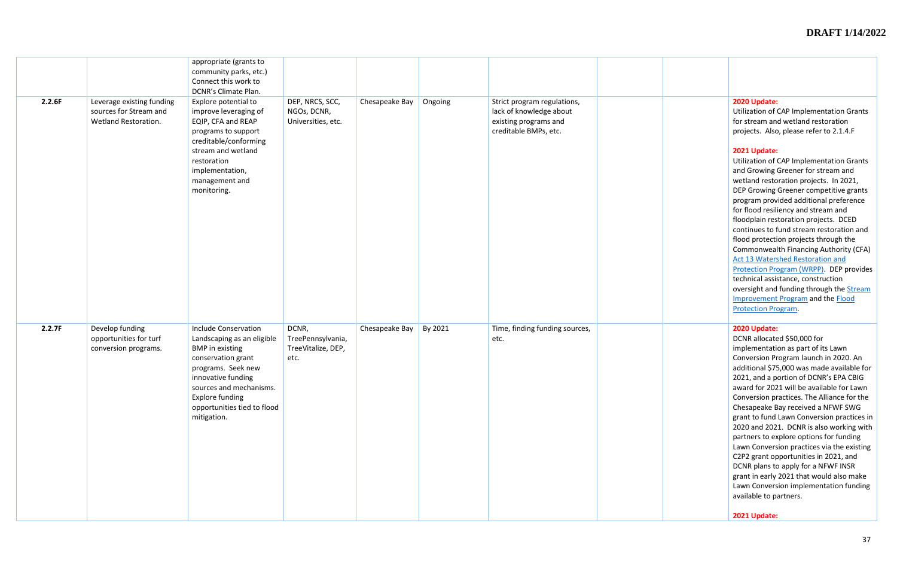| | | | | | | | | | |
|---|---|---|---|---|---|---|---|---|---|
| | | appropriate (grants to community parks, etc.) Connect this work to DCNR's Climate Plan. | | | | | | | |
| 2.2.6F | Leverage existing funding sources for Stream and Wetland Restoration. | Explore potential to improve leveraging of EQIP, CFA and REAP programs to support creditable/conforming stream and wetland restoration implementation, management and monitoring. | DEP, NRCS, SCC, NGOs, DCNR, Universities, etc. | Chesapeake Bay | Ongoing | Strict program regulations, lack of knowledge about existing programs and creditable BMPs, etc. | | | **2020 Update:** Utilization of CAP Implementation Grants for stream and wetland restoration projects. Also, please refer to 2.1.4.F<br><br>**2021 Update:** Utilization of CAP Implementation Grants and Growing Greener for stream and wetland restoration projects. In 2021, DEP Growing Greener competitive grants program provided additional preference for flood resiliency and stream and floodplain restoration projects. DCED continues to fund stream restoration and flood protection projects through the Commonwealth Financing Authority (CFA) Act 13 Watershed Restoration and Protection Program (WRPP). DEP provides technical assistance, construction oversight and funding through the Stream Improvement Program and the Flood Protection Program. |
| 2.2.7F | Develop funding opportunities for turf conversion programs. | Include Conservation Landscaping as an eligible BMP in existing conservation grant programs. Seek new innovative funding sources and mechanisms. Explore funding opportunities tied to flood mitigation. | DCNR, TreePennsylvania, TreeVitalize, DEP, etc. | Chesapeake Bay | By 2021 | Time, finding funding sources, etc. | | | **2020 Update:** DCNR allocated $50,000 for implementation as part of its Lawn Conversion Program launch in 2020. An additional $75,000 was made available for 2021, and a portion of DCNR's EPA CBIG award for 2021 will be available for Lawn Conversion practices. The Alliance for the Chesapeake Bay received a NFWF SWG grant to fund Lawn Conversion practices in 2020 and 2021. DCNR is also working with partners to explore options for funding Lawn Conversion practices via the existing C2P2 grant opportunities in 2021, and DCNR plans to apply for a NFWF INSR grant in early 2021 that would also make Lawn Conversion implementation funding available to partners.<br><br>**2021 Update:** |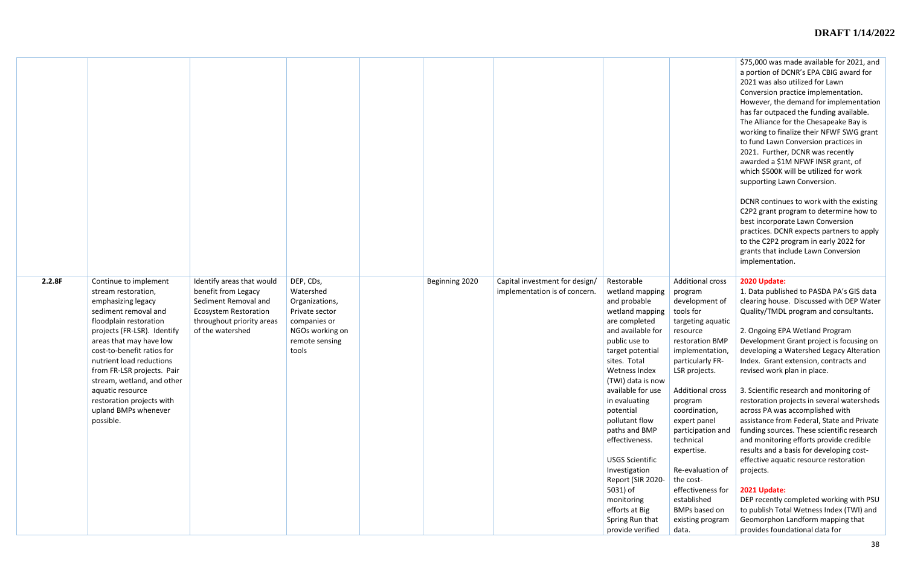| | | | | | | | | | |
|---|---|---|---|---|---|---|---|---|---|
| | | | | | | | | | $75,000 was made available for 2021, and a portion of DCNR's EPA CBIG award for 2021 was also utilized for Lawn Conversion practice implementation. However, the demand for implementation has far outpaced the funding available. The Alliance for the Chesapeake Bay is working to finalize their NFWF SWG grant to fund Lawn Conversion practices in 2021. Further, DCNR was recently awarded a $1M NFWF INSR grant, of which $500K will be utilized for work supporting Lawn Conversion.<br><br>DCNR continues to work with the existing C2P2 grant program to determine how to best incorporate Lawn Conversion practices. DCNR expects partners to apply to the C2P2 program in early 2022 for grants that include Lawn Conversion implementation. |
| 2.2.8F | Continue to implement stream restoration, emphasizing legacy sediment removal and floodplain restoration projects (FR-LSR). Identify areas that may have low cost-to-benefit ratios for nutrient load reductions from FR-LSR projects. Pair stream, wetland, and other aquatic resource restoration projects with upland BMPs whenever possible. | Identify areas that would benefit from Legacy Sediment Removal and Ecosystem Restoration throughout priority areas of the watershed | DEP, CDs, Watershed Organizations, Private sector companies or NGOs working on remote sensing tools | | Beginning 2020 | Capital investment for design/ implementation is of concern. | Restorable wetland mapping and probable wetland mapping are completed and available for public use to target potential sites. Total Wetness Index (TWI) data is now available for use in evaluating potential pollutant flow paths and BMP effectiveness.<br><br>USGS Scientific Investigation Report (SIR 2020-5031) of monitoring efforts at Big Spring Run that provide verified | Additional cross program development of tools for targeting aquatic resource restoration BMP implementation, particularly FR-LSR projects.<br><br>Additional cross program coordination, expert panel participation and technical expertise.<br><br>Re-evaluation of the cost-effectiveness for established BMPs based on existing program data. | **2020 Update:**<br>1. Data published to PASDA PA's GIS data clearing house. Discussed with DEP Water Quality/TMDL program and consultants.<br><br>2. Ongoing EPA Wetland Program Development Grant project is focusing on developing a Watershed Legacy Alteration Index. Grant extension, contracts and revised work plan in place.<br><br>3. Scientific research and monitoring of restoration projects in several watersheds across PA was accomplished with assistance from Federal, State and Private funding sources. These scientific research and monitoring efforts provide credible results and a basis for developing cost-effective aquatic resource restoration projects.<br><br>**2021 Update:**<br>DEP recently completed working with PSU to publish Total Wetness Index (TWI) and Geomorphon Landform mapping that provides foundational data for |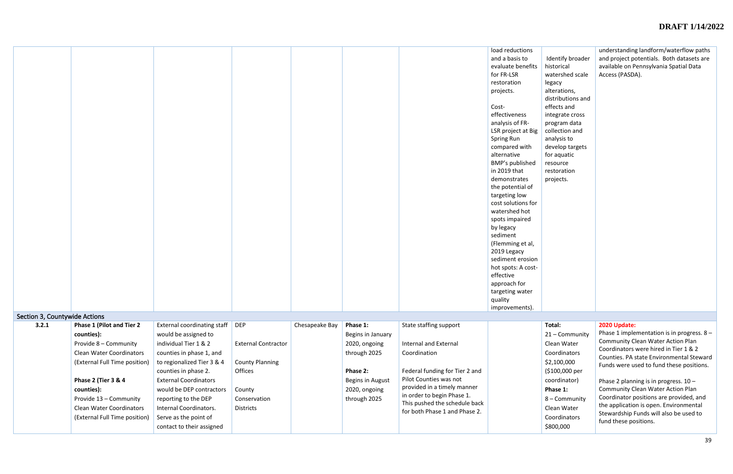| | | | | | | | | | |
|---|---|---|---|---|---|---|---|---|---|
| | | | | | | | load reductions and a basis to evaluate benefits for FR-LSR restoration projects.<br><br>Cost-effectiveness analysis of FR-LSR project at Big Spring Run compared with alternative BMP's published in 2019 that demonstrates the potential of targeting low cost solutions for watershed hot spots impaired by legacy sediment (Flemming et al, 2019 Legacy sediment erosion hot spots: A cost-effective approach for targeting water quality improvements). | Identify broader historical watershed scale legacy alterations, distributions and effects and integrate cross program data collection and analysis to develop targets for aquatic resource restoration projects. | understanding landform/waterflow paths and project potentials. Both datasets are available on Pennsylvania Spatial Data Access (PASDA). |
| **Section 3, Countywide Actions** | | | | | | | | | |
| **3.2.1** | **Phase 1 (Pilot and Tier 2 counties):**<br>Provide 8 – Community Clean Water Coordinators (External Full Time position)<br><br>**Phase 2 (Tier 3 & 4 counties):**<br>Provide 13 – Community Clean Water Coordinators (External Full Time position) | External coordinating staff would be assigned to individual Tier 1 & 2 counties in phase 1, and to regionalized Tier 3 & 4 counties in phase 2. External Coordinators would be DEP contractors reporting to the DEP Internal Coordinators. Serve as the point of contact to their assigned | DEP<br><br>External Contractor<br><br>County Planning Offices<br><br>County Conservation Districts | Chesapeake Bay | **Phase 1:**<br>Begins in January 2020, ongoing through 2025<br><br>**Phase 2:**<br>Begins in August 2020, ongoing through 2025 | State staffing support<br><br>Internal and External Coordination<br><br>Federal funding for Tier 2 and Pilot Counties was not provided in a timely manner in order to begin Phase 1. This pushed the schedule back for both Phase 1 and Phase 2. | | **Total:**<br>21 – Community Clean Water Coordinators<br>$2,100,000<br>($100,000 per coordinator)<br>**Phase 1:**<br>8 – Community Clean Water Coordinators<br>$800,000 | **2020 Update:**<br>Phase 1 implementation is in progress. 8 – Community Clean Water Action Plan Coordinators were hired in Tier 1 & 2 Counties. PA state Environmental Steward Funds were used to fund these positions.<br><br>Phase 2 planning is in progress. 10 – Community Clean Water Action Plan Coordinator positions are provided, and the application is open. Environmental Stewardship Funds will also be used to fund these positions. |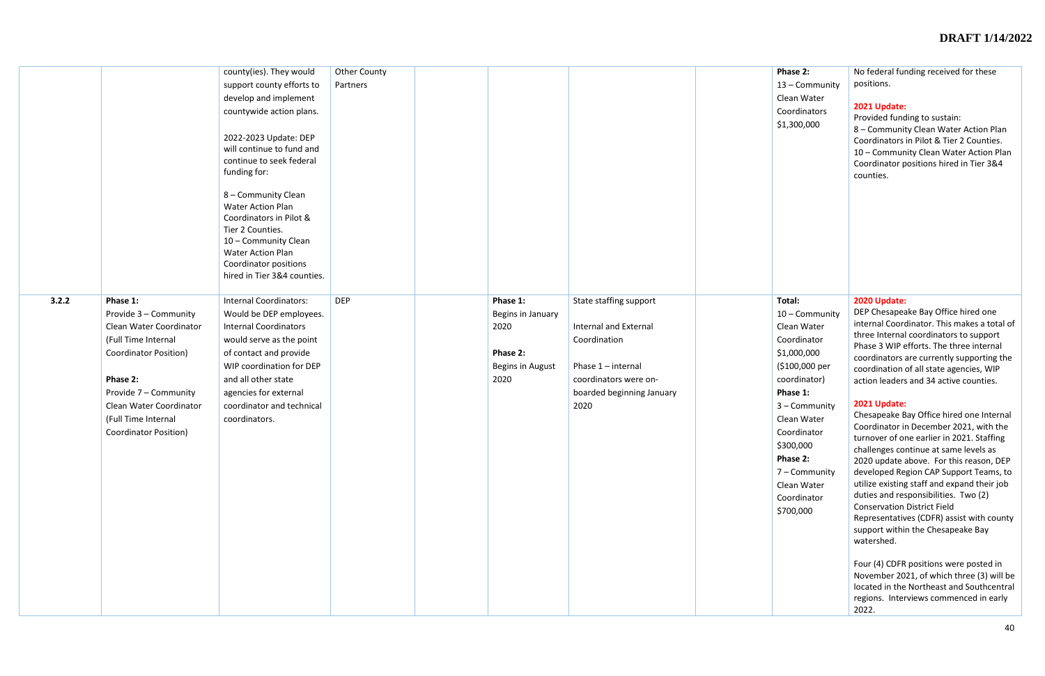| | | | | | | | | | |
|---|---|---|---|---|---|---|---|---|---|
| | | county(ies). They would support county efforts to develop and implement countywide action plans.<br><br>2022-2023 Update: DEP will continue to fund and continue to seek federal funding for:<br><br>8 – Community Clean Water Action Plan Coordinators in Pilot & Tier 2 Counties.<br>10 – Community Clean Water Action Plan Coordinator positions hired in Tier 3&4 counties. | Other County Partners | | | | | **Phase 2:**<br>13 – Community Clean Water Coordinators<br>$1,300,000 | No federal funding received for these positions.<br><br>**2021 Update:**<br>Provided funding to sustain:<br>8 – Community Clean Water Action Plan Coordinators in Pilot & Tier 2 Counties.<br>10 – Community Clean Water Action Plan Coordinator positions hired in Tier 3&4 counties. |
| **3.2.2** | **Phase 1:**<br>Provide 3 – Community Clean Water Coordinator (Full Time Internal Coordinator Position)<br><br>**Phase 2:**<br>Provide 7 – Community Clean Water Coordinator (Full Time Internal Coordinator Position) | Internal Coordinators: Would be DEP employees. Internal Coordinators would serve as the point of contact and provide WIP coordination for DEP and all other state agencies for external coordinator and technical coordinators. | DEP | | **Phase 1:**<br>Begins in January 2020<br><br>**Phase 2:**<br>Begins in August 2020 | State staffing support<br><br>Internal and External Coordination<br><br>Phase 1 – internal coordinators were on-boarded beginning January 2020 | | **Total:**<br>10 – Community Clean Water Coordinator<br>$1,000,000<br>($100,000 per coordinator)<br>**Phase 1:**<br>3 – Community Clean Water Coordinator<br>$300,000<br>**Phase 2:**<br>7 – Community Clean Water Coordinator<br>$700,000 | **2020 Update:**<br>DEP Chesapeake Bay Office hired one internal Coordinator. This makes a total of three Internal coordinators to support Phase 3 WIP efforts. The three internal coordinators are currently supporting the coordination of all state agencies, WIP action leaders and 34 active counties.<br><br>**2021 Update:**<br>Chesapeake Bay Office hired one Internal Coordinator in December 2021, with the turnover of one earlier in 2021. Staffing challenges continue at same levels as 2020 update above. For this reason, DEP developed Region CAP Support Teams, to utilize existing staff and expand their job duties and responsibilities. Two (2) Conservation District Field Representatives (CDFR) assist with county support within the Chesapeake Bay watershed.<br><br>Four (4) CDFR positions were posted in November 2021, of which three (3) will be located in the Northeast and Southcentral regions. Interviews commenced in early 2022. |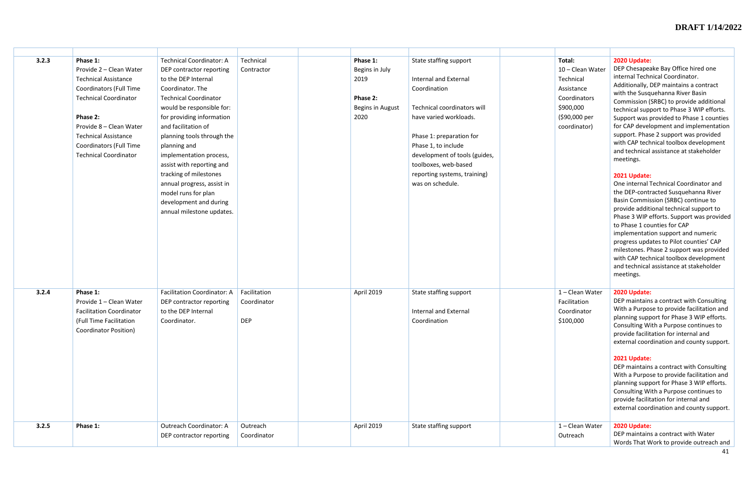| | | | | | | | | | |
|---|---|---|---|---|---|---|---|---|---|
| 3.2.3 | **Phase 1:**<br>Provide 2 – Clean Water Technical Assistance Coordinators (Full Time Technical Coordinator<br><br>**Phase 2:**<br>Provide 8 – Clean Water Technical Assistance Coordinators (Full Time Technical Coordinator | Technical Coordinator: A DEP contractor reporting to the DEP Internal Coordinator. The Technical Coordinator would be responsible for: for providing information and facilitation of planning tools through the planning and implementation process, assist with reporting and tracking of milestones annual progress, assist in model runs for plan development and during annual milestone updates. | Technical Contractor | | **Phase 1:**<br>Begins in July 2019<br><br>**Phase 2:**<br>Begins in August 2020 | State staffing support<br><br>Internal and External Coordination<br><br>Technical coordinators will have varied workloads.<br><br>Phase 1: preparation for Phase 1, to include development of tools (guides, toolboxes, web-based reporting systems, training) was on schedule. | | **Total:**<br>10 – Clean Water Technical Assistance Coordinators<br>$900,000<br>($90,000 per coordinator) | **2020 Update:**<br>DEP Chesapeake Bay Office hired one internal Technical Coordinator. Additionally, DEP maintains a contract with the Susquehanna River Basin Commission (SRBC) to provide additional technical support to Phase 3 WIP efforts. Support was provided to Phase 1 counties for CAP development and implementation support. Phase 2 support was provided with CAP technical toolbox development and technical assistance at stakeholder meetings.<br><br>**2021 Update:**<br>One internal Technical Coordinator and the DEP-contracted Susquehanna River Basin Commission (SRBC) continue to provide additional technical support to Phase 3 WIP efforts. Support was provided to Phase 1 counties for CAP implementation support and numeric progress updates to Pilot counties' CAP milestones. Phase 2 support was provided with CAP technical toolbox development and technical assistance at stakeholder meetings. |
| 3.2.4 | **Phase 1:**<br>Provide 1 – Clean Water Facilitation Coordinator (Full Time Facilitation Coordinator Position) | Facilitation Coordinator: A DEP contractor reporting to the DEP Internal Coordinator. | Facilitation Coordinator<br><br>DEP | | April 2019 | State staffing support<br><br>Internal and External Coordination | | 1 – Clean Water Facilitation Coordinator<br>$100,000 | **2020 Update:**<br>DEP maintains a contract with Consulting With a Purpose to provide facilitation and planning support for Phase 3 WIP efforts. Consulting With a Purpose continues to provide facilitation for internal and external coordination and county support.<br><br>**2021 Update:**<br>DEP maintains a contract with Consulting With a Purpose to provide facilitation and planning support for Phase 3 WIP efforts. Consulting With a Purpose continues to provide facilitation for internal and external coordination and county support. |
| 3.2.5 | **Phase 1:** | Outreach Coordinator: A DEP contractor reporting | Outreach Coordinator | | April 2019 | State staffing support | | 1 – Clean Water Outreach | **2020 Update:**<br>DEP maintains a contract with Water Words That Work to provide outreach and |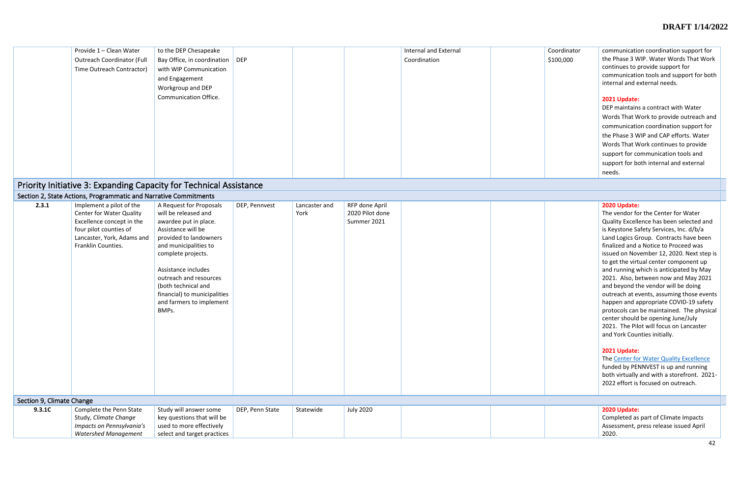| | | | | | | | | | |
|---|---|---|---|---|---|---|---|---|---|
| | Provide 1 – Clean Water Outreach Coordinator (Full Time Outreach Contractor) | to the DEP Chesapeake Bay Office, in coordination with WIP Communication and Engagement Workgroup and DEP Communication Office. | DEP | | | Internal and External Coordination | | Coordinator $100,000 | communication coordination support for the Phase 3 WIP. Water Words That Work continues to provide support for communication tools and support for both internal and external needs.<br><br>**2021 Update:**<br>DEP maintains a contract with Water Words That Work to provide outreach and communication coordination support for the Phase 3 WIP and CAP efforts. Water Words That Work continues to provide support for communication tools and support for both internal and external needs. |
| **Priority Initiative 3: Expanding Capacity for Technical Assistance** | | | | | | | | | |
| **Section 2, State Actions, Programmatic and Narrative Commitments** | | | | | | | | | |
| **2.3.1** | Implement a pilot of the Center for Water Quality Excellence concept in the four pilot counties of Lancaster, York, Adams and Franklin Counties. | A Request for Proposals will be released and awardee put in place. Assistance will be provided to landowners and municipalities to complete projects.<br><br>Assistance includes outreach and resources (both technical and financial) to municipalities and farmers to implement BMPs. | DEP, Pennvest | Lancaster and York | RFP done April 2020 Pilot done Summer 2021 | | | | **2020 Update:**<br>The vendor for the Center for Water Quality Excellence has been selected and is Keystone Safety Services, Inc. d/b/a Land Logics Group. Contracts have been finalized and a Notice to Proceed was issued on November 12, 2020. Next step is to get the virtual center component up and running which is anticipated by May 2021. Also, between now and May 2021 and beyond the vendor will be doing outreach at events, assuming those events happen and appropriate COVID-19 safety protocols can be maintained. The physical center should be opening June/July 2021. The Pilot will focus on Lancaster and York Counties initially.<br><br>**2021 Update:**<br>The Center for Water Quality Excellence funded by PENNVEST is up and running both virtually and with a storefront. 2021-2022 effort is focused on outreach. |
| **Section 9, Climate Change** | | | | | | | | | |
| **9.3.1C** | Complete the Penn State Study, *Climate Change Impacts on Pennsylvania's Watershed Management* | Study will answer some key questions that will be used to more effectively select and target practices | DEP, Penn State | Statewide | July 2020 | | | | **2020 Update:**<br>Completed as part of Climate Impacts Assessment, press release issued April 2020. |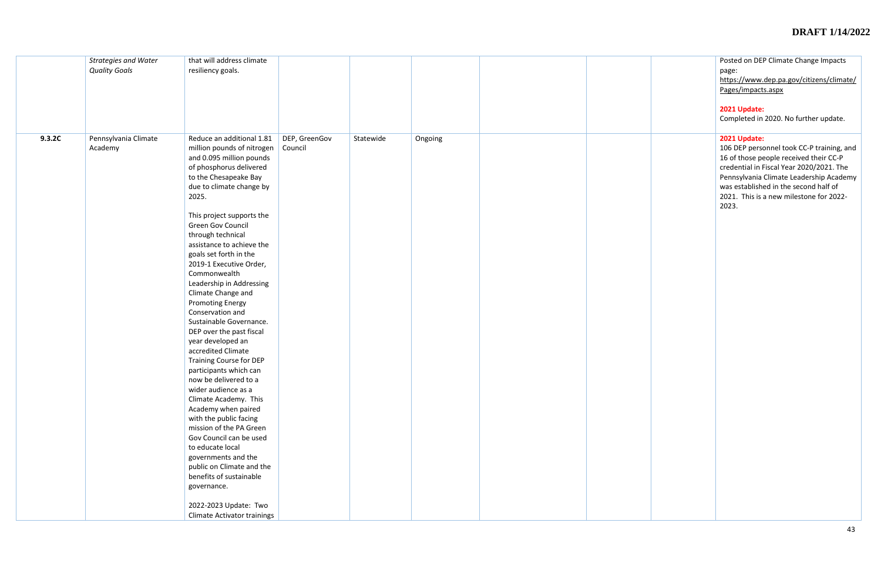| | | | | | | | | | |
|---|---|---|---|---|---|---|---|---|---|
| | *Strategies and Water Quality Goals* | that will address climate resiliency goals. | | | | | | | Posted on DEP Climate Change Impacts page: https://www.dep.pa.gov/citizens/climate/Pages/impacts.aspx<br><br>**2021 Update:**<br>Completed in 2020. No further update. |
| **9.3.2C** | Pennsylvania Climate Academy | Reduce an additional 1.81 million pounds of nitrogen and 0.095 million pounds of phosphorus delivered to the Chesapeake Bay due to climate change by 2025.<br><br>This project supports the Green Gov Council through technical assistance to achieve the goals set forth in the 2019-1 Executive Order, Commonwealth Leadership in Addressing Climate Change and Promoting Energy Conservation and Sustainable Governance. DEP over the past fiscal year developed an accredited Climate Training Course for DEP participants which can now be delivered to a wider audience as a Climate Academy. This Academy when paired with the public facing mission of the PA Green Gov Council can be used to educate local governments and the public on Climate and the benefits of sustainable governance.<br><br>2022-2023 Update: Two Climate Activator trainings | DEP, GreenGov Council | Statewide | Ongoing | | | | **2021 Update:**<br>106 DEP personnel took CC-P training, and 16 of those people received their CC-P credential in Fiscal Year 2020/2021. The Pennsylvania Climate Leadership Academy was established in the second half of 2021. This is a new milestone for 2022-2023. |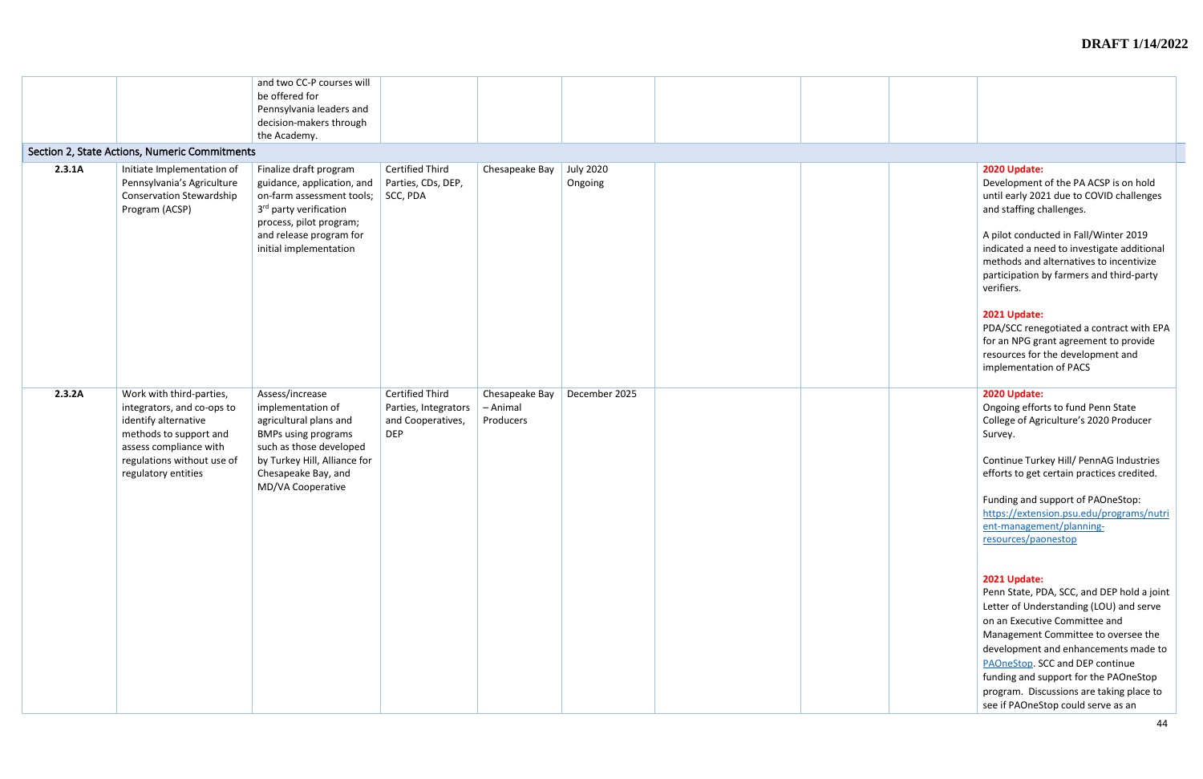| | | | | | | | | | |
|---|---|---|---|---|---|---|---|---|---|
| | | and two CC-P courses will be offered for Pennsylvania leaders and decision-makers through the Academy. | | | | | | | |
| **Section 2, State Actions, Numeric Commitments** | | | | | | | | | |
| **2.3.1A** | Initiate Implementation of Pennsylvania's Agriculture Conservation Stewardship Program (ACSP) | Finalize draft program guidance, application, and on-farm assessment tools; 3rd party verification process, pilot program; and release program for initial implementation | Certified Third Parties, CDs, DEP, SCC, PDA | Chesapeake Bay | July 2020 Ongoing | | | | **2020 Update:** Development of the PA ACSP is on hold until early 2021 due to COVID challenges and staffing challenges. <br><br> A pilot conducted in Fall/Winter 2019 indicated a need to investigate additional methods and alternatives to incentivize participation by farmers and third-party verifiers. <br><br> **2021 Update:** PDA/SCC renegotiated a contract with EPA for an NPG grant agreement to provide resources for the development and implementation of PACS |
| **2.3.2A** | Work with third-parties, integrators, and co-ops to identify alternative methods to support and assess compliance with regulations without use of regulatory entities | Assess/increase implementation of agricultural plans and BMPs using programs such as those developed by Turkey Hill, Alliance for Chesapeake Bay, and MD/VA Cooperative | Certified Third Parties, Integrators and Cooperatives, DEP | Chesapeake Bay – Animal Producers | December 2025 | | | | **2020 Update:** Ongoing efforts to fund Penn State College of Agriculture's 2020 Producer Survey. <br><br> Continue Turkey Hill/ PennAG Industries efforts to get certain practices credited. <br><br> Funding and support of PAOneStop: https://extension.psu.edu/programs/nutrient-management/planning-resources/paonestop <br><br> **2021 Update:** Penn State, PDA, SCC, and DEP hold a joint Letter of Understanding (LOU) and serve on an Executive Committee and Management Committee to oversee the development and enhancements made to PAOneStop. SCC and DEP continue funding and support for the PAOneStop program. Discussions are taking place to see if PAOneStop could serve as an |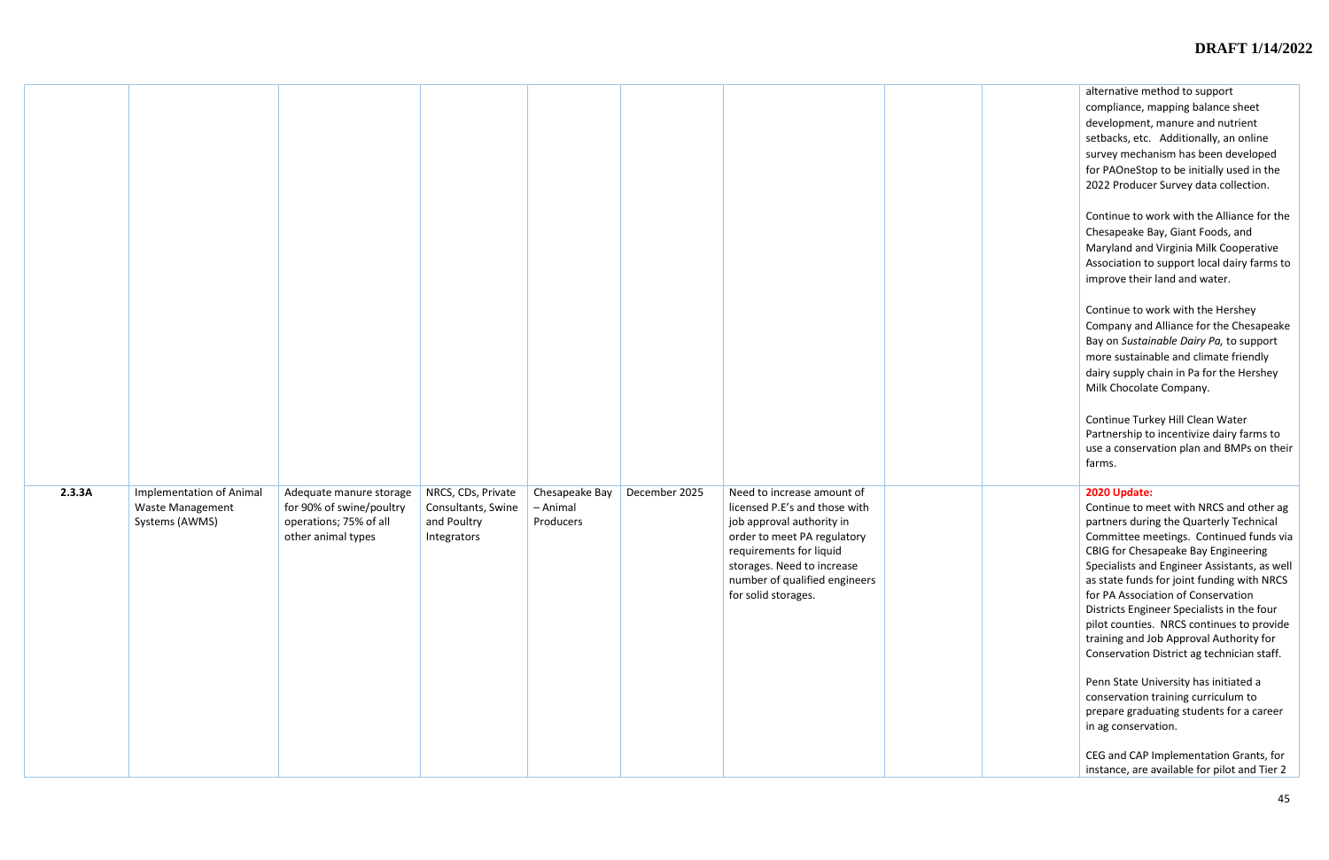| | | | | | | | | | |
|---|---|---|---|---|---|---|---|---|---|
| | | | | | | | | | alternative method to support compliance, mapping balance sheet development, manure and nutrient setbacks, etc. Additionally, an online survey mechanism has been developed for PAOneStop to be initially used in the 2022 Producer Survey data collection.<br><br>Continue to work with the Alliance for the Chesapeake Bay, Giant Foods, and Maryland and Virginia Milk Cooperative Association to support local dairy farms to improve their land and water.<br><br>Continue to work with the Hershey Company and Alliance for the Chesapeake Bay on *Sustainable Dairy Pa,* to support more sustainable and climate friendly dairy supply chain in Pa for the Hershey Milk Chocolate Company.<br><br>Continue Turkey Hill Clean Water Partnership to incentivize dairy farms to use a conservation plan and BMPs on their farms. |
| **2.3.3A** | Implementation of Animal Waste Management Systems (AWMS) | Adequate manure storage for 90% of swine/poultry operations; 75% of all other animal types | NRCS, CDs, Private Consultants, Swine and Poultry Integrators | Chesapeake Bay – Animal Producers | December 2025 | Need to increase amount of licensed P.E's and those with job approval authority in order to meet PA regulatory requirements for liquid storages. Need to increase number of qualified engineers for solid storages. | | | **2020 Update:**<br>Continue to meet with NRCS and other ag partners during the Quarterly Technical Committee meetings. Continued funds via CBIG for Chesapeake Bay Engineering Specialists and Engineer Assistants, as well as state funds for joint funding with NRCS for PA Association of Conservation Districts Engineer Specialists in the four pilot counties. NRCS continues to provide training and Job Approval Authority for Conservation District ag technician staff.<br><br>Penn State University has initiated a conservation training curriculum to prepare graduating students for a career in ag conservation.<br><br>CEG and CAP Implementation Grants, for instance, are available for pilot and Tier 2 |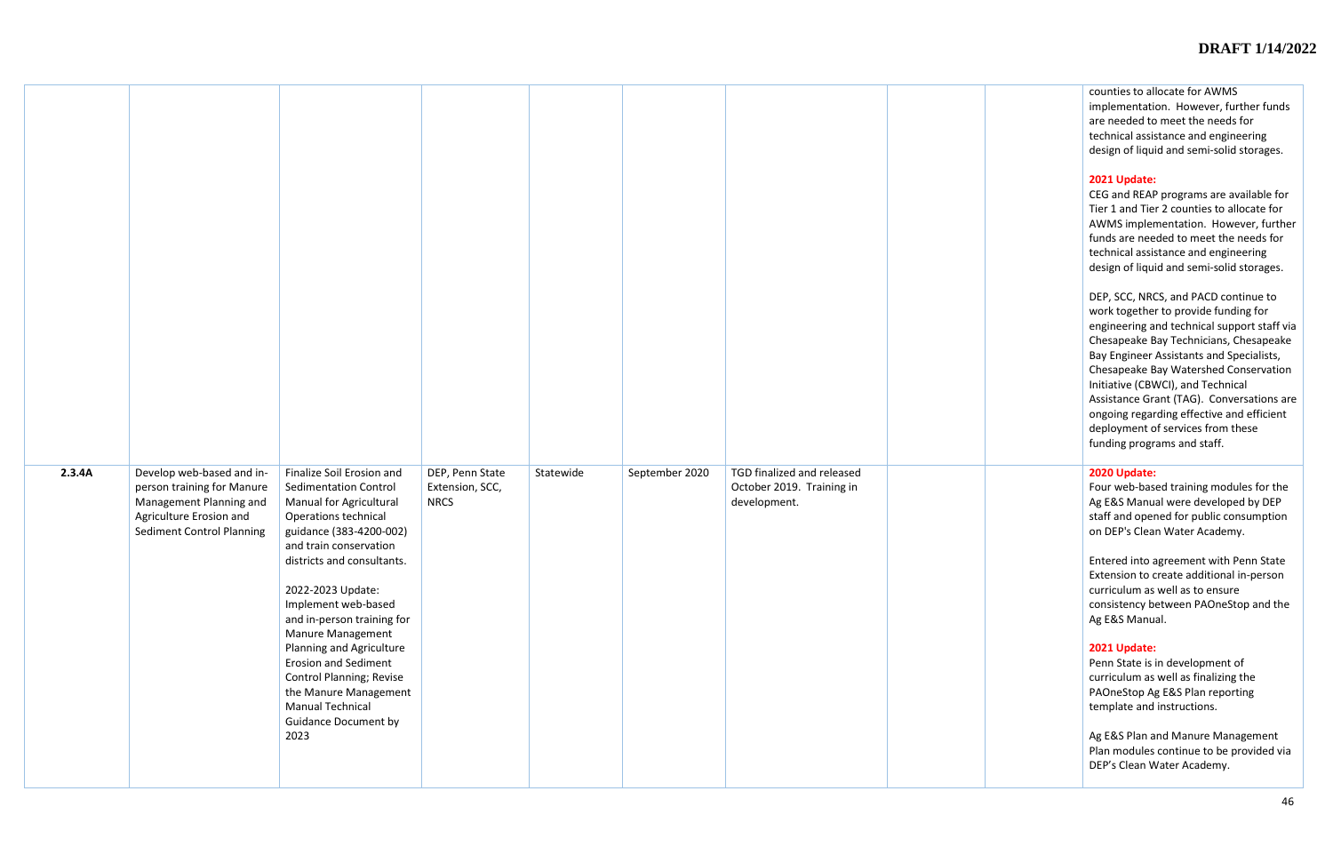| | | | | | | | | | |
|---|---|---|---|---|---|---|---|---|---|
| | | | | | | | | | counties to allocate for AWMS implementation. However, further funds are needed to meet the needs for technical assistance and engineering design of liquid and semi-solid storages.<br><br>**2021 Update:**<br>CEG and REAP programs are available for Tier 1 and Tier 2 counties to allocate for AWMS implementation. However, further funds are needed to meet the needs for technical assistance and engineering design of liquid and semi-solid storages.<br><br>DEP, SCC, NRCS, and PACD continue to work together to provide funding for engineering and technical support staff via Chesapeake Bay Technicians, Chesapeake Bay Engineer Assistants and Specialists, Chesapeake Bay Watershed Conservation Initiative (CBWCI), and Technical Assistance Grant (TAG). Conversations are ongoing regarding effective and efficient deployment of services from these funding programs and staff. |
| 2.3.4A | Develop web-based and in-person training for Manure Management Planning and Agriculture Erosion and Sediment Control Planning | Finalize Soil Erosion and Sedimentation Control Manual for Agricultural Operations technical guidance (383-4200-002) and train conservation districts and consultants.<br><br>2022-2023 Update: Implement web-based and in-person training for Manure Management Planning and Agriculture Erosion and Sediment Control Planning; Revise the Manure Management Manual Technical Guidance Document by 2023 | DEP, Penn State Extension, SCC, NRCS | Statewide | September 2020 | TGD finalized and released October 2019. Training in development. | | | **2020 Update:**<br>Four web-based training modules for the Ag E&S Manual were developed by DEP staff and opened for public consumption on DEP's Clean Water Academy.<br><br>Entered into agreement with Penn State Extension to create additional in-person curriculum as well as to ensure consistency between PAOneStop and the Ag E&S Manual.<br><br>**2021 Update:**<br>Penn State is in development of curriculum as well as finalizing the PAOneStop Ag E&S Plan reporting template and instructions.<br><br>Ag E&S Plan and Manure Management Plan modules continue to be provided via DEP's Clean Water Academy. |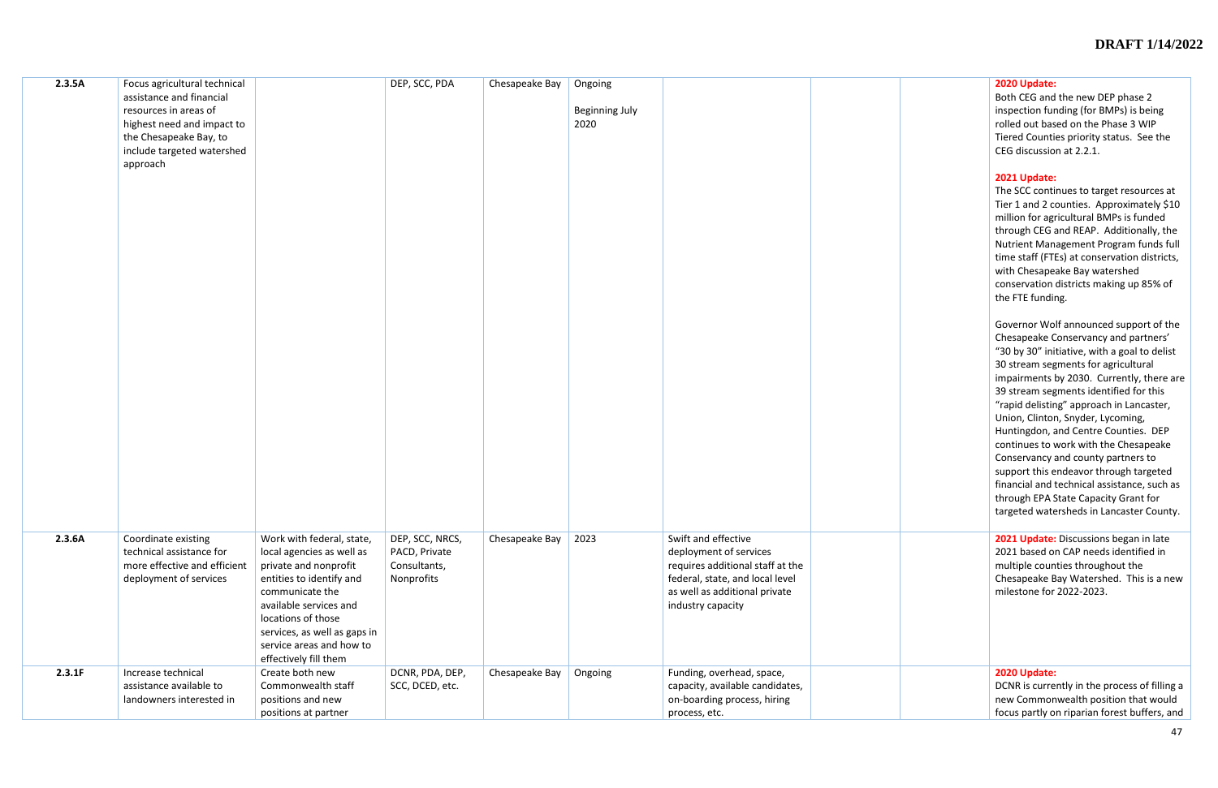| | | | | | | | | | |
|---|---|---|---|---|---|---|---|---|---|
| 2.3.5A | Focus agricultural technical assistance and financial resources in areas of highest need and impact to the Chesapeake Bay, to include targeted watershed approach | | DEP, SCC, PDA | Chesapeake Bay | Ongoing<br><br>Beginning July 2020 | | | | **2020 Update:**<br>Both CEG and the new DEP phase 2 inspection funding (for BMPs) is being rolled out based on the Phase 3 WIP Tiered Counties priority status. See the CEG discussion at 2.2.1.<br><br>**2021 Update:**<br>The SCC continues to target resources at Tier 1 and 2 counties. Approximately $10 million for agricultural BMPs is funded through CEG and REAP. Additionally, the Nutrient Management Program funds full time staff (FTEs) at conservation districts, with Chesapeake Bay watershed conservation districts making up 85% of the FTE funding.<br><br>Governor Wolf announced support of the Chesapeake Conservancy and partners' "30 by 30" initiative, with a goal to delist 30 stream segments for agricultural impairments by 2030. Currently, there are 39 stream segments identified for this "rapid delisting" approach in Lancaster, Union, Clinton, Snyder, Lycoming, Huntingdon, and Centre Counties. DEP continues to work with the Chesapeake Conservancy and county partners to support this endeavor through targeted financial and technical assistance, such as through EPA State Capacity Grant for targeted watersheds in Lancaster County. |
| 2.3.6A | Coordinate existing technical assistance for more effective and efficient deployment of services | Work with federal, state, local agencies as well as private and nonprofit entities to identify and communicate the available services and locations of those services, as well as gaps in service areas and how to effectively fill them | DEP, SCC, NRCS, PACD, Private Consultants, Nonprofits | Chesapeake Bay | 2023 | Swift and effective deployment of services requires additional staff at the federal, state, and local level as well as additional private industry capacity | | | **2021 Update:** Discussions began in late 2021 based on CAP needs identified in multiple counties throughout the Chesapeake Bay Watershed. This is a new milestone for 2022-2023. |
| 2.3.1F | Increase technical assistance available to landowners interested in | Create both new Commonwealth staff positions and new positions at partner | DCNR, PDA, DEP, SCC, DCED, etc. | Chesapeake Bay | Ongoing | Funding, overhead, space, capacity, available candidates, on-boarding process, hiring process, etc. | | | **2020 Update:**<br>DCNR is currently in the process of filling a new Commonwealth position that would focus partly on riparian forest buffers, and |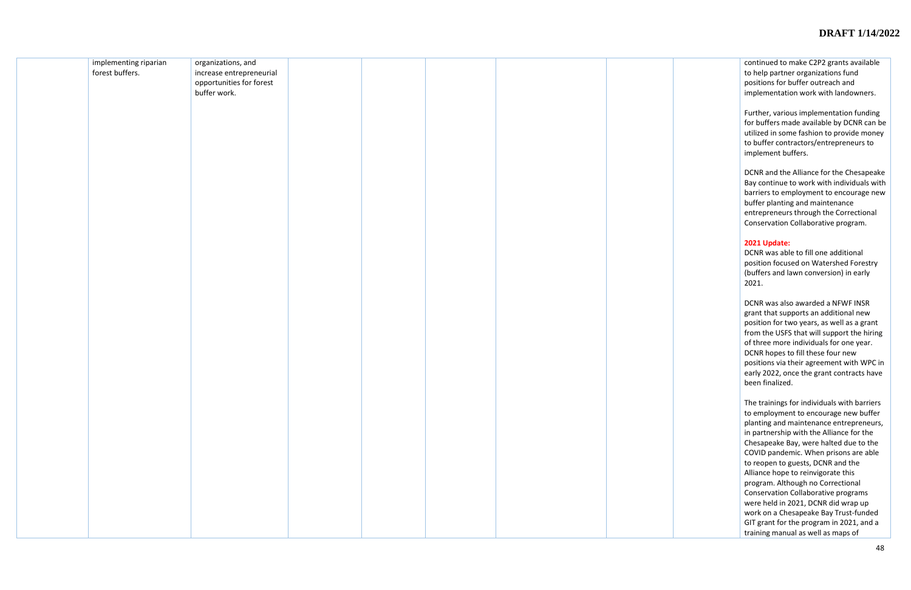| | | | | | | | | | |
|---|---|---|---|---|---|---|---|---|---|
| | implementing riparian forest buffers. | organizations, and increase entrepreneurial opportunities for forest buffer work. | | | | | | | continued to make C2P2 grants available to help partner organizations fund positions for buffer outreach and implementation work with landowners.<br><br>Further, various implementation funding for buffers made available by DCNR can be utilized in some fashion to provide money to buffer contractors/entrepreneurs to implement buffers.<br><br>DCNR and the Alliance for the Chesapeake Bay continue to work with individuals with barriers to employment to encourage new buffer planting and maintenance entrepreneurs through the Correctional Conservation Collaborative program.<br><br>**2021 Update:**<br>DCNR was able to fill one additional position focused on Watershed Forestry (buffers and lawn conversion) in early 2021.<br><br>DCNR was also awarded a NFWF INSR grant that supports an additional new position for two years, as well as a grant from the USFS that will support the hiring of three more individuals for one year. DCNR hopes to fill these four new positions via their agreement with WPC in early 2022, once the grant contracts have been finalized.<br><br>The trainings for individuals with barriers to employment to encourage new buffer planting and maintenance entrepreneurs, in partnership with the Alliance for the Chesapeake Bay, were halted due to the COVID pandemic. When prisons are able to reopen to guests, DCNR and the Alliance hope to reinvigorate this program. Although no Correctional Conservation Collaborative programs were held in 2021, DCNR did wrap up work on a Chesapeake Bay Trust-funded GIT grant for the program in 2021, and a training manual as well as maps of |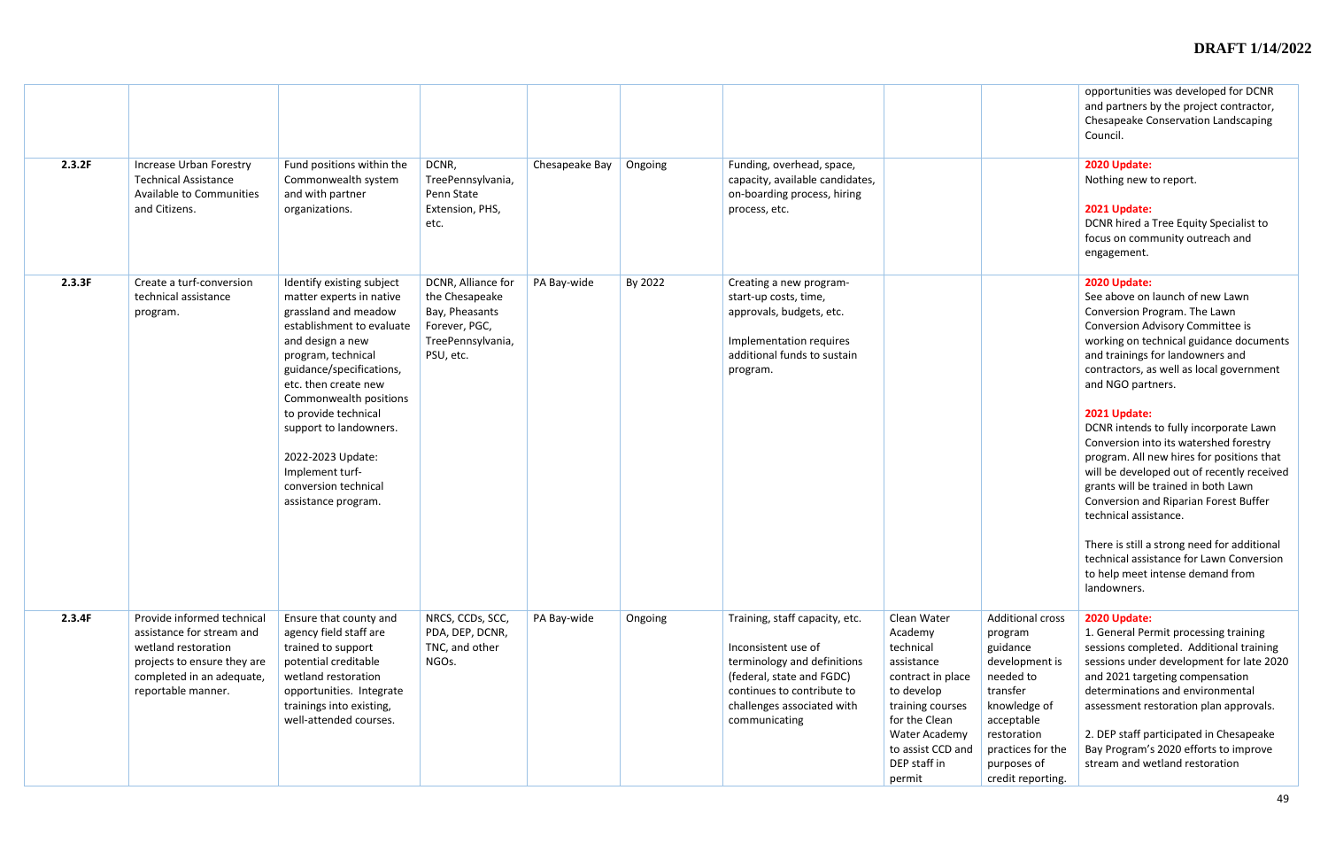| | | | | | | | | | |
|---|---|---|---|---|---|---|---|---|---|
| | | | | | | | | | opportunities was developed for DCNR and partners by the project contractor, Chesapeake Conservation Landscaping Council. |
| 2.3.2F | Increase Urban Forestry Technical Assistance Available to Communities and Citizens. | Fund positions within the Commonwealth system and with partner organizations. | DCNR, TreePennsylvania, Penn State Extension, PHS, etc. | Chesapeake Bay | Ongoing | Funding, overhead, space, capacity, available candidates, on-boarding process, hiring process, etc. | | | **2020 Update:**<br>Nothing new to report.<br><br>**2021 Update:**<br>DCNR hired a Tree Equity Specialist to focus on community outreach and engagement. |
| 2.3.3F | Create a turf-conversion technical assistance program. | Identify existing subject matter experts in native grassland and meadow establishment to evaluate and design a new program, technical guidance/specifications, etc. then create new Commonwealth positions to provide technical support to landowners.<br><br>2022-2023 Update: Implement turf-conversion technical assistance program. | DCNR, Alliance for the Chesapeake Bay, Pheasants Forever, PGC, TreePennsylvania, PSU, etc. | PA Bay-wide | By 2022 | Creating a new program-start-up costs, time, approvals, budgets, etc.<br><br>Implementation requires additional funds to sustain program. | | | **2020 Update:**<br>See above on launch of new Lawn Conversion Program. The Lawn Conversion Advisory Committee is working on technical guidance documents and trainings for landowners and contractors, as well as local government and NGO partners.<br><br>**2021 Update:**<br>DCNR intends to fully incorporate Lawn Conversion into its watershed forestry program. All new hires for positions that will be developed out of recently received grants will be trained in both Lawn Conversion and Riparian Forest Buffer technical assistance.<br><br>There is still a strong need for additional technical assistance for Lawn Conversion to help meet intense demand from landowners. |
| 2.3.4F | Provide informed technical assistance for stream and wetland restoration projects to ensure they are completed in an adequate, reportable manner. | Ensure that county and agency field staff are trained to support potential creditable wetland restoration opportunities. Integrate trainings into existing, well-attended courses. | NRCS, CCDs, SCC, PDA, DEP, DCNR, TNC, and other NGOs. | PA Bay-wide | Ongoing | Training, staff capacity, etc.<br><br>Inconsistent use of terminology and definitions (federal, state and FGDC) continues to contribute to challenges associated with communicating | Clean Water Academy technical assistance contract in place to develop training courses for the Clean Water Academy to assist CCD and DEP staff in permit | Additional cross program guidance development is needed to transfer knowledge of acceptable restoration practices for the purposes of credit reporting. | **2020 Update:**<br>1. General Permit processing training sessions completed. Additional training sessions under development for late 2020 and 2021 targeting compensation determinations and environmental assessment restoration plan approvals.<br><br>2. DEP staff participated in Chesapeake Bay Program's 2020 efforts to improve stream and wetland restoration |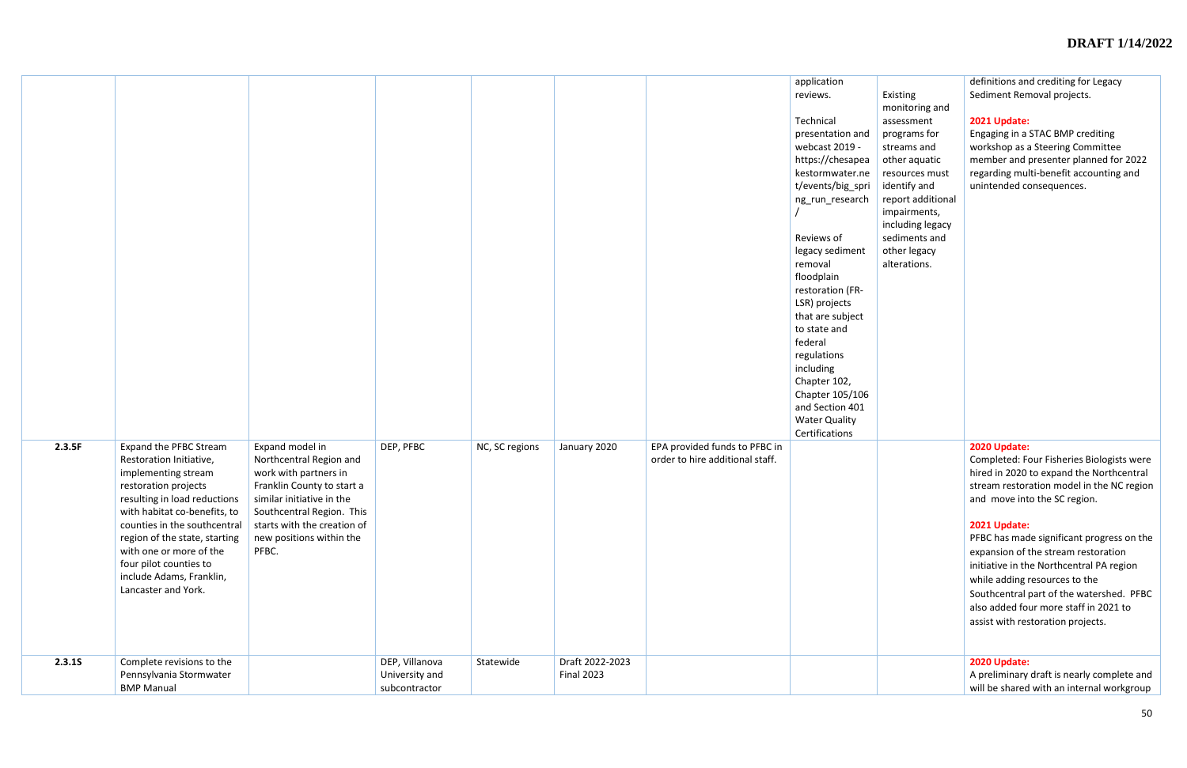| | | | | | | | | | |
|---|---|---|---|---|---|---|---|---|---|
| | | | | | | | application reviews.<br><br>Technical presentation and webcast 2019 - https://chesapeakestormwater.net/events/big_spring_run_research/<br><br>Reviews of legacy sediment removal floodplain restoration (FR-LSR) projects that are subject to state and federal regulations including Chapter 102, Chapter 105/106 and Section 401 Water Quality Certifications | Existing monitoring and assessment programs for streams and other aquatic resources must identify and report additional impairments, including legacy sediments and other legacy alterations. | definitions and crediting for Legacy Sediment Removal projects.<br><br>**2021 Update:**<br>Engaging in a STAC BMP crediting workshop as a Steering Committee member and presenter planned for 2022 regarding multi-benefit accounting and unintended consequences. |
| **2.3.5F** | Expand the PFBC Stream Restoration Initiative, implementing stream restoration projects resulting in load reductions with habitat co-benefits, to counties in the southcentral region of the state, starting with one or more of the four pilot counties to include Adams, Franklin, Lancaster and York. | Expand model in Northcentral Region and work with partners in Franklin County to start a similar initiative in the Southcentral Region. This starts with the creation of new positions within the PFBC. | DEP, PFBC | NC, SC regions | January 2020 | EPA provided funds to PFBC in order to hire additional staff. | | | **2020 Update:**<br>Completed: Four Fisheries Biologists were hired in 2020 to expand the Northcentral stream restoration model in the NC region and move into the SC region.<br><br>**2021 Update:**<br>PFBC has made significant progress on the expansion of the stream restoration initiative in the Northcentral PA region while adding resources to the Southcentral part of the watershed. PFBC also added four more staff in 2021 to assist with restoration projects. |
| **2.3.1S** | Complete revisions to the Pennsylvania Stormwater BMP Manual | | DEP, Villanova University and subcontractor | Statewide | Draft 2022-2023<br>Final 2023 | | | | **2020 Update:**<br>A preliminary draft is nearly complete and will be shared with an internal workgroup |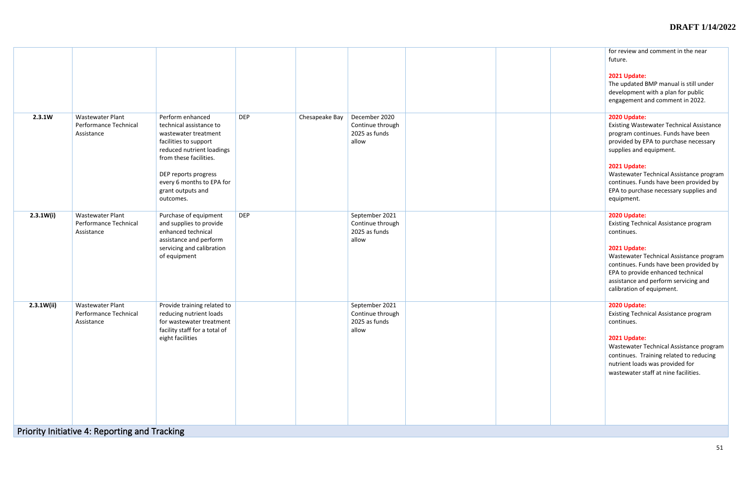|  |  |  |  |  |  |  |  |  | for review and comment in the near future.<br><br>**2021 Update:**<br>The updated BMP manual is still under development with a plan for public engagement and comment in 2022. |
|---|---|---|---|---|---|---|---|---|---|
| **2.3.1W** | Wastewater Plant Performance Technical Assistance | Perform enhanced technical assistance to wastewater treatment facilities to support reduced nutrient loadings from these facilities.<br><br>DEP reports progress every 6 months to EPA for grant outputs and outcomes. | DEP | Chesapeake Bay | December 2020 Continue through 2025 as funds allow |  |  |  | **2020 Update:**<br>Existing Wastewater Technical Assistance program continues. Funds have been provided by EPA to purchase necessary supplies and equipment.<br><br>**2021 Update:**<br>Wastewater Technical Assistance program continues. Funds have been provided by EPA to purchase necessary supplies and equipment. |
| **2.3.1W(i)** | Wastewater Plant Performance Technical Assistance | Purchase of equipment and supplies to provide enhanced technical assistance and perform servicing and calibration of equipment | DEP |  | September 2021 Continue through 2025 as funds allow |  |  |  | **2020 Update:**<br>Existing Technical Assistance program continues.<br><br>**2021 Update:**<br>Wastewater Technical Assistance program continues. Funds have been provided by EPA to provide enhanced technical assistance and perform servicing and calibration of equipment. |
| **2.3.1W(ii)** | Wastewater Plant Performance Technical Assistance | Provide training related to reducing nutrient loads for wastewater treatment facility staff for a total of eight facilities |  |  | September 2021 Continue through 2025 as funds allow |  |  |  | **2020 Update:**<br>Existing Technical Assistance program continues.<br><br>**2021 Update:**<br>Wastewater Technical Assistance program continues. Training related to reducing nutrient loads was provided for wastewater staff at nine facilities. |

## Priority Initiative 4: Reporting and Tracking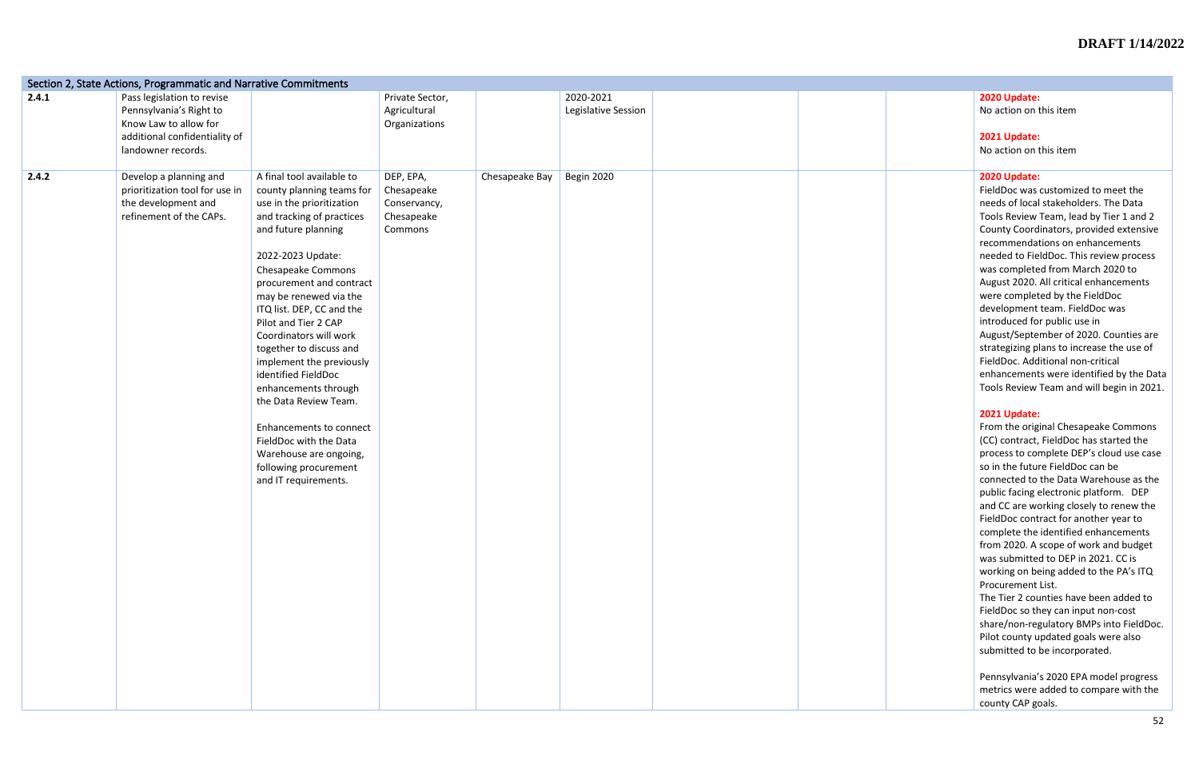| Section 2, State Actions, Programmatic and Narrative Commitments | | | | | | | | | |
|---|---|---|---|---|---|---|---|---|---|
| **2.4.1** | Pass legislation to revise Pennsylvania's Right to Know Law to allow for additional confidentiality of landowner records. | | Private Sector, Agricultural Organizations | | 2020-2021 Legislative Session | | | | **2020 Update:** No action on this item<br><br>**2021 Update:** No action on this item |
| **2.4.2** | Develop a planning and prioritization tool for use in the development and refinement of the CAPs. | A final tool available to county planning teams for use in the prioritization and tracking of practices and future planning<br><br>2022-2023 Update: Chesapeake Commons procurement and contract may be renewed via the ITQ list. DEP, CC and the Pilot and Tier 2 CAP Coordinators will work together to discuss and implement the previously identified FieldDoc enhancements through the Data Review Team.<br><br>Enhancements to connect FieldDoc with the Data Warehouse are ongoing, following procurement and IT requirements. | DEP, EPA, Chesapeake Conservancy, Chesapeake Commons | Chesapeake Bay | Begin 2020 | | | | **2020 Update:** FieldDoc was customized to meet the needs of local stakeholders. The Data Tools Review Team, lead by Tier 1 and 2 County Coordinators, provided extensive recommendations on enhancements needed to FieldDoc. This review process was completed from March 2020 to August 2020. All critical enhancements were completed by the FieldDoc development team. FieldDoc was introduced for public use in August/September of 2020. Counties are strategizing plans to increase the use of FieldDoc. Additional non-critical enhancements were identified by the Data Tools Review Team and will begin in 2021.<br><br>**2021 Update:** From the original Chesapeake Commons (CC) contract, FieldDoc has started the process to complete DEP's cloud use case so in the future FieldDoc can be connected to the Data Warehouse as the public facing electronic platform. DEP and CC are working closely to renew the FieldDoc contract for another year to complete the identified enhancements from 2020. A scope of work and budget was submitted to DEP in 2021. CC is working on being added to the PA's ITQ Procurement List.<br>The Tier 2 counties have been added to FieldDoc so they can input non-cost share/non-regulatory BMPs into FieldDoc. Pilot county updated goals were also submitted to be incorporated.<br><br>Pennsylvania's 2020 EPA model progress metrics were added to compare with the county CAP goals. |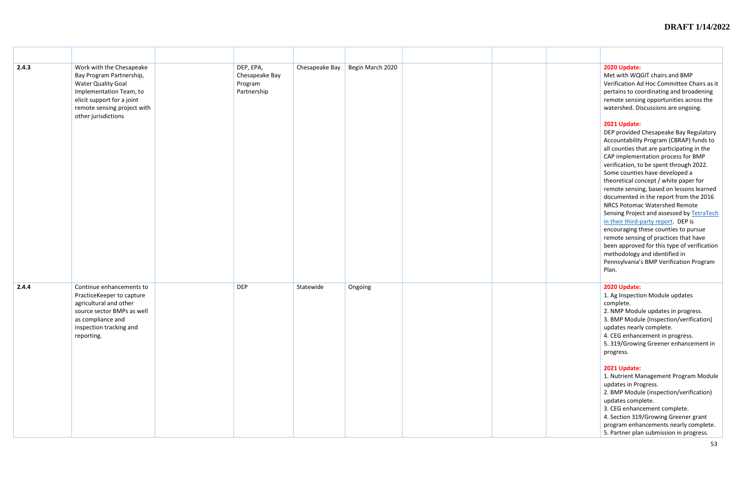| | | | | | | | | | |
|---|---|---|---|---|---|---|---|---|---|
| 2.4.3 | Work with the Chesapeake Bay Program Partnership, Water Quality Goal Implementation Team, to elicit support for a joint remote sensing project with other jurisdictions | | DEP, EPA, Chesapeake Bay Program Partnership | Chesapeake Bay | Begin March 2020 | | | | **2020 Update:** Met with WQGIT chairs and BMP Verification Ad Hoc Committee Chairs as it pertains to coordinating and broadening remote sensing opportunities across the watershed. Discussions are ongoing.<br><br>**2021 Update:** DEP provided Chesapeake Bay Regulatory Accountability Program (CBRAP) funds to all counties that are participating in the CAP implementation process for BMP verification, to be spent through 2022. Some counties have developed a theoretical concept / white paper for remote sensing, based on lessons learned documented in the report from the 2016 NRCS Potomac Watershed Remote Sensing Project and assessed by TetraTech in their third-party report. DEP is encouraging these counties to pursue remote sensing of practices that have been approved for this type of verification methodology and identified in Pennsylvania's BMP Verification Program Plan. |
| 2.4.4 | Continue enhancements to PracticeKeeper to capture agricultural and other source sector BMPs as well as compliance and inspection tracking and reporting. | | DEP | Statewide | Ongoing | | | | **2020 Update:**<br>1. Ag Inspection Module updates complete.<br>2. NMP Module updates in progress.<br>3. BMP Module (Inspection/verification) updates nearly complete.<br>4. CEG enhancement in progress.<br>5. 319/Growing Greener enhancement in progress.<br><br>**2021 Update:**<br>1. Nutrient Management Program Module updates in Progress.<br>2. BMP Module (inspection/verification) updates complete.<br>3. CEG enhancement complete.<br>4. Section 319/Growing Greener grant program enhancements nearly complete.<br>5. Partner plan submission in progress. |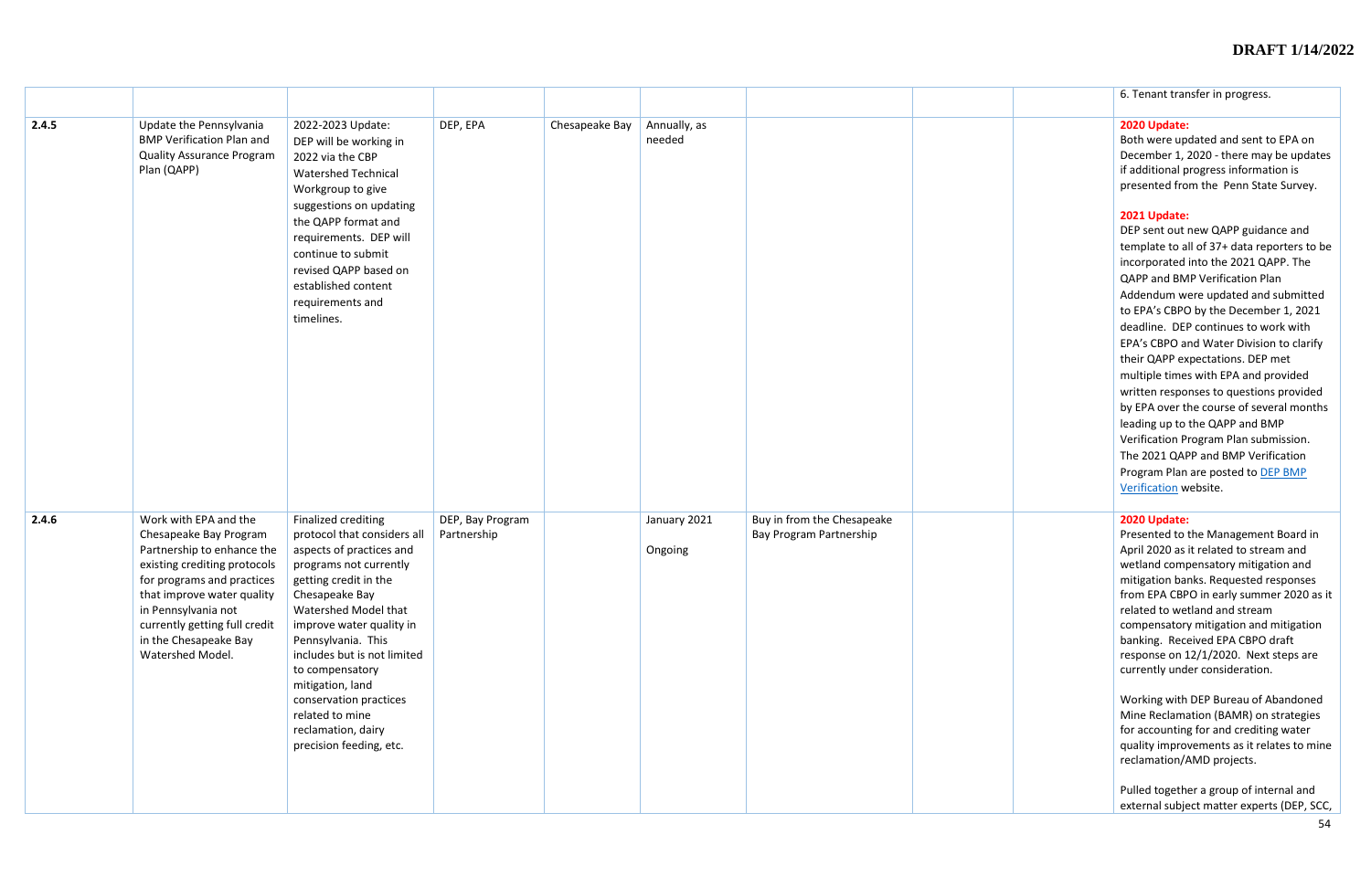| | | | | | | | | | |
|---|---|---|---|---|---|---|---|---|---|
| | | | | | | | | | 6. Tenant transfer in progress. |
| 2.4.5 | Update the Pennsylvania BMP Verification Plan and Quality Assurance Program Plan (QAPP) | 2022-2023 Update: DEP will be working in 2022 via the CBP Watershed Technical Workgroup to give suggestions on updating the QAPP format and requirements. DEP will continue to submit revised QAPP based on established content requirements and timelines. | DEP, EPA | Chesapeake Bay | Annually, as needed | | | | **2020 Update:** Both were updated and sent to EPA on December 1, 2020 - there may be updates if additional progress information is presented from the Penn State Survey. **2021 Update:** DEP sent out new QAPP guidance and template to all of 37+ data reporters to be incorporated into the 2021 QAPP. The QAPP and BMP Verification Plan Addendum were updated and submitted to EPA's CBPO by the December 1, 2021 deadline. DEP continues to work with EPA's CBPO and Water Division to clarify their QAPP expectations. DEP met multiple times with EPA and provided written responses to questions provided by EPA over the course of several months leading up to the QAPP and BMP Verification Program Plan submission. The 2021 QAPP and BMP Verification Program Plan are posted to DEP BMP Verification website. |
| 2.4.6 | Work with EPA and the Chesapeake Bay Program Partnership to enhance the existing crediting protocols for programs and practices that improve water quality in Pennsylvania not currently getting full credit in the Chesapeake Bay Watershed Model. | Finalized crediting protocol that considers all aspects of practices and programs not currently getting credit in the Chesapeake Bay Watershed Model that improve water quality in Pennsylvania. This includes but is not limited to compensatory mitigation, land conservation practices related to mine reclamation, dairy precision feeding, etc. | DEP, Bay Program Partnership | | January 2021 Ongoing | Buy in from the Chesapeake Bay Program Partnership | | | **2020 Update:** Presented to the Management Board in April 2020 as it related to stream and wetland compensatory mitigation and mitigation banks. Requested responses from EPA CBPO in early summer 2020 as it related to wetland and stream compensatory mitigation and mitigation banking. Received EPA CBPO draft response on 12/1/2020. Next steps are currently under consideration. Working with DEP Bureau of Abandoned Mine Reclamation (BAMR) on strategies for accounting for and crediting water quality improvements as it relates to mine reclamation/AMD projects. Pulled together a group of internal and external subject matter experts (DEP, SCC, |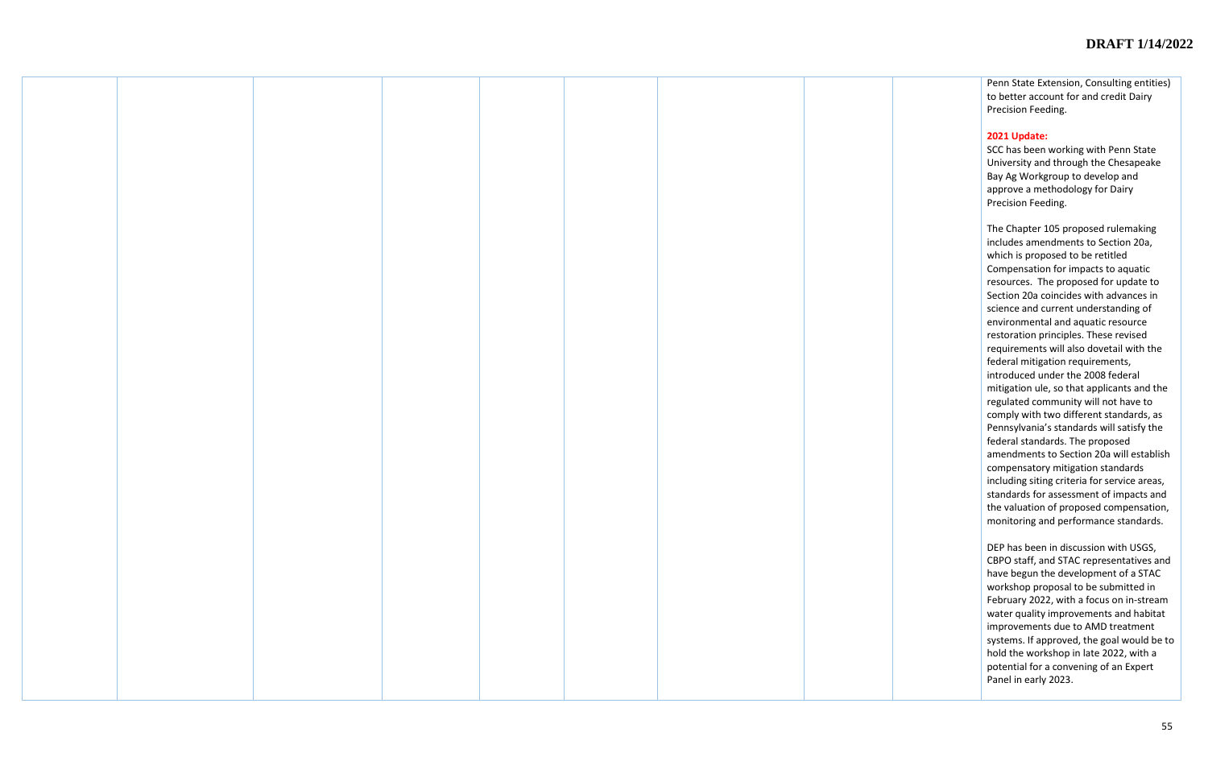| | | | | | | | | | |
|---|---|---|---|---|---|---|---|---|---|
| | | | | | | | | | Penn State Extension, Consulting entities) to better account for and credit Dairy Precision Feeding.<br><br>**2021 Update:**<br>SCC has been working with Penn State University and through the Chesapeake Bay Ag Workgroup to develop and approve a methodology for Dairy Precision Feeding.<br><br>The Chapter 105 proposed rulemaking includes amendments to Section 20a, which is proposed to be retitled Compensation for impacts to aquatic resources. The proposed for update to Section 20a coincides with advances in science and current understanding of environmental and aquatic resource restoration principles. These revised requirements will also dovetail with the federal mitigation requirements, introduced under the 2008 federal mitigation ule, so that applicants and the regulated community will not have to comply with two different standards, as Pennsylvania's standards will satisfy the federal standards. The proposed amendments to Section 20a will establish compensatory mitigation standards including siting criteria for service areas, standards for assessment of impacts and the valuation of proposed compensation, monitoring and performance standards.<br><br>DEP has been in discussion with USGS, CBPO staff, and STAC representatives and have begun the development of a STAC workshop proposal to be submitted in February 2022, with a focus on in-stream water quality improvements and habitat improvements due to AMD treatment systems. If approved, the goal would be to hold the workshop in late 2022, with a potential for a convening of an Expert Panel in early 2023. |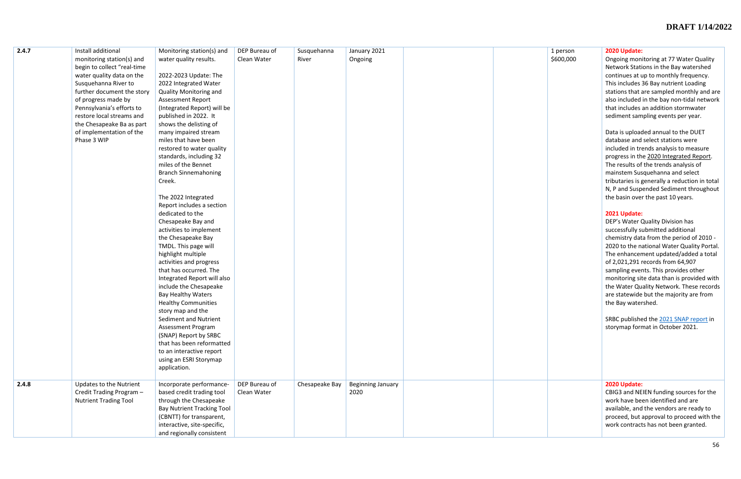| | | | | | | | | | |
|---|---|---|---|---|---|---|---|---|---|
| 2.4.7 | Install additional monitoring station(s) and begin to collect "real-time water quality data on the Susquehanna River to further document the story of progress made by Pennsylvania's efforts to restore local streams and the Chesapeake Ba as part of implementation of the Phase 3 WIP | Monitoring station(s) and water quality results.<br><br>2022-2023 Update: The 2022 Integrated Water Quality Monitoring and Assessment Report (Integrated Report) will be published in 2022. It shows the delisting of many impaired stream miles that have been restored to water quality standards, including 32 miles of the Bennet Branch Sinnemahoning Creek.<br><br>The 2022 Integrated Report includes a section dedicated to the Chesapeake Bay and activities to implement the Chesapeake Bay TMDL. This page will highlight multiple activities and progress that has occurred. The Integrated Report will also include the Chesapeake Bay Healthy Waters Healthy Communities story map and the Sediment and Nutrient Assessment Program (SNAP) Report by SRBC that has been reformatted to an interactive report using an ESRI Storymap application. | DEP Bureau of Clean Water | Susquehanna River | January 2021<br>Ongoing | | | 1 person<br>$600,000 | **2020 Update:**<br>Ongoing monitoring at 77 Water Quality Network Stations in the Bay watershed continues at up to monthly frequency. This includes 36 Bay nutrient Loading stations that are sampled monthly and are also included in the bay non-tidal network that includes an addition stormwater sediment sampling events per year.<br><br>Data is uploaded annual to the DUET database and select stations were included in trends analysis to measure progress in the 2020 Integrated Report. The results of the trends analysis of mainstem Susquehanna and select tributaries is generally a reduction in total N, P and Suspended Sediment throughout the basin over the past 10 years.<br><br>**2021 Update:**<br>DEP's Water Quality Division has successfully submitted additional chemistry data from the period of 2010 - 2020 to the national Water Quality Portal. The enhancement updated/added a total of 2,021,291 records from 64,907 sampling events. This provides other monitoring site data than is provided with the Water Quality Network. These records are statewide but the majority are from the Bay watershed.<br><br>SRBC published the 2021 SNAP report in storymap format in October 2021. |
| 2.4.8 | Updates to the Nutrient Credit Trading Program – Nutrient Trading Tool | Incorporate performance-based credit trading tool through the Chesapeake Bay Nutrient Tracking Tool (CBNTT) for transparent, interactive, site-specific, and regionally consistent | DEP Bureau of Clean Water | Chesapeake Bay | Beginning January 2020 | | | | **2020 Update:**<br>CBIG3 and NEIEN funding sources for the work have been identified and are available, and the vendors are ready to proceed, but approval to proceed with the work contracts has not been granted. |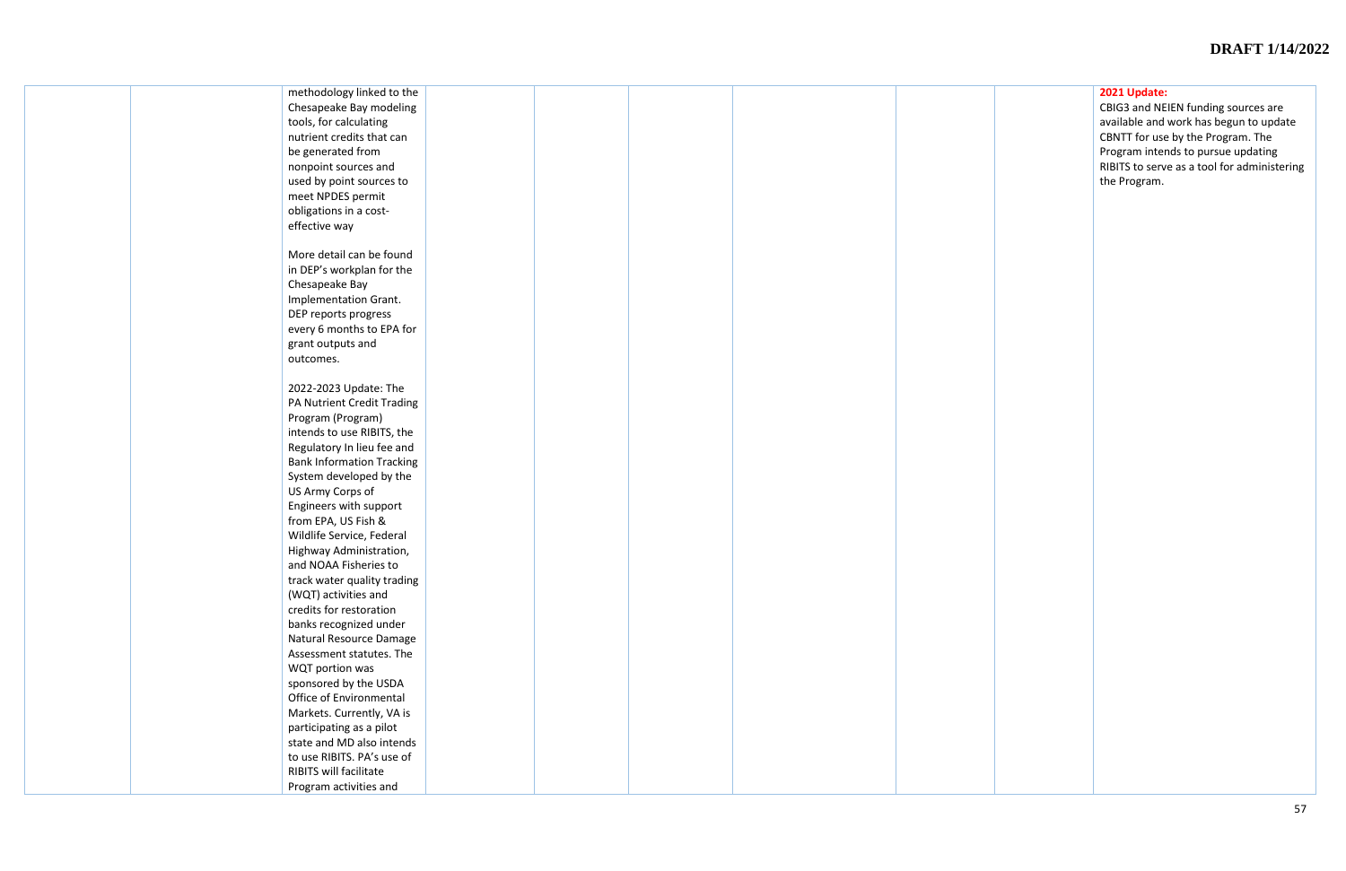| | | | | | | | | | |
|---|---|---|---|---|---|---|---|---|---|
| | | methodology linked to the Chesapeake Bay modeling tools, for calculating nutrient credits that can be generated from nonpoint sources and used by point sources to meet NPDES permit obligations in a cost-effective way<br><br>More detail can be found in DEP's workplan for the Chesapeake Bay Implementation Grant. DEP reports progress every 6 months to EPA for grant outputs and outcomes.<br><br>2022-2023 Update: The PA Nutrient Credit Trading Program (Program) intends to use RIBITS, the Regulatory In lieu fee and Bank Information Tracking System developed by the US Army Corps of Engineers with support from EPA, US Fish & Wildlife Service, Federal Highway Administration, and NOAA Fisheries to track water quality trading (WQT) activities and credits for restoration banks recognized under Natural Resource Damage Assessment statutes. The WQT portion was sponsored by the USDA Office of Environmental Markets. Currently, VA is participating as a pilot state and MD also intends to use RIBITS. PA's use of RIBITS will facilitate Program activities and | | | | | | | **2021 Update:**<br>CBIG3 and NEIEN funding sources are available and work has begun to update CBNTT for use by the Program. The Program intends to pursue updating RIBITS to serve as a tool for administering the Program. |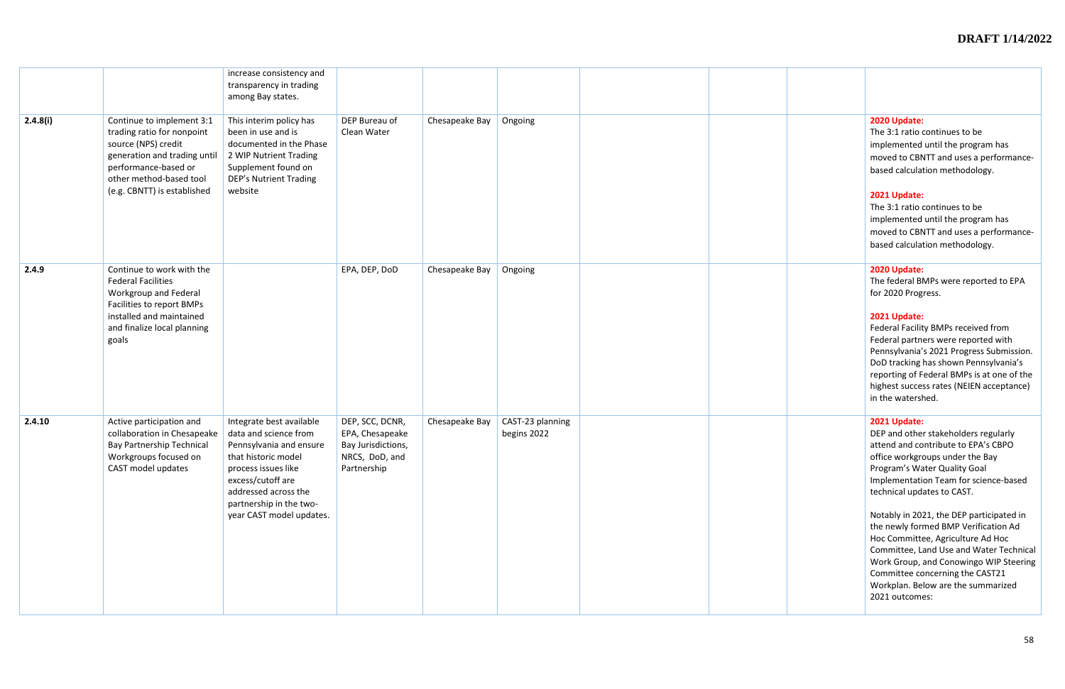|  |  |  |  |  |  |  |  |  |  |
|---|---|---|---|---|---|---|---|---|---|
|  |  | increase consistency and transparency in trading among Bay states. |  |  |  |  |  |  |  |
| 2.4.8(i) | Continue to implement 3:1 trading ratio for nonpoint source (NPS) credit generation and trading until performance-based or other method-based tool (e.g. CBNTT) is established | This interim policy has been in use and is documented in the Phase 2 WIP Nutrient Trading Supplement found on DEP's Nutrient Trading website | DEP Bureau of Clean Water | Chesapeake Bay | Ongoing |  |  |  | **2020 Update:** The 3:1 ratio continues to be implemented until the program has moved to CBNTT and uses a performance-based calculation methodology. **2021 Update:** The 3:1 ratio continues to be implemented until the program has moved to CBNTT and uses a performance-based calculation methodology. |
| 2.4.9 | Continue to work with the Federal Facilities Workgroup and Federal Facilities to report BMPs installed and maintained and finalize local planning goals |  | EPA, DEP, DoD | Chesapeake Bay | Ongoing |  |  |  | **2020 Update:** The federal BMPs were reported to EPA for 2020 Progress. **2021 Update:** Federal Facility BMPs received from Federal partners were reported with Pennsylvania's 2021 Progress Submission. DoD tracking has shown Pennsylvania's reporting of Federal BMPs is at one of the highest success rates (NEIEN acceptance) in the watershed. |
| 2.4.10 | Active participation and collaboration in Chesapeake Bay Partnership Technical Workgroups focused on CAST model updates | Integrate best available data and science from Pennsylvania and ensure that historic model process issues like excess/cutoff are addressed across the partnership in the two-year CAST model updates. | DEP, SCC, DCNR, EPA, Chesapeake Bay Jurisdictions, NRCS, DoD, and Partnership | Chesapeake Bay | CAST-23 planning begins 2022 |  |  |  | **2021 Update:** DEP and other stakeholders regularly attend and contribute to EPA's CBPO office workgroups under the Bay Program's Water Quality Goal Implementation Team for science-based technical updates to CAST. Notably in 2021, the DEP participated in the newly formed BMP Verification Ad Hoc Committee, Agriculture Ad Hoc Committee, Land Use and Water Technical Work Group, and Conowingo WIP Steering Committee concerning the CAST21 Workplan. Below are the summarized 2021 outcomes: |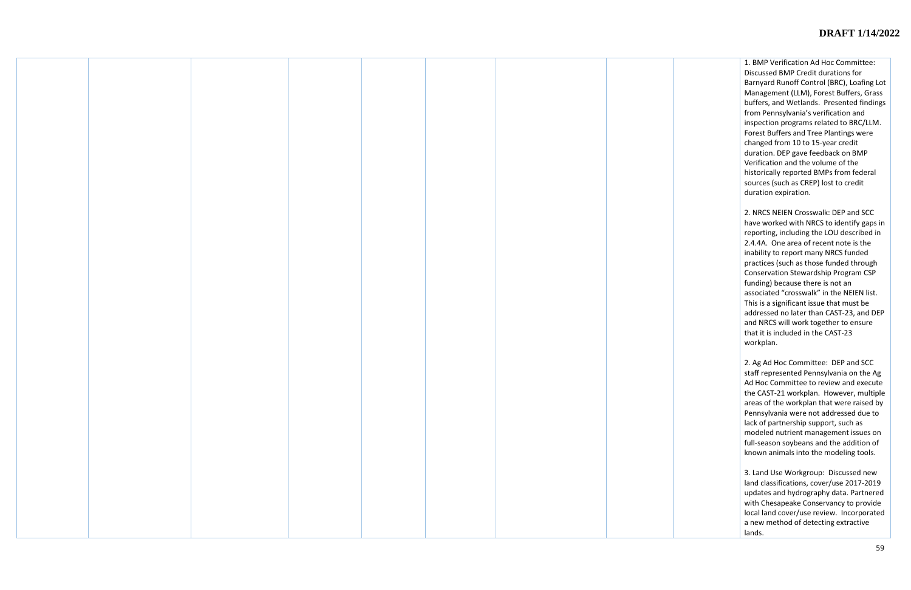| | | | | | | | | | |
|---|---|---|---|---|---|---|---|---|---|
| | | | | | | | | | 1. BMP Verification Ad Hoc Committee: Discussed BMP Credit durations for Barnyard Runoff Control (BRC), Loafing Lot Management (LLM), Forest Buffers, Grass buffers, and Wetlands. Presented findings from Pennsylvania's verification and inspection programs related to BRC/LLM. Forest Buffers and Tree Plantings were changed from 10 to 15-year credit duration. DEP gave feedback on BMP Verification and the volume of the historically reported BMPs from federal sources (such as CREP) lost to credit duration expiration.<br><br>2. NRCS NEIEN Crosswalk: DEP and SCC have worked with NRCS to identify gaps in reporting, including the LOU described in 2.4.4A. One area of recent note is the inability to report many NRCS funded practices (such as those funded through Conservation Stewardship Program CSP funding) because there is not an associated "crosswalk" in the NEIEN list. This is a significant issue that must be addressed no later than CAST-23, and DEP and NRCS will work together to ensure that it is included in the CAST-23 workplan.<br><br>2. Ag Ad Hoc Committee: DEP and SCC staff represented Pennsylvania on the Ag Ad Hoc Committee to review and execute the CAST-21 workplan. However, multiple areas of the workplan that were raised by Pennsylvania were not addressed due to lack of partnership support, such as modeled nutrient management issues on full-season soybeans and the addition of known animals into the modeling tools.<br><br>3. Land Use Workgroup: Discussed new land classifications, cover/use 2017-2019 updates and hydrography data. Partnered with Chesapeake Conservancy to provide local land cover/use review. Incorporated a new method of detecting extractive lands. |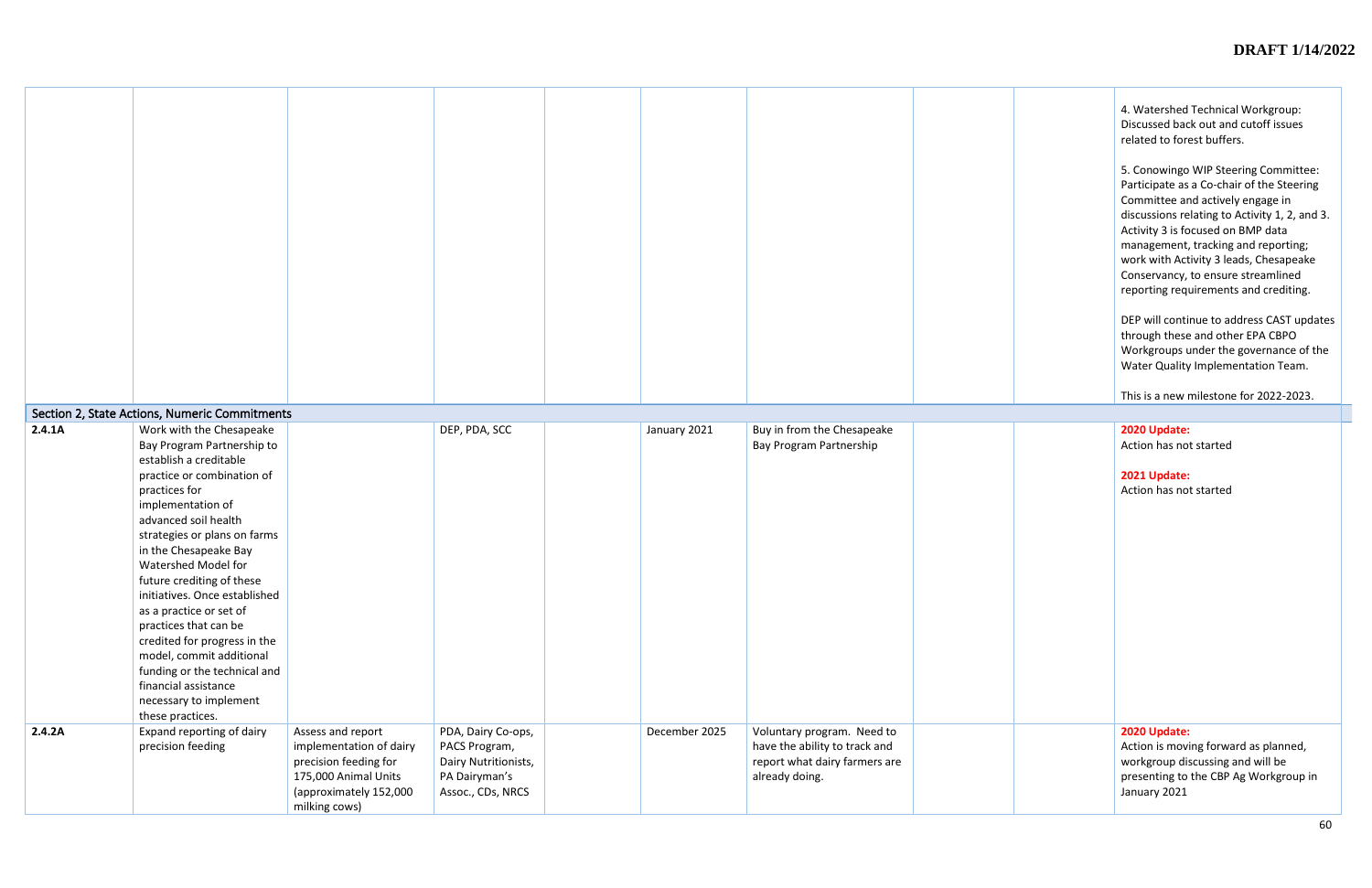| | | | | | | | | | |
|---|---|---|---|---|---|---|---|---|---|
| | | | | | | | | | 4. Watershed Technical Workgroup: Discussed back out and cutoff issues related to forest buffers.<br><br>5. Conowingo WIP Steering Committee: Participate as a Co-chair of the Steering Committee and actively engage in discussions relating to Activity 1, 2, and 3. Activity 3 is focused on BMP data management, tracking and reporting; work with Activity 3 leads, Chesapeake Conservancy, to ensure streamlined reporting requirements and crediting.<br><br>DEP will continue to address CAST updates through these and other EPA CBPO Workgroups under the governance of the Water Quality Implementation Team.<br><br>This is a new milestone for 2022-2023. |
| **Section 2, State Actions, Numeric Commitments** | | | | | | | | | |
| **2.4.1A** | Work with the Chesapeake Bay Program Partnership to establish a creditable practice or combination of practices for implementation of advanced soil health strategies or plans on farms in the Chesapeake Bay Watershed Model for future crediting of these initiatives. Once established as a practice or set of practices that can be credited for progress in the model, commit additional funding or the technical and financial assistance necessary to implement these practices. | | DEP, PDA, SCC | | January 2021 | Buy in from the Chesapeake Bay Program Partnership | | | **2020 Update:**<br>Action has not started<br><br>**2021 Update:**<br>Action has not started |
| **2.4.2A** | Expand reporting of dairy precision feeding | Assess and report implementation of dairy precision feeding for 175,000 Animal Units (approximately 152,000 milking cows) | PDA, Dairy Co-ops, PACS Program, Dairy Nutritionists, PA Dairyman's Assoc., CDs, NRCS | | December 2025 | Voluntary program. Need to have the ability to track and report what dairy farmers are already doing. | | | **2020 Update:**<br>Action is moving forward as planned, workgroup discussing and will be presenting to the CBP Ag Workgroup in January 2021 |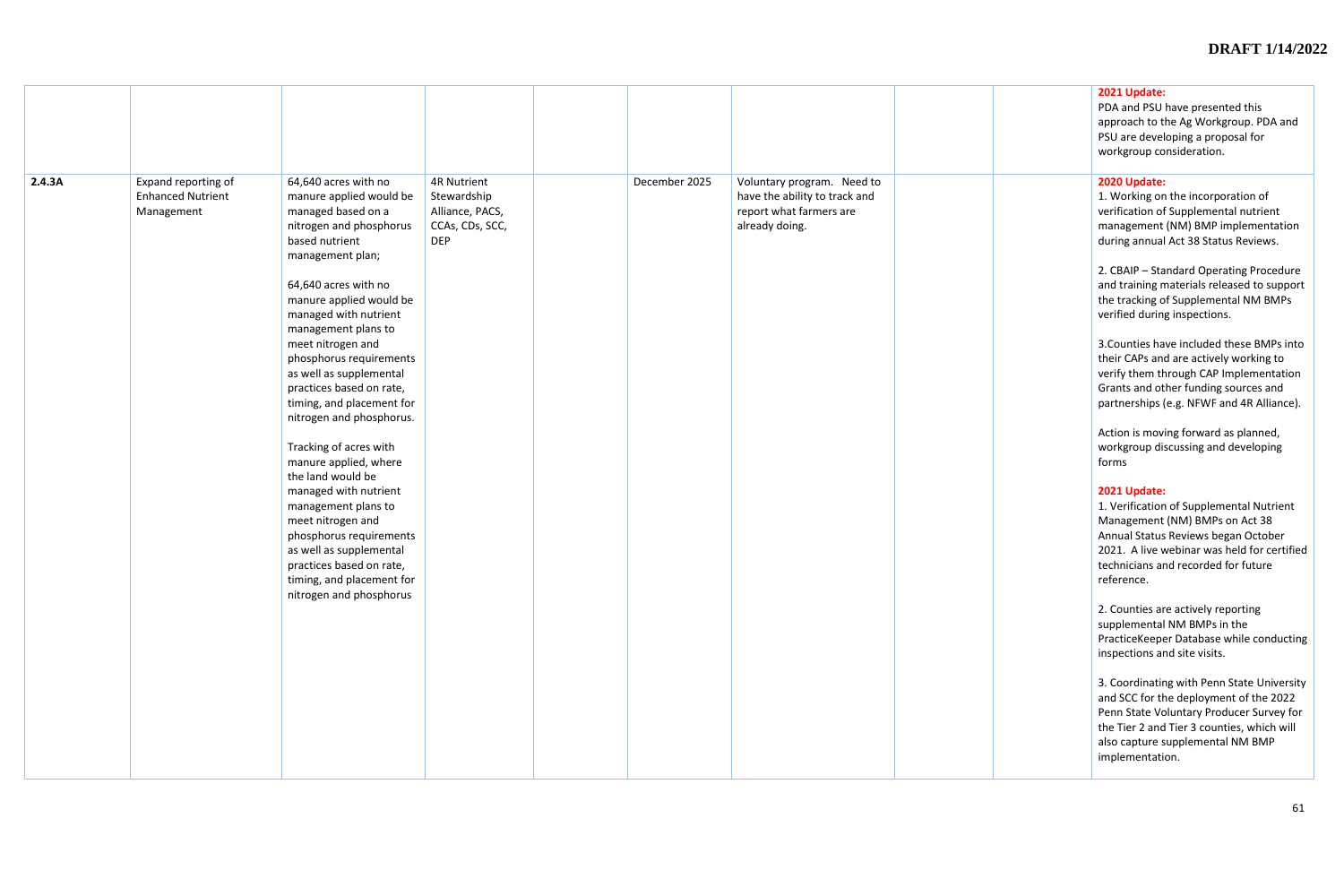| | | | | | | | | | |
|---|---|---|---|---|---|---|---|---|---|
| | | | | | | | | | **2021 Update:**<br>PDA and PSU have presented this approach to the Ag Workgroup. PDA and PSU are developing a proposal for workgroup consideration. |
| 2.4.3A | Expand reporting of Enhanced Nutrient Management | 64,640 acres with no manure applied would be managed based on a nitrogen and phosphorus based nutrient management plan;<br><br>64,640 acres with no manure applied would be managed with nutrient management plans to meet nitrogen and phosphorus requirements as well as supplemental practices based on rate, timing, and placement for nitrogen and phosphorus.<br><br>Tracking of acres with manure applied, where the land would be managed with nutrient management plans to meet nitrogen and phosphorus requirements as well as supplemental practices based on rate, timing, and placement for nitrogen and phosphorus | 4R Nutrient Stewardship Alliance, PACS, CCAs, CDs, SCC, DEP | | December 2025 | Voluntary program. Need to have the ability to track and report what farmers are already doing. | | | **2020 Update:**<br>1. Working on the incorporation of verification of Supplemental nutrient management (NM) BMP implementation during annual Act 38 Status Reviews.<br><br>2. CBAIP – Standard Operating Procedure and training materials released to support the tracking of Supplemental NM BMPs verified during inspections.<br><br>3.Counties have included these BMPs into their CAPs and are actively working to verify them through CAP Implementation Grants and other funding sources and partnerships (e.g. NFWF and 4R Alliance).<br><br>Action is moving forward as planned, workgroup discussing and developing forms<br><br>**2021 Update:**<br>1. Verification of Supplemental Nutrient Management (NM) BMPs on Act 38 Annual Status Reviews began October 2021. A live webinar was held for certified technicians and recorded for future reference.<br><br>2. Counties are actively reporting supplemental NM BMPs in the PracticeKeeper Database while conducting inspections and site visits.<br><br>3. Coordinating with Penn State University and SCC for the deployment of the 2022 Penn State Voluntary Producer Survey for the Tier 2 and Tier 3 counties, which will also capture supplemental NM BMP implementation. |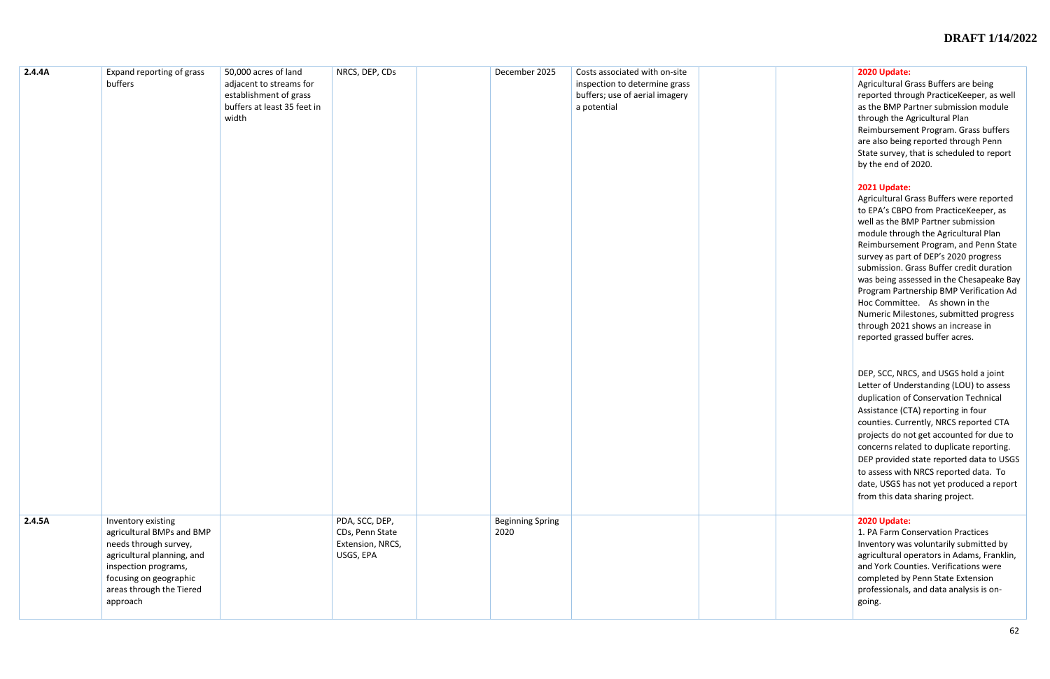| 2.4.4A | Expand reporting of grass buffers | 50,000 acres of land adjacent to streams for establishment of grass buffers at least 35 feet in width | NRCS, DEP, CDs | | December 2025 | Costs associated with on-site inspection to determine grass buffers; use of aerial imagery a potential | | | **2020 Update:** Agricultural Grass Buffers are being reported through PracticeKeeper, as well as the BMP Partner submission module through the Agricultural Plan Reimbursement Program. Grass buffers are also being reported through Penn State survey, that is scheduled to report by the end of 2020. **2021 Update:** Agricultural Grass Buffers were reported to EPA's CBPO from PracticeKeeper, as well as the BMP Partner submission module through the Agricultural Plan Reimbursement Program, and Penn State survey as part of DEP's 2020 progress submission. Grass Buffer credit duration was being assessed in the Chesapeake Bay Program Partnership BMP Verification Ad Hoc Committee. As shown in the Numeric Milestones, submitted progress through 2021 shows an increase in reported grassed buffer acres. DEP, SCC, NRCS, and USGS hold a joint Letter of Understanding (LOU) to assess duplication of Conservation Technical Assistance (CTA) reporting in four counties. Currently, NRCS reported CTA projects do not get accounted for due to concerns related to duplicate reporting. DEP provided state reported data to USGS to assess with NRCS reported data. To date, USGS has not yet produced a report from this data sharing project. |
|---|---|---|---|---|---|---|---|---|---|
| 2.4.5A | Inventory existing agricultural BMPs and BMP needs through survey, agricultural planning, and inspection programs, focusing on geographic areas through the Tiered approach | | PDA, SCC, DEP, CDs, Penn State Extension, NRCS, USGS, EPA | | Beginning Spring 2020 | | | | **2020 Update:** 1. PA Farm Conservation Practices Inventory was voluntarily submitted by agricultural operators in Adams, Franklin, and York Counties. Verifications were completed by Penn State Extension professionals, and data analysis is on-going. |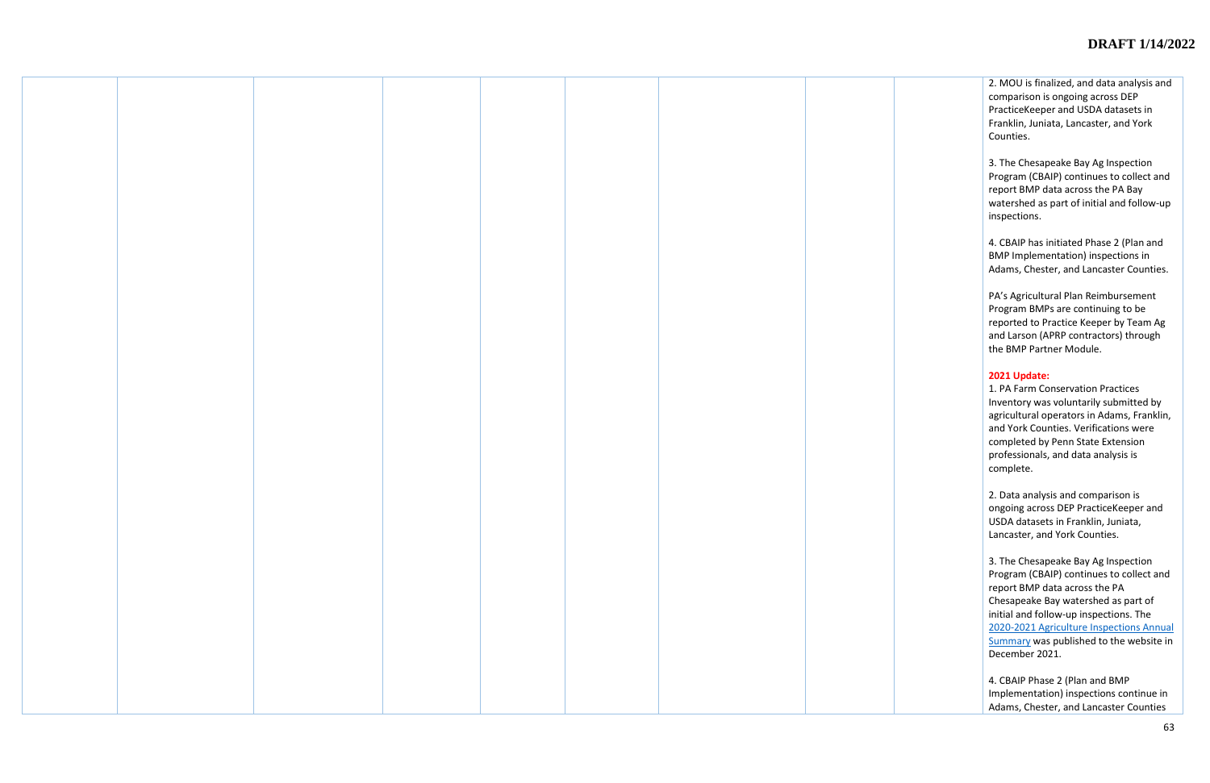| | | | | | | | | | |
|---|---|---|---|---|---|---|---|---|---|
| | | | | | | | | | 2. MOU is finalized, and data analysis and comparison is ongoing across DEP PracticeKeeper and USDA datasets in Franklin, Juniata, Lancaster, and York Counties.<br><br>3. The Chesapeake Bay Ag Inspection Program (CBAIP) continues to collect and report BMP data across the PA Bay watershed as part of initial and follow-up inspections.<br><br>4. CBAIP has initiated Phase 2 (Plan and BMP Implementation) inspections in Adams, Chester, and Lancaster Counties.<br><br>PA's Agricultural Plan Reimbursement Program BMPs are continuing to be reported to Practice Keeper by Team Ag and Larson (APRP contractors) through the BMP Partner Module.<br><br>**2021 Update:**<br>1. PA Farm Conservation Practices Inventory was voluntarily submitted by agricultural operators in Adams, Franklin, and York Counties. Verifications were completed by Penn State Extension professionals, and data analysis is complete.<br><br>2. Data analysis and comparison is ongoing across DEP PracticeKeeper and USDA datasets in Franklin, Juniata, Lancaster, and York Counties.<br><br>3. The Chesapeake Bay Ag Inspection Program (CBAIP) continues to collect and report BMP data across the PA Chesapeake Bay watershed as part of initial and follow-up inspections. The 2020-2021 Agriculture Inspections Annual Summary was published to the website in December 2021.<br><br>4. CBAIP Phase 2 (Plan and BMP Implementation) inspections continue in Adams, Chester, and Lancaster Counties |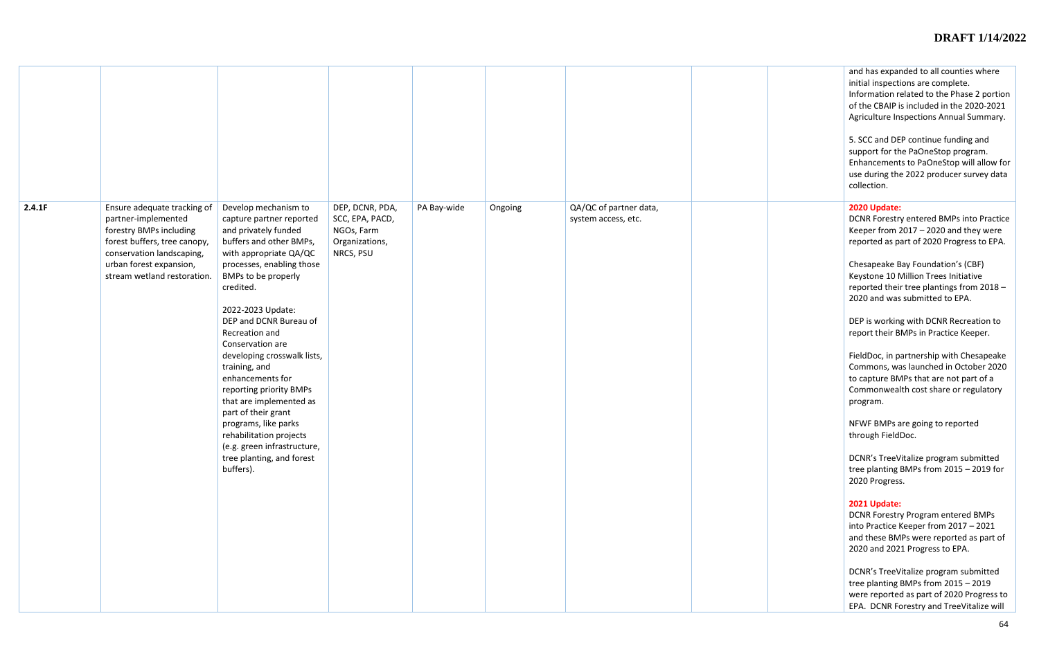| | | | | | | | | | |
|---|---|---|---|---|---|---|---|---|---|
| | | | | | | | | | and has expanded to all counties where initial inspections are complete. Information related to the Phase 2 portion of the CBAIP is included in the 2020-2021 Agriculture Inspections Annual Summary.<br><br>5. SCC and DEP continue funding and support for the PaOneStop program. Enhancements to PaOneStop will allow for use during the 2022 producer survey data collection. |
| 2.4.1F | Ensure adequate tracking of partner-implemented forestry BMPs including forest buffers, tree canopy, conservation landscaping, urban forest expansion, stream wetland restoration. | Develop mechanism to capture partner reported and privately funded buffers and other BMPs, with appropriate QA/QC processes, enabling those BMPs to be properly credited.<br><br>2022-2023 Update:<br>DEP and DCNR Bureau of Recreation and Conservation are developing crosswalk lists, training, and enhancements for reporting priority BMPs that are implemented as part of their grant programs, like parks rehabilitation projects (e.g. green infrastructure, tree planting, and forest buffers). | DEP, DCNR, PDA, SCC, EPA, PACD, NGOs, Farm Organizations, NRCS, PSU | PA Bay-wide | Ongoing | QA/QC of partner data, system access, etc. | | | **2020 Update:**<br>DCNR Forestry entered BMPs into Practice Keeper from 2017 – 2020 and they were reported as part of 2020 Progress to EPA.<br><br>Chesapeake Bay Foundation's (CBF) Keystone 10 Million Trees Initiative reported their tree plantings from 2018 – 2020 and was submitted to EPA.<br><br>DEP is working with DCNR Recreation to report their BMPs in Practice Keeper.<br><br>FieldDoc, in partnership with Chesapeake Commons, was launched in October 2020 to capture BMPs that are not part of a Commonwealth cost share or regulatory program.<br><br>NFWF BMPs are going to reported through FieldDoc.<br><br>DCNR's TreeVitalize program submitted tree planting BMPs from 2015 – 2019 for 2020 Progress.<br><br>**2021 Update:**<br>DCNR Forestry Program entered BMPs into Practice Keeper from 2017 – 2021 and these BMPs were reported as part of 2020 and 2021 Progress to EPA.<br><br>DCNR's TreeVitalize program submitted tree planting BMPs from 2015 – 2019 were reported as part of 2020 Progress to EPA. DCNR Forestry and TreeVitalize will |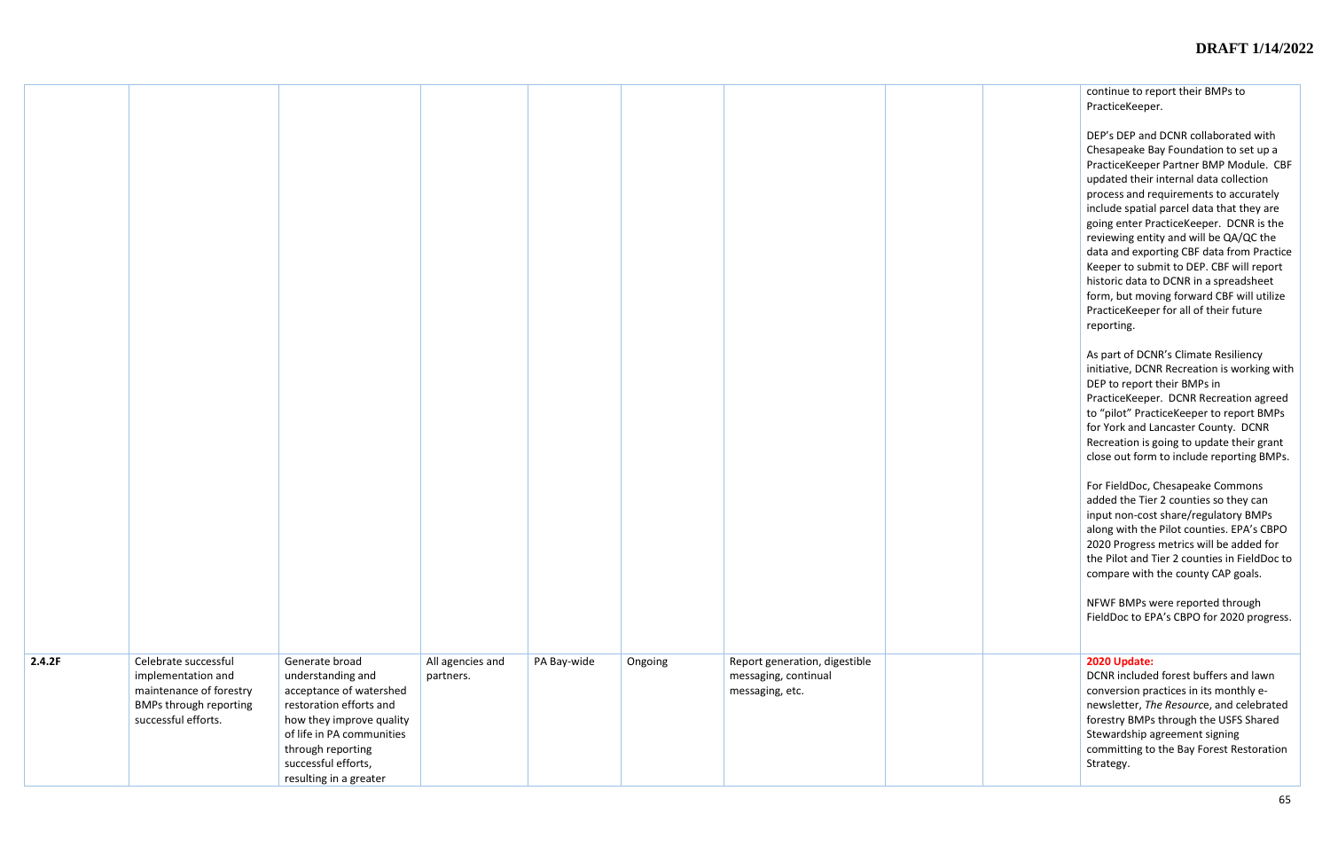| | | | | | | | | | |
|---|---|---|---|---|---|---|---|---|---|
| | | | | | | | | | continue to report their BMPs to PracticeKeeper.<br><br>DEP's DEP and DCNR collaborated with Chesapeake Bay Foundation to set up a PracticeKeeper Partner BMP Module. CBF updated their internal data collection process and requirements to accurately include spatial parcel data that they are going enter PracticeKeeper. DCNR is the reviewing entity and will be QA/QC the data and exporting CBF data from Practice Keeper to submit to DEP. CBF will report historic data to DCNR in a spreadsheet form, but moving forward CBF will utilize PracticeKeeper for all of their future reporting.<br><br>As part of DCNR's Climate Resiliency initiative, DCNR Recreation is working with DEP to report their BMPs in PracticeKeeper. DCNR Recreation agreed to "pilot" PracticeKeeper to report BMPs for York and Lancaster County. DCNR Recreation is going to update their grant close out form to include reporting BMPs.<br><br>For FieldDoc, Chesapeake Commons added the Tier 2 counties so they can input non-cost share/regulatory BMPs along with the Pilot counties. EPA's CBPO 2020 Progress metrics will be added for the Pilot and Tier 2 counties in FieldDoc to compare with the county CAP goals.<br><br>NFWF BMPs were reported through FieldDoc to EPA's CBPO for 2020 progress. |
| **2.4.2F** | Celebrate successful implementation and maintenance of forestry BMPs through reporting successful efforts. | Generate broad understanding and acceptance of watershed restoration efforts and how they improve quality of life in PA communities through reporting successful efforts, resulting in a greater | All agencies and partners. | PA Bay-wide | Ongoing | Report generation, digestible messaging, continual messaging, etc. | | | **2020 Update:**<br>DCNR included forest buffers and lawn conversion practices in its monthly e-newsletter, *The Resource*, and celebrated forestry BMPs through the USFS Shared Stewardship agreement signing committing to the Bay Forest Restoration Strategy. |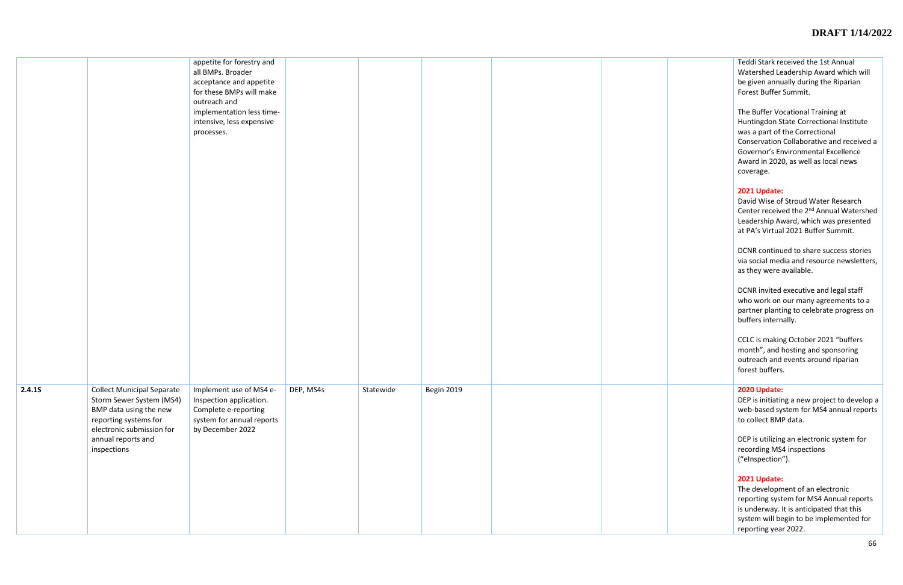DRAFT 1/14/2022

| | | | | | | | | | |
|---|---|---|---|---|---|---|---|---|---|
| | | appetite for forestry and all BMPs. Broader acceptance and appetite for these BMPs will make outreach and implementation less time-intensive, less expensive processes. | | | | | | | Teddi Stark received the 1st Annual Watershed Leadership Award which will be given annually during the Riparian Forest Buffer Summit.<br><br>The Buffer Vocational Training at Huntingdon State Correctional Institute was a part of the Correctional Conservation Collaborative and received a Governor's Environmental Excellence Award in 2020, as well as local news coverage.<br><br>**2021 Update:**<br>David Wise of Stroud Water Research Center received the 2nd Annual Watershed Leadership Award, which was presented at PA's Virtual 2021 Buffer Summit.<br><br>DCNR continued to share success stories via social media and resource newsletters, as they were available.<br><br>DCNR invited executive and legal staff who work on our many agreements to a partner planting to celebrate progress on buffers internally.<br><br>CCLC is making October 2021 "buffers month", and hosting and sponsoring outreach and events around riparian forest buffers. |
| 2.4.1S | Collect Municipal Separate Storm Sewer System (MS4) BMP data using the new reporting systems for electronic submission for annual reports and inspections | Implement use of MS4 e-Inspection application. Complete e-reporting system for annual reports by December 2022 | DEP, MS4s | Statewide | Begin 2019 | | | | **2020 Update:**<br>DEP is initiating a new project to develop a web-based system for MS4 annual reports to collect BMP data.<br><br>DEP is utilizing an electronic system for recording MS4 inspections ("eInspection").<br><br>**2021 Update:**<br>The development of an electronic reporting system for MS4 Annual reports is underway. It is anticipated that this system will begin to be implemented for reporting year 2022. |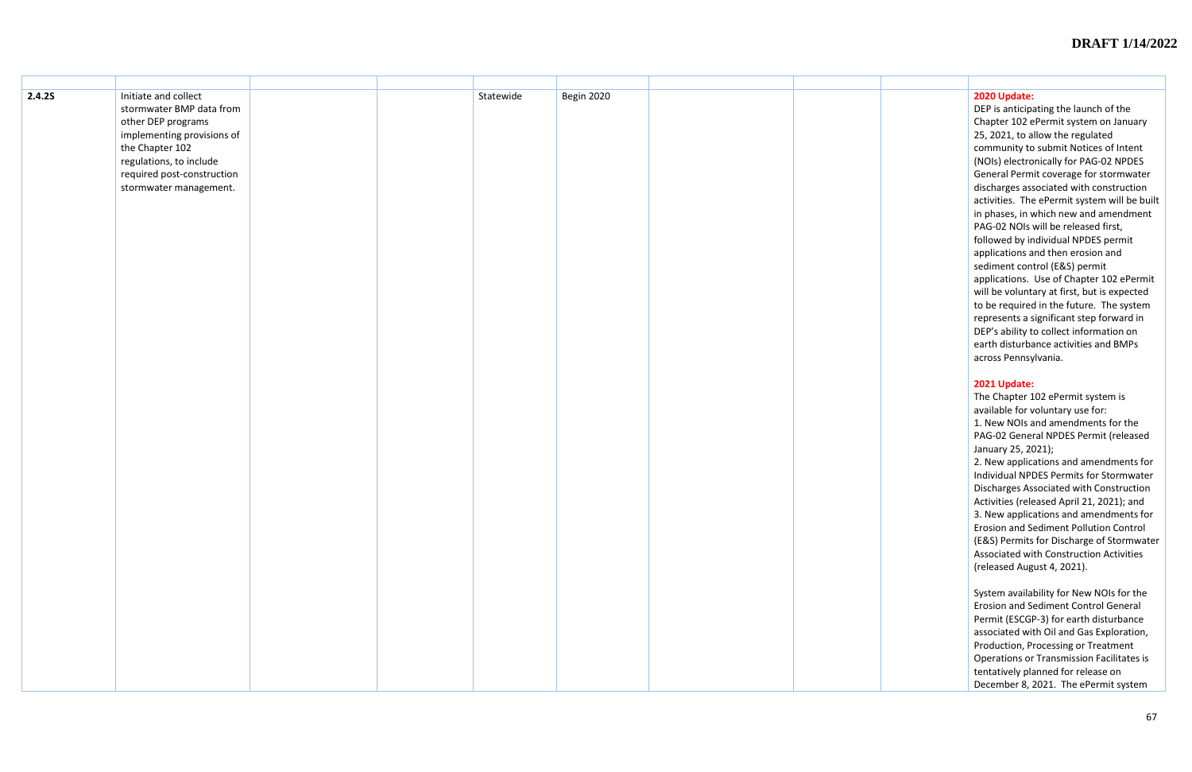| | | | | | | | | | |
|---|---|---|---|---|---|---|---|---|---|
| **2.4.2S** | Initiate and collect stormwater BMP data from other DEP programs implementing provisions of the Chapter 102 regulations, to include required post-construction stormwater management. | | | Statewide | Begin 2020 | | | | **2020 Update:**<br>DEP is anticipating the launch of the Chapter 102 ePermit system on January 25, 2021, to allow the regulated community to submit Notices of Intent (NOIs) electronically for PAG-02 NPDES General Permit coverage for stormwater discharges associated with construction activities. The ePermit system will be built in phases, in which new and amendment PAG-02 NOIs will be released first, followed by individual NPDES permit applications and then erosion and sediment control (E&S) permit applications. Use of Chapter 102 ePermit will be voluntary at first, but is expected to be required in the future. The system represents a significant step forward in DEP's ability to collect information on earth disturbance activities and BMPs across Pennsylvania.<br><br>**2021 Update:**<br>The Chapter 102 ePermit system is available for voluntary use for:<br>1. New NOIs and amendments for the PAG-02 General NPDES Permit (released January 25, 2021);<br>2. New applications and amendments for Individual NPDES Permits for Stormwater Discharges Associated with Construction Activities (released April 21, 2021); and<br>3. New applications and amendments for Erosion and Sediment Pollution Control (E&S) Permits for Discharge of Stormwater Associated with Construction Activities (released August 4, 2021).<br><br>System availability for New NOIs for the Erosion and Sediment Control General Permit (ESCGP-3) for earth disturbance associated with Oil and Gas Exploration, Production, Processing or Treatment Operations or Transmission Facilitates is tentatively planned for release on December 8, 2021. The ePermit system |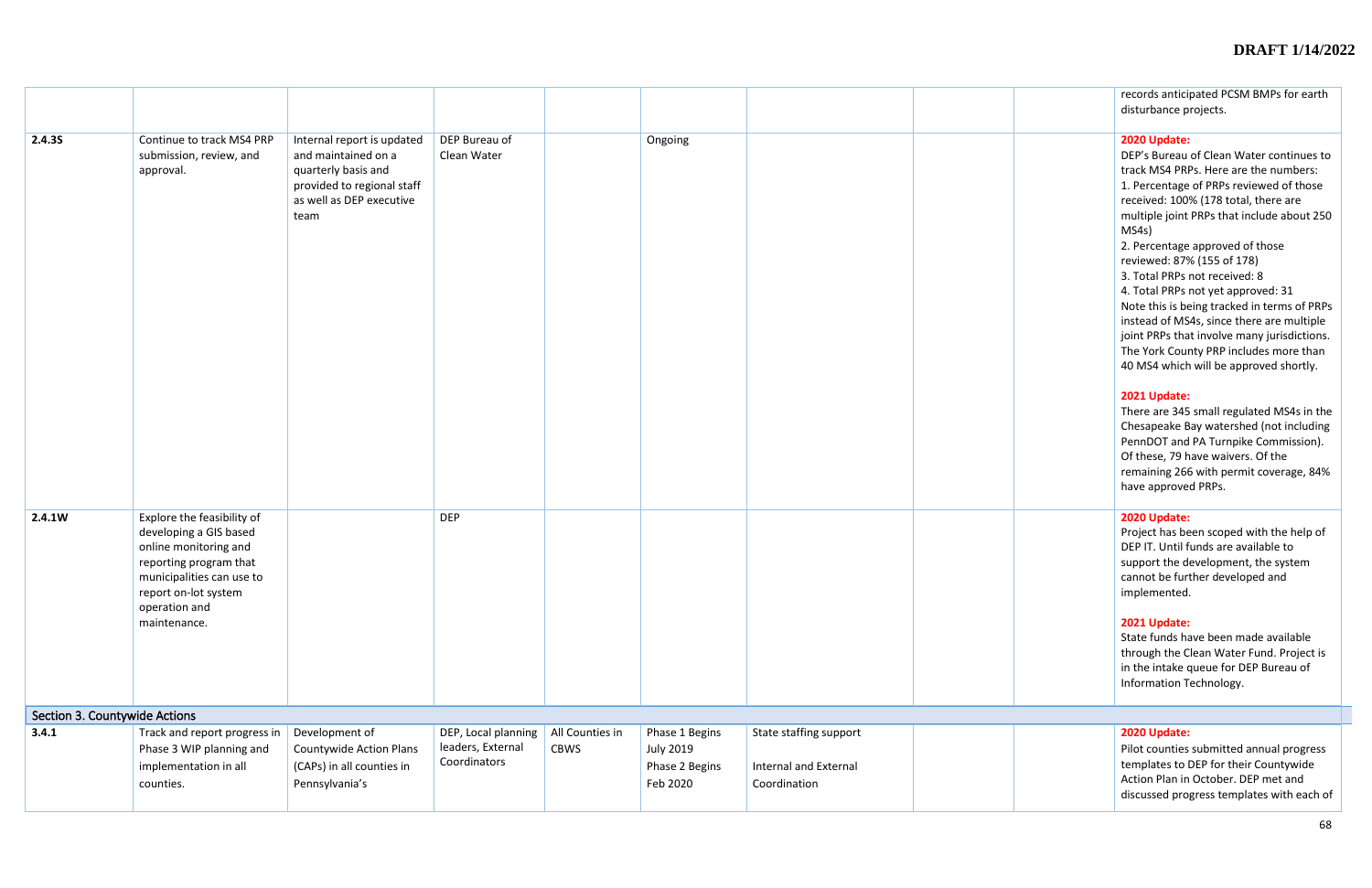| | | | | | | | | | |
|---|---|---|---|---|---|---|---|---|---|
| | | | | | | | | | records anticipated PCSM BMPs for earth disturbance projects. |
| **2.4.3S** | Continue to track MS4 PRP submission, review, and approval. | Internal report is updated and maintained on a quarterly basis and provided to regional staff as well as DEP executive team | DEP Bureau of Clean Water | | Ongoing | | | | **2020 Update:** DEP's Bureau of Clean Water continues to track MS4 PRPs. Here are the numbers: 1. Percentage of PRPs reviewed of those received: 100% (178 total, there are multiple joint PRPs that include about 250 MS4s) 2. Percentage approved of those reviewed: 87% (155 of 178) 3. Total PRPs not received: 8 4. Total PRPs not yet approved: 31 Note this is being tracked in terms of PRPs instead of MS4s, since there are multiple joint PRPs that involve many jurisdictions. The York County PRP includes more than 40 MS4 which will be approved shortly. **2021 Update:** There are 345 small regulated MS4s in the Chesapeake Bay watershed (not including PennDOT and PA Turnpike Commission). Of these, 79 have waivers. Of the remaining 266 with permit coverage, 84% have approved PRPs. |
| **2.4.1W** | Explore the feasibility of developing a GIS based online monitoring and reporting program that municipalities can use to report on-lot system operation and maintenance. | | DEP | | | | | | **2020 Update:** Project has been scoped with the help of DEP IT. Until funds are available to support the development, the system cannot be further developed and implemented. **2021 Update:** State funds have been made available through the Clean Water Fund. Project is in the intake queue for DEP Bureau of Information Technology. |
| Section 3. Countywide Actions | | | | | | | | | |
| **3.4.1** | Track and report progress in Phase 3 WIP planning and implementation in all counties. | Development of Countywide Action Plans (CAPs) in all counties in Pennsylvania's | DEP, Local planning leaders, External Coordinators | All Counties in CBWS | Phase 1 Begins July 2019 Phase 2 Begins Feb 2020 | State staffing support Internal and External Coordination | | | **2020 Update:** Pilot counties submitted annual progress templates to DEP for their Countywide Action Plan in October. DEP met and discussed progress templates with each of |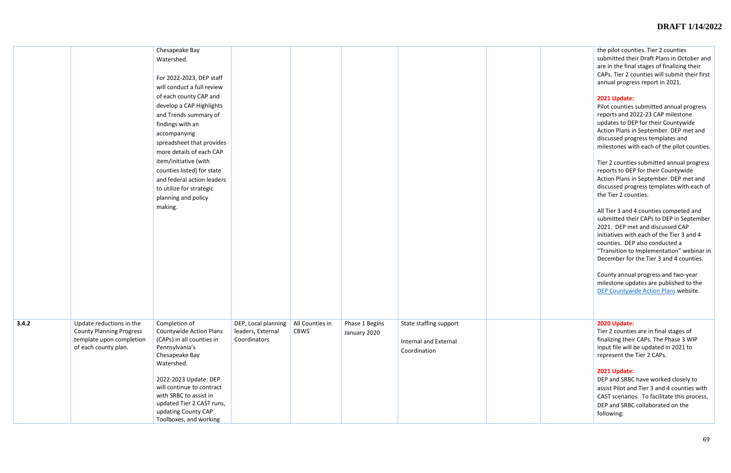| | | | | | | | | | |
|---|---|---|---|---|---|---|---|---|---|
| | | Chesapeake Bay Watershed.<br><br>For 2022-2023, DEP staff will conduct a full review of each county CAP and develop a CAP Highlights and Trends summary of findings with an accompanying spreadsheet that provides more details of each CAP item/initiative (with counties listed) for state and federal action leaders to utilize for strategic planning and policy making. | | | | | | | the pilot counties. Tier 2 counties submitted their Draft Plans in October and are in the final stages of finalizing their CAPs. Tier 2 counties will submit their first annual progress report in 2021.<br><br>**2021 Update:**<br>Pilot counties submitted annual progress reports and 2022-23 CAP milestone updates to DEP for their Countywide Action Plans in September. DEP met and discussed progress templates and milestones with each of the pilot counties.<br><br>Tier 2 counties submitted annual progress reports to DEP for their Countywide Action Plans in September. DEP met and discussed progress templates with each of the Tier 2 counties.<br><br>All Tier 3 and 4 counties competed and submitted their CAPs to DEP in September 2021. DEP met and discussed CAP initiatives with each of the Tier 3 and 4 counties. DEP also conducted a "Transition to Implementation" webinar in December for the Tier 3 and 4 counties.<br><br>County annual progress and two-year milestone updates are published to the DEP Countywide Action Plans website. |
| 3.4.2 | Update reductions in the County Planning Progress template upon completion of each county plan. | Completion of Countywide Action Plans (CAPs) in all counties in Pennsylvania's Chesapeake Bay Watershed.<br><br>2022-2023 Update: DEP will continue to contract with SRBC to assist in updated Tier 2 CAST runs, updating County CAP Toolboxes, and working | DEP, Local planning leaders, External Coordinators | All Counties in CBWS | Phase 1 Begins January 2020 | State staffing support<br><br>Internal and External Coordination | | | **2020 Update:**<br>Tier 2 counties are in final stages of finalizing their CAPs. The Phase 3 WIP input file will be updated in 2021 to represent the Tier 2 CAPs.<br><br>**2021 Update:**<br>DEP and SRBC have worked closely to assist Pilot and Tier 3 and 4 counties with CAST scenarios. To facilitate this process, DEP and SRBC collaborated on the following: |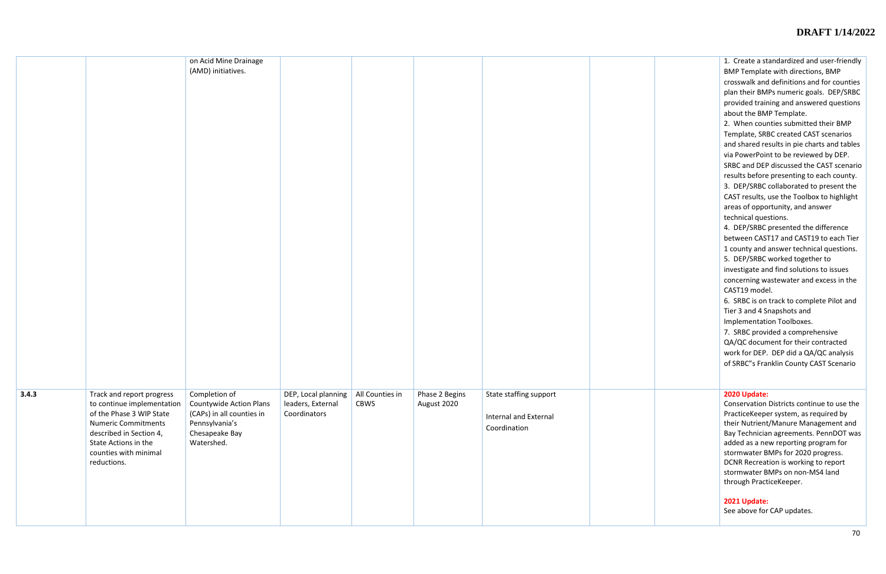| | | | | | | | | | |
|---|---|---|---|---|---|---|---|---|---|
| | | on Acid Mine Drainage (AMD) initiatives. | | | | | | | 1. Create a standardized and user-friendly BMP Template with directions, BMP crosswalk and definitions and for counties plan their BMPs numeric goals. DEP/SRBC provided training and answered questions about the BMP Template.<br>2. When counties submitted their BMP Template, SRBC created CAST scenarios and shared results in pie charts and tables via PowerPoint to be reviewed by DEP. SRBC and DEP discussed the CAST scenario results before presenting to each county.<br>3. DEP/SRBC collaborated to present the CAST results, use the Toolbox to highlight areas of opportunity, and answer technical questions.<br>4. DEP/SRBC presented the difference between CAST17 and CAST19 to each Tier 1 county and answer technical questions.<br>5. DEP/SRBC worked together to investigate and find solutions to issues concerning wastewater and excess in the CAST19 model.<br>6. SRBC is on track to complete Pilot and Tier 3 and 4 Snapshots and Implementation Toolboxes.<br>7. SRBC provided a comprehensive QA/QC document for their contracted work for DEP. DEP did a QA/QC analysis of SRBC"s Franklin County CAST Scenario |
| 3.4.3 | Track and report progress to continue implementation of the Phase 3 WIP State Numeric Commitments described in Section 4, State Actions in the counties with minimal reductions. | Completion of Countywide Action Plans (CAPs) in all counties in Pennsylvania's Chesapeake Bay Watershed. | DEP, Local planning leaders, External Coordinators | All Counties in CBWS | Phase 2 Begins August 2020 | State staffing support<br><br>Internal and External Coordination | | | **2020 Update:**<br>Conservation Districts continue to use the PracticeKeeper system, as required by their Nutrient/Manure Management and Bay Technician agreements. PennDOT was added as a new reporting program for stormwater BMPs for 2020 progress. DCNR Recreation is working to report stormwater BMPs on non-MS4 land through PracticeKeeper.<br><br>**2021 Update:**<br>See above for CAP updates. |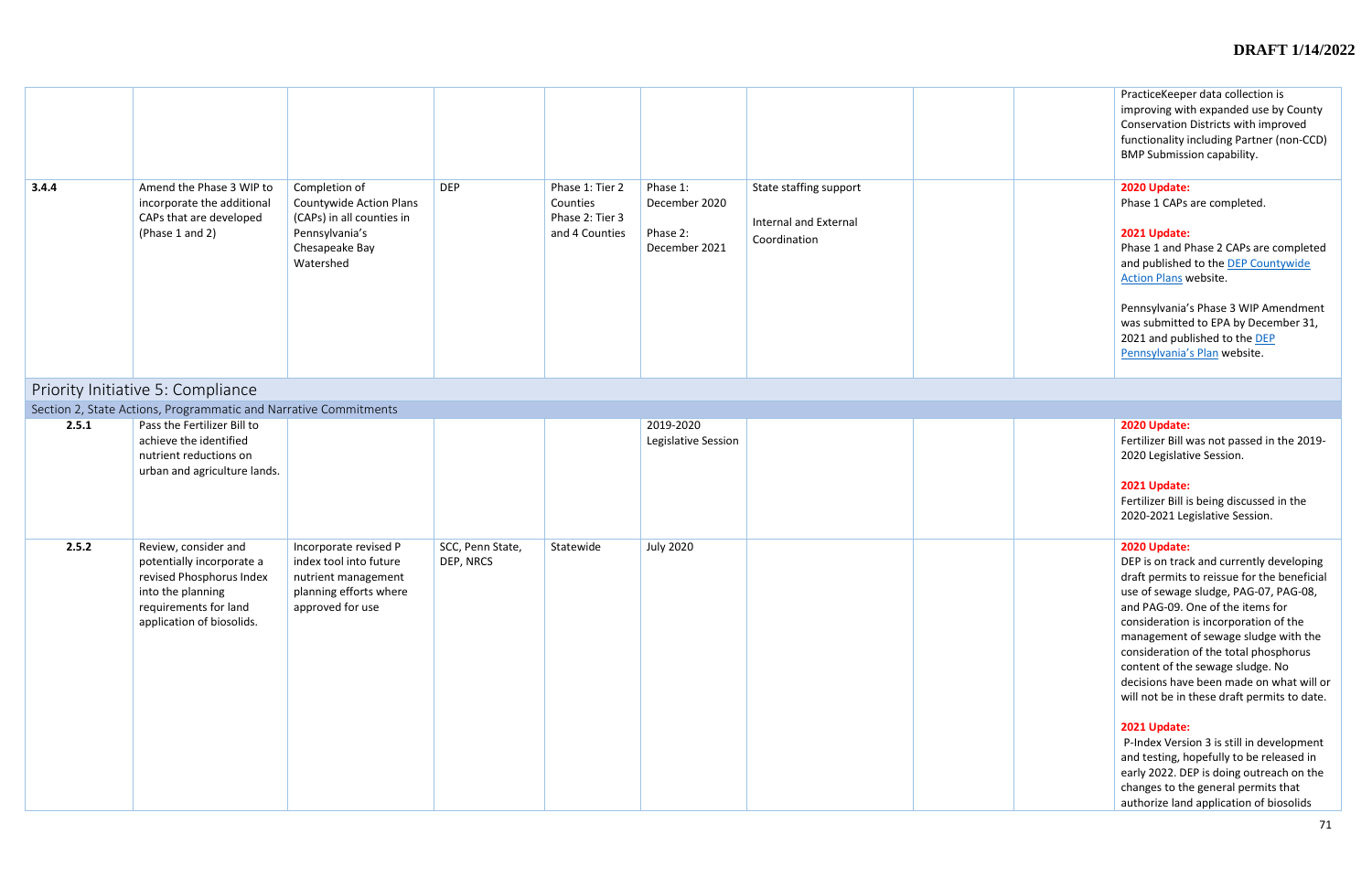| | | | | | | | | | |
|---|---|---|---|---|---|---|---|---|---|
| | | | | | | | | | PracticeKeeper data collection is improving with expanded use by County Conservation Districts with improved functionality including Partner (non-CCD) BMP Submission capability. |
| 3.4.4 | Amend the Phase 3 WIP to incorporate the additional CAPs that are developed (Phase 1 and 2) | Completion of Countywide Action Plans (CAPs) in all counties in Pennsylvania's Chesapeake Bay Watershed | DEP | Phase 1: Tier 2 Counties<br>Phase 2: Tier 3 and 4 Counties | Phase 1: December 2020<br><br>Phase 2: December 2021 | State staffing support<br><br>Internal and External Coordination | | | **2020 Update:**<br>Phase 1 CAPs are completed.<br><br>**2021 Update:**<br>Phase 1 and Phase 2 CAPs are completed and published to the DEP Countywide Action Plans website.<br><br>Pennsylvania's Phase 3 WIP Amendment was submitted to EPA by December 31, 2021 and published to the DEP Pennsylvania's Plan website. |
| **Priority Initiative 5: Compliance** | | | | | | | | | |
| Section 2, State Actions, Programmatic and Narrative Commitments | | | | | | | | | |
| 2.5.1 | Pass the Fertilizer Bill to achieve the identified nutrient reductions on urban and agriculture lands. | | | | 2019-2020 Legislative Session | | | | **2020 Update:**<br>Fertilizer Bill was not passed in the 2019-2020 Legislative Session.<br><br>**2021 Update:**<br>Fertilizer Bill is being discussed in the 2020-2021 Legislative Session. |
| 2.5.2 | Review, consider and potentially incorporate a revised Phosphorus Index into the planning requirements for land application of biosolids. | Incorporate revised P index tool into future nutrient management planning efforts where approved for use | SCC, Penn State, DEP, NRCS | Statewide | July 2020 | | | | **2020 Update:**<br>DEP is on track and currently developing draft permits to reissue for the beneficial use of sewage sludge, PAG-07, PAG-08, and PAG-09. One of the items for consideration is incorporation of the management of sewage sludge with the consideration of the total phosphorus content of the sewage sludge. No decisions have been made on what will or will not be in these draft permits to date.<br><br>**2021 Update:**<br>P-Index Version 3 is still in development and testing, hopefully to be released in early 2022. DEP is doing outreach on the changes to the general permits that authorize land application of biosolids |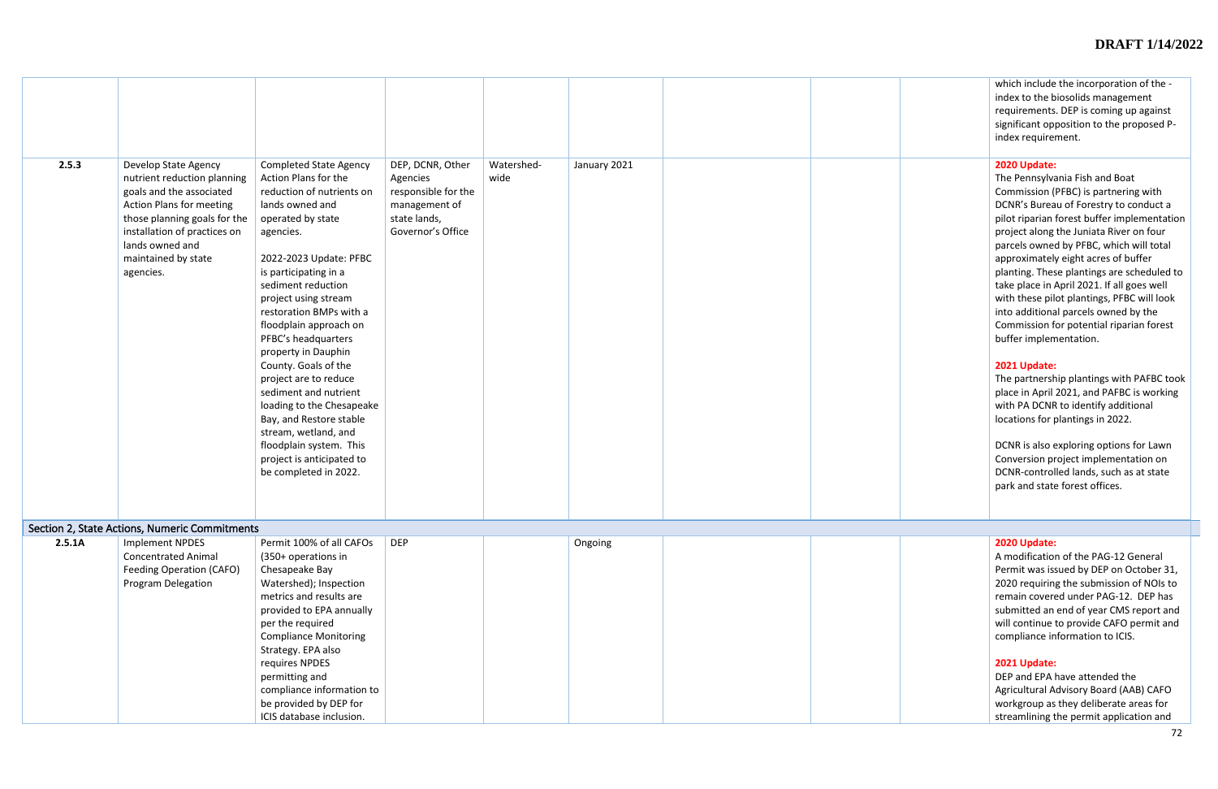| | | | | | | | | | |
|---|---|---|---|---|---|---|---|---|---|
| | | | | | | | | | which include the incorporation of the -index to the biosolids management requirements. DEP is coming up against significant opposition to the proposed P-index requirement. |
| 2.5.3 | Develop State Agency nutrient reduction planning goals and the associated Action Plans for meeting those planning goals for the installation of practices on lands owned and maintained by state agencies. | Completed State Agency Action Plans for the reduction of nutrients on lands owned and operated by state agencies.<br><br>2022-2023 Update: PFBC is participating in a sediment reduction project using stream restoration BMPs with a floodplain approach on PFBC's headquarters property in Dauphin County. Goals of the project are to reduce sediment and nutrient loading to the Chesapeake Bay, and Restore stable stream, wetland, and floodplain system. This project is anticipated to be completed in 2022. | DEP, DCNR, Other Agencies responsible for the management of state lands, Governor's Office | Watershed-wide | January 2021 | | | | **2020 Update:**<br>The Pennsylvania Fish and Boat Commission (PFBC) is partnering with DCNR's Bureau of Forestry to conduct a pilot riparian forest buffer implementation project along the Juniata River on four parcels owned by PFBC, which will total approximately eight acres of buffer planting. These plantings are scheduled to take place in April 2021. If all goes well with these pilot plantings, PFBC will look into additional parcels owned by the Commission for potential riparian forest buffer implementation.<br><br>**2021 Update:**<br>The partnership plantings with PAFBC took place in April 2021, and PAFBC is working with PA DCNR to identify additional locations for plantings in 2022.<br><br>DCNR is also exploring options for Lawn Conversion project implementation on DCNR-controlled lands, such as at state park and state forest offices. |
| **Section 2, State Actions, Numeric Commitments** | | | | | | | | | |
| 2.5.1A | Implement NPDES Concentrated Animal Feeding Operation (CAFO) Program Delegation | Permit 100% of all CAFOs (350+ operations in Chesapeake Bay Watershed); Inspection metrics and results are provided to EPA annually per the required Compliance Monitoring Strategy. EPA also requires NPDES permitting and compliance information to be provided by DEP for ICIS database inclusion. | DEP | | Ongoing | | | | **2020 Update:**<br>A modification of the PAG-12 General Permit was issued by DEP on October 31, 2020 requiring the submission of NOIs to remain covered under PAG-12. DEP has submitted an end of year CMS report and will continue to provide CAFO permit and compliance information to ICIS.<br><br>**2021 Update:**<br>DEP and EPA have attended the Agricultural Advisory Board (AAB) CAFO workgroup as they deliberate areas for streamlining the permit application and |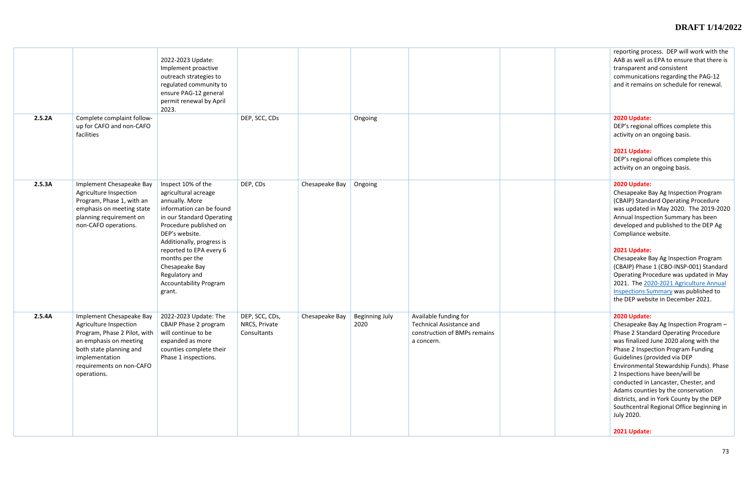**DRAFT 1/14/2022**

| | | | | | | | | | |
|---|---|---|---|---|---|---|---|---|---|
| | | 2022-2023 Update: Implement proactive outreach strategies to regulated community to ensure PAG-12 general permit renewal by April 2023. | | | | | | | reporting process. DEP will work with the AAB as well as EPA to ensure that there is transparent and consistent communications regarding the PAG-12 and it remains on schedule for renewal. |
| **2.5.2A** | Complete complaint follow-up for CAFO and non-CAFO facilities | | DEP, SCC, CDs | | Ongoing | | | | **2020 Update:** DEP's regional offices complete this activity on an ongoing basis. **2021 Update:** DEP's regional offices complete this activity on an ongoing basis. |
| **2.5.3A** | Implement Chesapeake Bay Agriculture Inspection Program, Phase 1, with an emphasis on meeting state planning requirement on non-CAFO operations. | Inspect 10% of the agricultural acreage annually. More information can be found in our Standard Operating Procedure published on DEP's website. Additionally, progress is reported to EPA every 6 months per the Chesapeake Bay Regulatory and Accountability Program grant. | DEP, CDs | Chesapeake Bay | Ongoing | | | | **2020 Update:** Chesapeake Bay Ag Inspection Program (CBAIP) Standard Operating Procedure was updated in May 2020. The 2019-2020 Annual Inspection Summary has been developed and published to the DEP Ag Compliance website. **2021 Update:** Chesapeake Bay Ag Inspection Program (CBAIP) Phase 1 (CBO-INSP-001) Standard Operating Procedure was updated in May 2021. The 2020-2021 Agriculture Annual Inspections Summary was published to the DEP website in December 2021. |
| **2.5.4A** | Implement Chesapeake Bay Agriculture Inspection Program, Phase 2 Pilot, with an emphasis on meeting both state planning and implementation requirements on non-CAFO operations. | 2022-2023 Update: The CBAIP Phase 2 program will continue to be expanded as more counties complete their Phase 1 inspections. | DEP, SCC, CDs, NRCS, Private Consultants | Chesapeake Bay | Beginning July 2020 | Available funding for Technical Assistance and construction of BMPs remains a concern. | | | **2020 Update:** Chesapeake Bay Ag Inspection Program – Phase 2 Standard Operating Procedure was finalized June 2020 along with the Phase 2 Inspection Program Funding Guidelines (provided via DEP Environmental Stewardship Funds). Phase 2 Inspections have been/will be conducted in Lancaster, Chester, and Adams counties by the conservation districts, and in York County by the DEP Southcentral Regional Office beginning in July 2020. **2021 Update:** |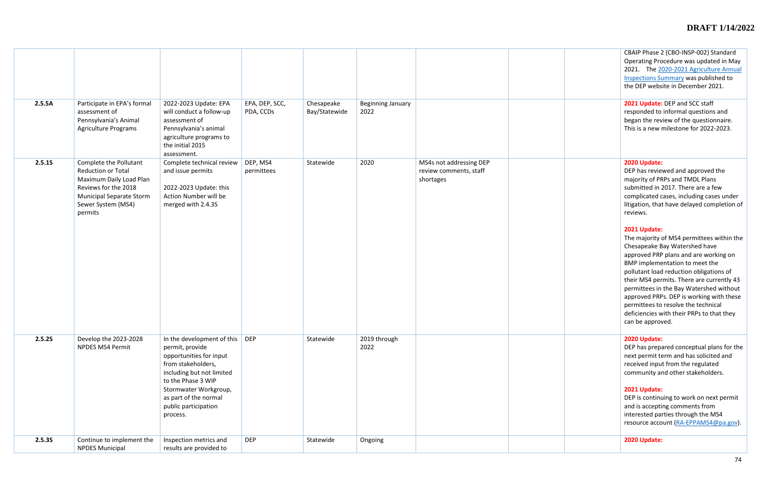| | | | | | | | | | |
|---|---|---|---|---|---|---|---|---|---|
| | | | | | | | | | CBAIP Phase 2 (CBO-INSP-002) Standard Operating Procedure was updated in May 2021. The 2020-2021 Agriculture Annual Inspections Summary was published to the DEP website in December 2021. |
| **2.5.5A** | Participate in EPA's formal assessment of Pennsylvania's Animal Agriculture Programs | 2022-2023 Update: EPA will conduct a follow-up assessment of Pennsylvania's animal agriculture programs to the initial 2015 assessment. | EPA, DEP, SCC, PDA, CCDs | Chesapeake Bay/Statewide | Beginning January 2022 | | | | **2021 Update:** DEP and SCC staff responded to informal questions and began the review of the questionnaire. This is a new milestone for 2022-2023. |
| **2.5.1S** | Complete the Pollutant Reduction or Total Maximum Daily Load Plan Reviews for the 2018 Municipal Separate Storm Sewer System (MS4) permits | Complete technical review and issue permits<br><br>2022-2023 Update: this Action Number will be merged with 2.4.3S | DEP, MS4 permittees | Statewide | 2020 | MS4s not addressing DEP review comments, staff shortages | | | **2020 Update:**<br>DEP has reviewed and approved the majority of PRPs and TMDL Plans submitted in 2017. There are a few complicated cases, including cases under litigation, that have delayed completion of reviews.<br><br>**2021 Update:**<br>The majority of MS4 permittees within the Chesapeake Bay Watershed have approved PRP plans and are working on BMP implementation to meet the pollutant load reduction obligations of their MS4 permits. There are currently 43 permittees in the Bay Watershed without approved PRPs. DEP is working with these permittees to resolve the technical deficiencies with their PRPs to that they can be approved. |
| **2.5.2S** | Develop the 2023-2028 NPDES MS4 Permit | In the development of this permit, provide opportunities for input from stakeholders, including but not limited to the Phase 3 WIP Stormwater Workgroup, as part of the normal public participation process. | DEP | Statewide | 2019 through 2022 | | | | **2020 Update:**<br>DEP has prepared conceptual plans for the next permit term and has solicited and received input from the regulated community and other stakeholders.<br><br>**2021 Update:**<br>DEP is continuing to work on next permit and is accepting comments from interested parties through the MS4 resource account (RA-EPPAMS4@pa.gov). |
| **2.5.3S** | Continue to implement the NPDES Municipal | Inspection metrics and results are provided to | DEP | Statewide | Ongoing | | | | **2020 Update:** |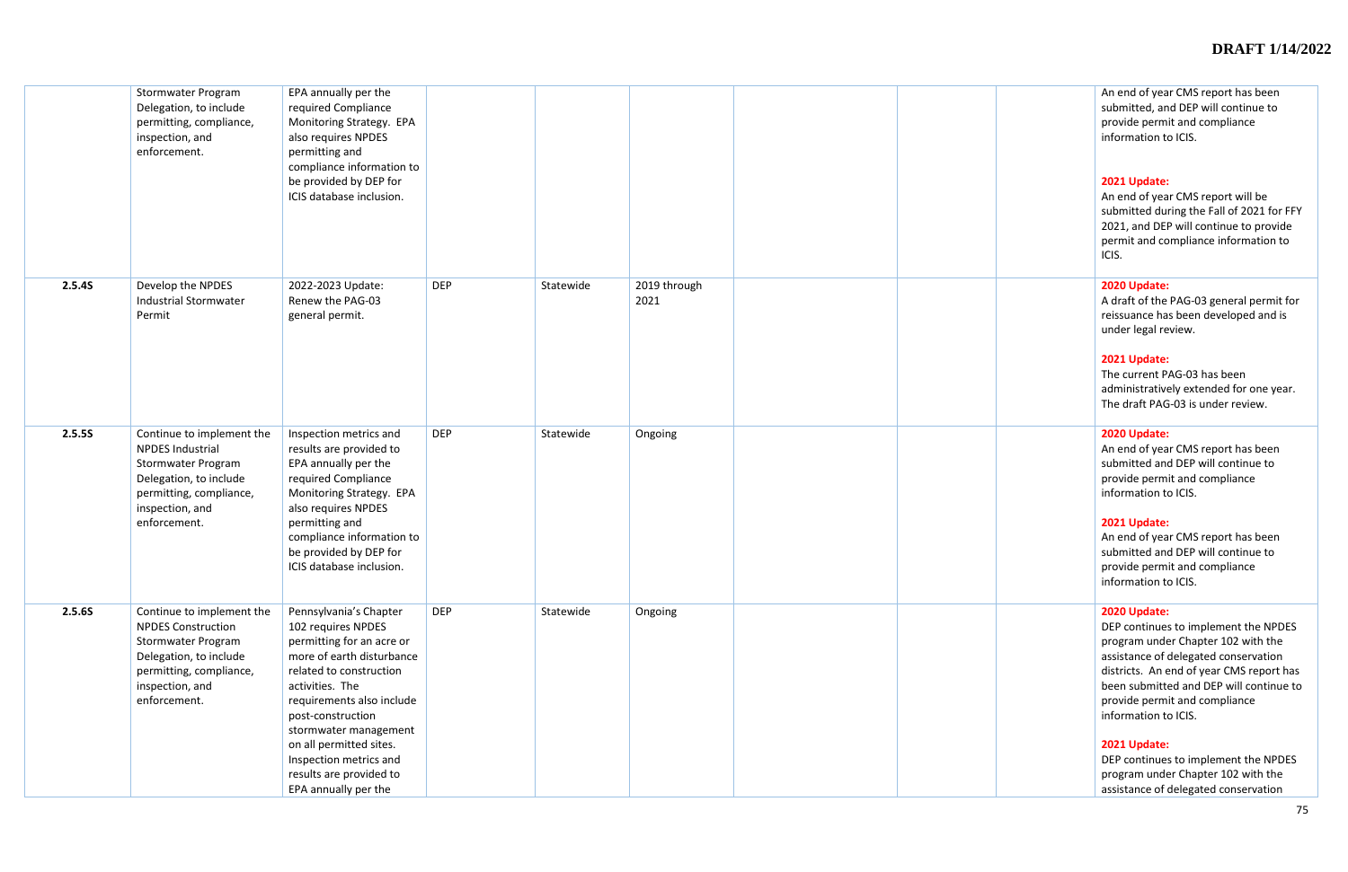| | | | | | | | | | |
|---|---|---|---|---|---|---|---|---|---|
| | Stormwater Program Delegation, to include permitting, compliance, inspection, and enforcement. | EPA annually per the required Compliance Monitoring Strategy. EPA also requires NPDES permitting and compliance information to be provided by DEP for ICIS database inclusion. | | | | | | | An end of year CMS report has been submitted, and DEP will continue to provide permit and compliance information to ICIS.<br><br>**2021 Update:**<br>An end of year CMS report will be submitted during the Fall of 2021 for FFY 2021, and DEP will continue to provide permit and compliance information to ICIS. |
| 2.5.4S | Develop the NPDES Industrial Stormwater Permit | 2022-2023 Update: Renew the PAG-03 general permit. | DEP | Statewide | 2019 through 2021 | | | | **2020 Update:**<br>A draft of the PAG-03 general permit for reissuance has been developed and is under legal review.<br><br>**2021 Update:**<br>The current PAG-03 has been administratively extended for one year. The draft PAG-03 is under review. |
| 2.5.5S | Continue to implement the NPDES Industrial Stormwater Program Delegation, to include permitting, compliance, inspection, and enforcement. | Inspection metrics and results are provided to EPA annually per the required Compliance Monitoring Strategy. EPA also requires NPDES permitting and compliance information to be provided by DEP for ICIS database inclusion. | DEP | Statewide | Ongoing | | | | **2020 Update:**<br>An end of year CMS report has been submitted and DEP will continue to provide permit and compliance information to ICIS.<br><br>**2021 Update:**<br>An end of year CMS report has been submitted and DEP will continue to provide permit and compliance information to ICIS. |
| 2.5.6S | Continue to implement the NPDES Construction Stormwater Program Delegation, to include permitting, compliance, inspection, and enforcement. | Pennsylvania's Chapter 102 requires NPDES permitting for an acre or more of earth disturbance related to construction activities. The requirements also include post-construction stormwater management on all permitted sites. Inspection metrics and results are provided to EPA annually per the | DEP | Statewide | Ongoing | | | | **2020 Update:**<br>DEP continues to implement the NPDES program under Chapter 102 with the assistance of delegated conservation districts. An end of year CMS report has been submitted and DEP will continue to provide permit and compliance information to ICIS.<br><br>**2021 Update:**<br>DEP continues to implement the NPDES program under Chapter 102 with the assistance of delegated conservation |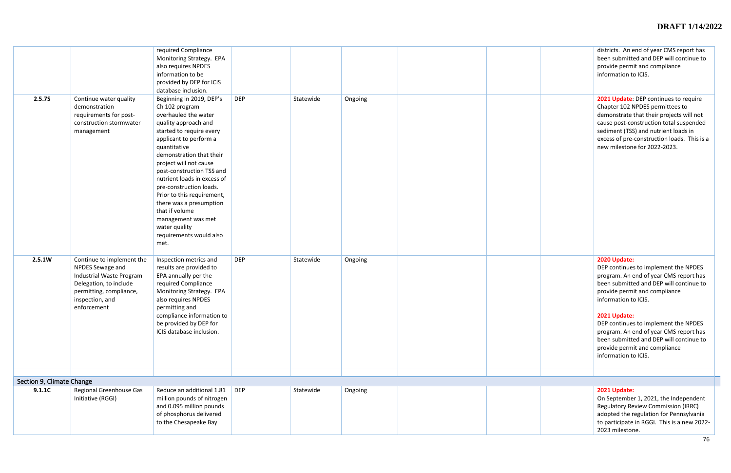| | | | | | | | | | |
|---|---|---|---|---|---|---|---|---|---|
| | | required Compliance Monitoring Strategy. EPA also requires NPDES information to be provided by DEP for ICIS database inclusion. | | | | | | | districts. An end of year CMS report has been submitted and DEP will continue to provide permit and compliance information to ICIS. |
| **2.5.7S** | Continue water quality demonstration requirements for post-construction stormwater management | Beginning in 2019, DEP's Ch 102 program overhauled the water quality approach and started to require every applicant to perform a quantitative demonstration that their project will not cause post-construction TSS and nutrient loads in excess of pre-construction loads. Prior to this requirement, there was a presumption that if volume management was met water quality requirements would also met. | DEP | Statewide | Ongoing | | | | **2021 Update:** DEP continues to require Chapter 102 NPDES permittees to demonstrate that their projects will not cause post-construction total suspended sediment (TSS) and nutrient loads in excess of pre-construction loads. This is a new milestone for 2022-2023. |
| **2.5.1W** | Continue to implement the NPDES Sewage and Industrial Waste Program Delegation, to include permitting, compliance, inspection, and enforcement | Inspection metrics and results are provided to EPA annually per the required Compliance Monitoring Strategy. EPA also requires NPDES permitting and compliance information to be provided by DEP for ICIS database inclusion. | DEP | Statewide | Ongoing | | | | **2020 Update:** DEP continues to implement the NPDES program. An end of year CMS report has been submitted and DEP will continue to provide permit and compliance information to ICIS. **2021 Update:** DEP continues to implement the NPDES program. An end of year CMS report has been submitted and DEP will continue to provide permit and compliance information to ICIS. |
| | | | | | | | | | |
| Section 9, Climate Change | | | | | | | | | |
| **9.1.1C** | Regional Greenhouse Gas Initiative (RGGI) | Reduce an additional 1.81 million pounds of nitrogen and 0.095 million pounds of phosphorus delivered to the Chesapeake Bay | DEP | Statewide | Ongoing | | | | **2021 Update:** On September 1, 2021, the Independent Regulatory Review Commission (IRRC) adopted the regulation for Pennsylvania to participate in RGGI. This is a new 2022-2023 milestone. |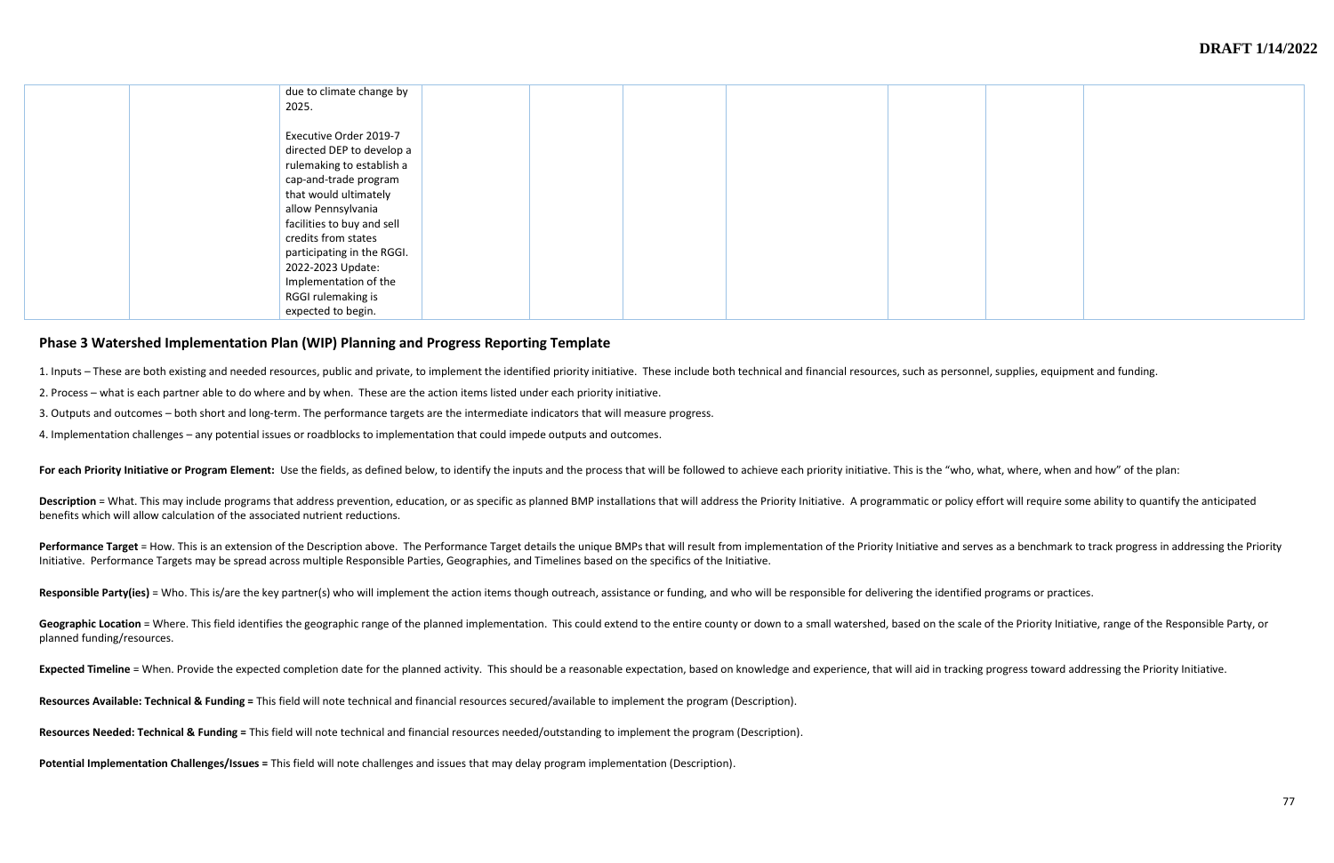| | | | | | | | | |
|---|---|---|---|---|---|---|---|---|
| | | due to climate change by 2025.<br><br>Executive Order 2019-7 directed DEP to develop a rulemaking to establish a cap-and-trade program that would ultimately allow Pennsylvania facilities to buy and sell credits from states participating in the RGGI.<br>2022-2023 Update: Implementation of the RGGI rulemaking is expected to begin. | | | | | | |

## Phase 3 Watershed Implementation Plan (WIP) Planning and Progress Reporting Template

1. Inputs – These are both existing and needed resources, public and private, to implement the identified priority initiative. These include both technical and financial resources, such as personnel, supplies, equipment and funding.

2. Process – what is each partner able to do where and by when. These are the action items listed under each priority initiative.

3. Outputs and outcomes – both short and long-term. The performance targets are the intermediate indicators that will measure progress.

4. Implementation challenges – any potential issues or roadblocks to implementation that could impede outputs and outcomes.

**For each Priority Initiative or Program Element:** Use the fields, as defined below, to identify the inputs and the process that will be followed to achieve each priority initiative. This is the "who, what, where, when and how" of the plan:

**Description** = What. This may include programs that address prevention, education, or as specific as planned BMP installations that will address the Priority Initiative. A programmatic or policy effort will require some ability to quantify the anticipated benefits which will allow calculation of the associated nutrient reductions.

**Performance Target** = How. This is an extension of the Description above. The Performance Target details the unique BMPs that will result from implementation of the Priority Initiative and serves as a benchmark to track progress in addressing the Priority Initiative. Performance Targets may be spread across multiple Responsible Parties, Geographies, and Timelines based on the specifics of the Initiative.

**Responsible Party(ies)** = Who. This is/are the key partner(s) who will implement the action items though outreach, assistance or funding, and who will be responsible for delivering the identified programs or practices.

**Geographic Location** = Where. This field identifies the geographic range of the planned implementation. This could extend to the entire county or down to a small watershed, based on the scale of the Priority Initiative, range of the Responsible Party, or planned funding/resources.

**Expected Timeline** = When. Provide the expected completion date for the planned activity. This should be a reasonable expectation, based on knowledge and experience, that will aid in tracking progress toward addressing the Priority Initiative.

**Resources Available: Technical & Funding =** This field will note technical and financial resources secured/available to implement the program (Description).

**Resources Needed: Technical & Funding =** This field will note technical and financial resources needed/outstanding to implement the program (Description).

**Potential Implementation Challenges/Issues =** This field will note challenges and issues that may delay program implementation (Description).